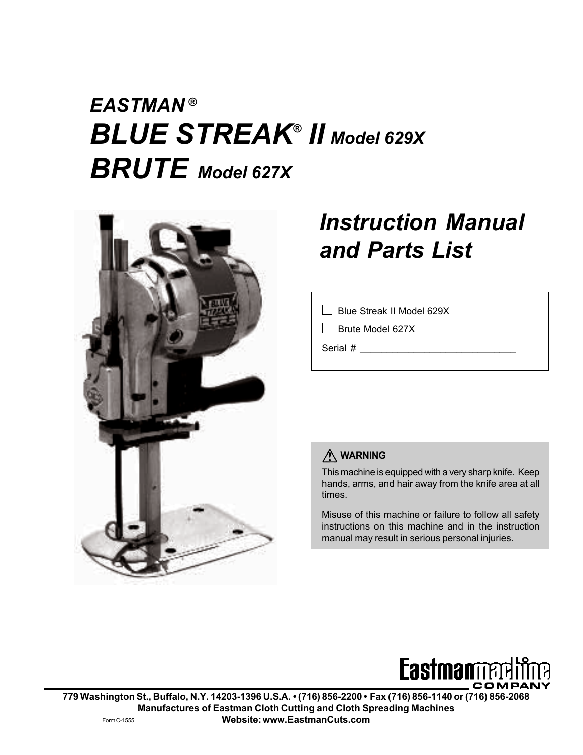# *EASTMAN®*
# *BLUE STREAK® II Model 629X*
# *BRUTE Model 627X*

## *Instruction Manual and Parts List*

☐ Blue Streak II Model 629X

☐ Brute Model 627X

Serial # ____________________________

⚠ **WARNING**

This machine is equipped with a very sharp knife. Keep hands, arms, and hair away from the knife area at all times.

Misuse of this machine or failure to follow all safety instructions on this machine and in the instruction manual may result in serious personal injuries.

**Eastman machine COMPANY**

**779 Washington St., Buffalo, N.Y. 14203-1396 U.S.A. • (716) 856-2200 • Fax (716) 856-1140 or (716) 856-2068**
**Manufactures of Eastman Cloth Cutting and Cloth Spreading Machines**
**Website: www.EastmanCuts.com**

Form C-1555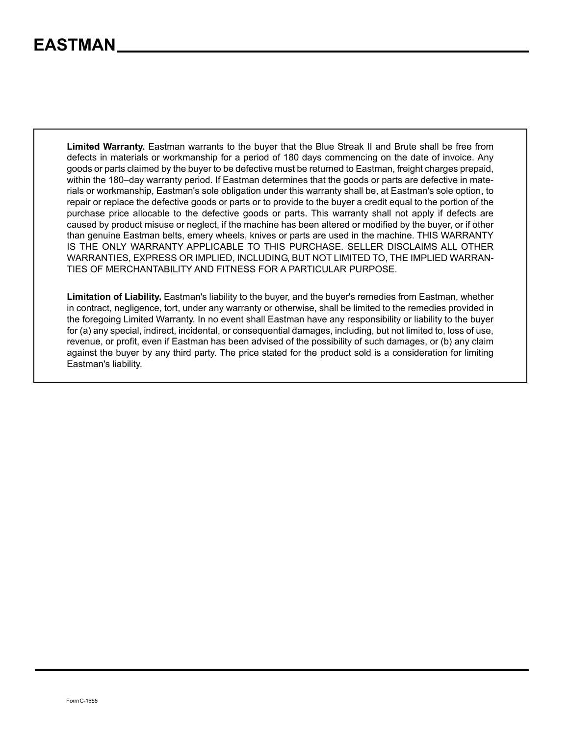**Limited Warranty.** Eastman warrants to the buyer that the Blue Streak II and Brute shall be free from defects in materials or workmanship for a period of 180 days commencing on the date of invoice. Any goods or parts claimed by the buyer to be defective must be returned to Eastman, freight charges prepaid, within the 180–day warranty period. If Eastman determines that the goods or parts are defective in materials or workmanship, Eastman's sole obligation under this warranty shall be, at Eastman's sole option, to repair or replace the defective goods or parts or to provide to the buyer a credit equal to the portion of the purchase price allocable to the defective goods or parts. This warranty shall not apply if defects are caused by product misuse or neglect, if the machine has been altered or modified by the buyer, or if other than genuine Eastman belts, emery wheels, knives or parts are used in the machine. THIS WARRANTY IS THE ONLY WARRANTY APPLICABLE TO THIS PURCHASE. SELLER DISCLAIMS ALL OTHER WARRANTIES, EXPRESS OR IMPLIED, INCLUDING, BUT NOT LIMITED TO, THE IMPLIED WARRANTIES OF MERCHANTABILITY AND FITNESS FOR A PARTICULAR PURPOSE.

**Limitation of Liability.** Eastman's liability to the buyer, and the buyer's remedies from Eastman, whether in contract, negligence, tort, under any warranty or otherwise, shall be limited to the remedies provided in the foregoing Limited Warranty. In no event shall Eastman have any responsibility or liability to the buyer for (a) any special, indirect, incidental, or consequential damages, including, but not limited to, loss of use, revenue, or profit, even if Eastman has been advised of the possibility of such damages, or (b) any claim against the buyer by any third party. The price stated for the product sold is a consideration for limiting Eastman's liability.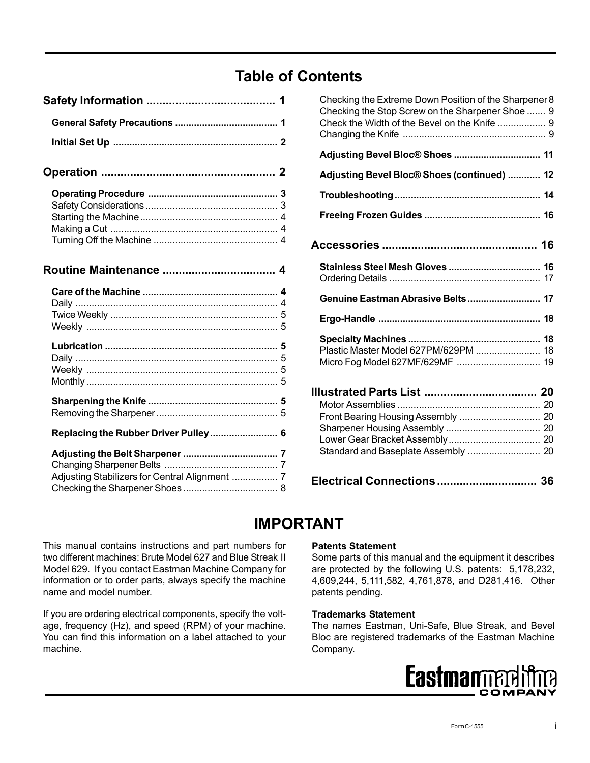# Table of Contents

**Safety Information** ........................................ 1

**General Safety Precautions** ...................................... 1

**Initial Set Up** ............................................................ 2

**Operation** ...................................................... 2

**Operating Procedure** ................................................ 3
Safety Considerations ................................................. 3
Starting the Machine ................................................... 4
Making a Cut .............................................................. 4
Turning Off the Machine .............................................. 4

**Routine Maintenance** ................................... 4

**Care of the Machine** .................................................. 4
Daily ........................................................................... 4
Twice Weekly .............................................................. 5
Weekly ....................................................................... 5

**Lubrication** ................................................................ 5
Daily ........................................................................... 5
Weekly ....................................................................... 5
Monthly ....................................................................... 5

**Sharpening the Knife** ................................................ 5
Removing the Sharpener ............................................. 5

**Replacing the Rubber Driver Pulley** ......................... 6

**Adjusting the Belt Sharpener** ................................... 7
Changing Sharpener Belts ........................................... 7
Adjusting Stabilizers for Central Alignment ................. 7
Checking the Sharpener Shoes ................................... 8
Checking the Extreme Down Position of the Sharpener 8
Checking the Stop Screw on the Sharpener Shoe ....... 9
Check the Width of the Bevel on the Knife .................. 9
Changing the Knife ..................................................... 9

**Adjusting Bevel Bloc® Shoes** ................................ 11

**Adjusting Bevel Bloc® Shoes (continued)** ............ 12

**Troubleshooting** ...................................................... 14

**Freeing Frozen Guides** ........................................... 16

**Accessories** ................................................ 16

**Stainless Steel Mesh Gloves** .................................. 16
Ordering Details ........................................................ 17

**Genuine Eastman Abrasive Belts** ........................... 17

**Ergo-Handle** ............................................................ 18

**Specialty Machines** ................................................. 18
Plastic Master Model 627PM/629PM ........................ 18
Micro Fog Model 627MF/629MF ............................... 19

**Illustrated Parts List** ................................... 20
Motor Assemblies ...................................................... 20
Front Bearing Housing Assembly .............................. 20
Sharpener Housing Assembly ................................... 20
Lower Gear Bracket Assembly .................................. 20
Standard and Baseplate Assembly ........................... 20

**Electrical Connections** ............................... 36

# IMPORTANT

This manual contains instructions and part numbers for two different machines: Brute Model 627 and Blue Streak II Model 629. If you contact Eastman Machine Company for information or to order parts, always specify the machine name and model number.

If you are ordering electrical components, specify the voltage, frequency (Hz), and speed (RPM) of your machine. You can find this information on a label attached to your machine.

**Patents Statement**
Some parts of this manual and the equipment it describes are protected by the following U.S. patents: 5,178,232, 4,609,244, 5,111,582, 4,761,878, and D281,416. Other patents pending.

**Trademarks Statement**
The names Eastman, Uni-Safe, Blue Streak, and Bevel Bloc are registered trademarks of the Eastman Machine Company.

Eastman machine COMPANY

Form C-1555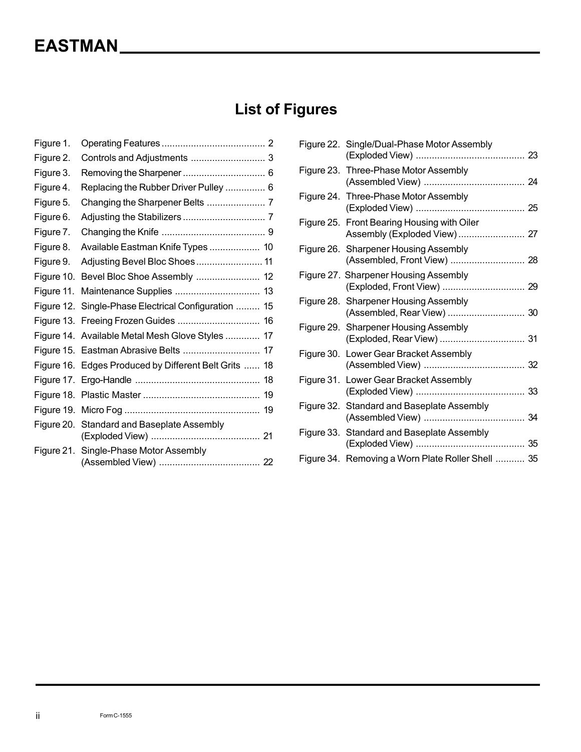# List of Figures

Figure 1. Operating Features ....................................... 2
Figure 2. Controls and Adjustments ............................ 3
Figure 3. Removing the Sharpener ............................... 6
Figure 4. Replacing the Rubber Driver Pulley ............... 6
Figure 5. Changing the Sharpener Belts ...................... 7
Figure 6. Adjusting the Stabilizers ............................... 7
Figure 7. Changing the Knife ....................................... 9
Figure 8. Available Eastman Knife Types ................... 10
Figure 9. Adjusting Bevel Bloc Shoes ......................... 11
Figure 10. Bevel Bloc Shoe Assembly ........................ 12
Figure 11. Maintenance Supplies ................................ 13
Figure 12. Single-Phase Electrical Configuration ......... 15
Figure 13. Freeing Frozen Guides ............................... 16
Figure 14. Available Metal Mesh Glove Styles ............. 17
Figure 15. Eastman Abrasive Belts ............................. 17
Figure 16. Edges Produced by Different Belt Grits ...... 18
Figure 17. Ergo-Handle ............................................... 18
Figure 18. Plastic Master ............................................ 19
Figure 19. Micro Fog ................................................... 19
Figure 20. Standard and Baseplate Assembly (Exploded View) ......................................... 21
Figure 21. Single-Phase Motor Assembly (Assembled View) ...................................... 22
Figure 22. Single/Dual-Phase Motor Assembly (Exploded View) ......................................... 23
Figure 23. Three-Phase Motor Assembly (Assembled View) ...................................... 24
Figure 24. Three-Phase Motor Assembly (Exploded View) ......................................... 25
Figure 25. Front Bearing Housing with Oiler Assembly (Exploded View) ......................... 27
Figure 26. Sharpener Housing Assembly (Assembled, Front View) ............................ 28
Figure 27. Sharpener Housing Assembly (Exploded, Front View) ............................... 29
Figure 28. Sharpener Housing Assembly (Assembled, Rear View) ............................. 30
Figure 29. Sharpener Housing Assembly (Exploded, Rear View) ................................ 31
Figure 30. Lower Gear Bracket Assembly (Assembled View) ...................................... 32
Figure 31. Lower Gear Bracket Assembly (Exploded View) ......................................... 33
Figure 32. Standard and Baseplate Assembly (Assembled View) ...................................... 34
Figure 33. Standard and Baseplate Assembly (Exploded View) ......................................... 35
Figure 34. Removing a Worn Plate Roller Shell ........... 35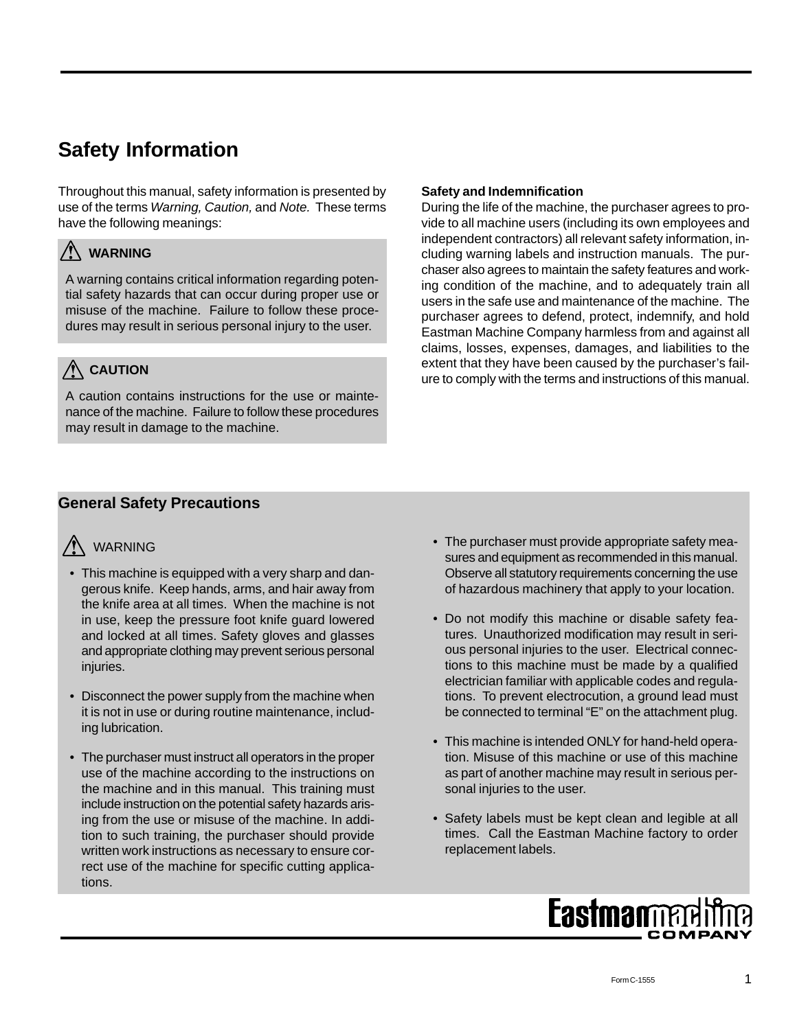# Safety Information

Throughout this manual, safety information is presented by use of the terms *Warning, Caution,* and *Note.* These terms have the following meanings:

> ⚠ **WARNING**
>
> A warning contains critical information regarding potential safety hazards that can occur during proper use or misuse of the machine. Failure to follow these procedures may result in serious personal injury to the user.

> ⚠ **CAUTION**
>
> A caution contains instructions for the use or maintenance of the machine. Failure to follow these procedures may result in damage to the machine.

**Safety and Indemnification**

During the life of the machine, the purchaser agrees to provide to all machine users (including its own employees and independent contractors) all relevant safety information, including warning labels and instruction manuals. The purchaser also agrees to maintain the safety features and working condition of the machine, and to adequately train all users in the safe use and maintenance of the machine. The purchaser agrees to defend, protect, indemnify, and hold Eastman Machine Company harmless from and against all claims, losses, expenses, damages, and liabilities to the extent that they have been caused by the purchaser's failure to comply with the terms and instructions of this manual.

## General Safety Precautions

⚠ WARNING

- This machine is equipped with a very sharp and dangerous knife. Keep hands, arms, and hair away from the knife area at all times. When the machine is not in use, keep the pressure foot knife guard lowered and locked at all times. Safety gloves and glasses and appropriate clothing may prevent serious personal injuries.
- Disconnect the power supply from the machine when it is not in use or during routine maintenance, including lubrication.
- The purchaser must instruct all operators in the proper use of the machine according to the instructions on the machine and in this manual. This training must include instruction on the potential safety hazards arising from the use or misuse of the machine. In addition to such training, the purchaser should provide written work instructions as necessary to ensure correct use of the machine for specific cutting applications.
- The purchaser must provide appropriate safety measures and equipment as recommended in this manual. Observe all statutory requirements concerning the use of hazardous machinery that apply to your location.
- Do not modify this machine or disable safety features. Unauthorized modification may result in serious personal injuries to the user. Electrical connections to this machine must be made by a qualified electrician familiar with applicable codes and regulations. To prevent electrocution, a ground lead must be connected to terminal "E" on the attachment plug.
- This machine is intended ONLY for hand-held operation. Misuse of this machine or use of this machine as part of another machine may result in serious personal injuries to the user.
- Safety labels must be kept clean and legible at all times. Call the Eastman Machine factory to order replacement labels.

Eastman machine COMPANY

Form C-1555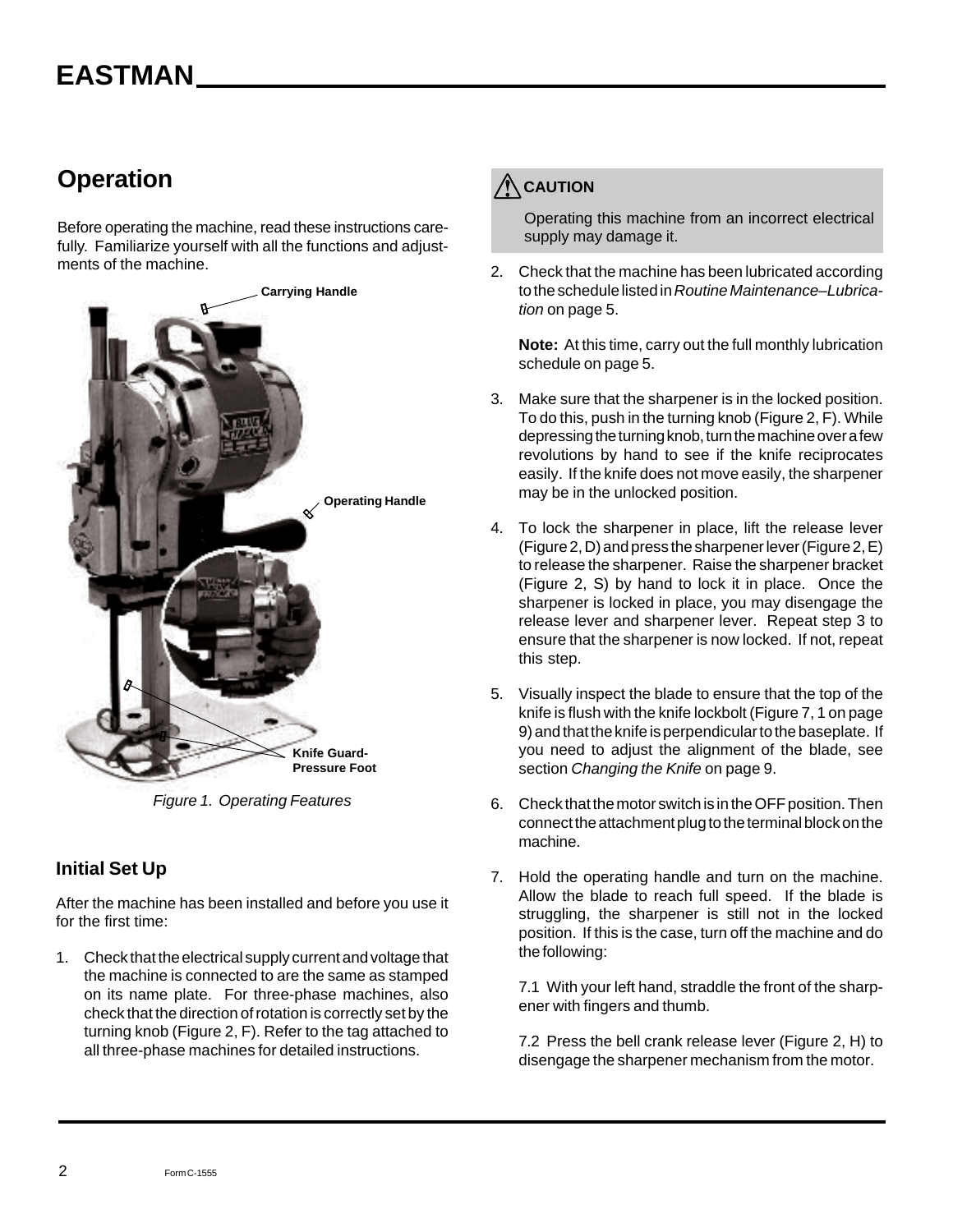## Operation

Before operating the machine, read these instructions carefully. Familiarize yourself with all the functions and adjustments of the machine.

Carrying Handle

Operating Handle

Knife Guard-Pressure Foot

*Figure 1. Operating Features*

### Initial Set Up

After the machine has been installed and before you use it for the first time:

1. Check that the electrical supply current and voltage that the machine is connected to are the same as stamped on its name plate. For three-phase machines, also check that the direction of rotation is correctly set by the turning knob (Figure 2, F). Refer to the tag attached to all three-phase machines for detailed instructions.

> ⚠ **CAUTION**
>
> Operating this machine from an incorrect electrical supply may damage it.

2. Check that the machine has been lubricated according to the schedule listed in *Routine Maintenance–Lubrication* on page 5.

   **Note:** At this time, carry out the full monthly lubrication schedule on page 5.

3. Make sure that the sharpener is in the locked position. To do this, push in the turning knob (Figure 2, F). While depressing the turning knob, turn the machine over a few revolutions by hand to see if the knife reciprocates easily. If the knife does not move easily, the sharpener may be in the unlocked position.

4. To lock the sharpener in place, lift the release lever (Figure 2, D) and press the sharpener lever (Figure 2, E) to release the sharpener. Raise the sharpener bracket (Figure 2, S) by hand to lock it in place. Once the sharpener is locked in place, you may disengage the release lever and sharpener lever. Repeat step 3 to ensure that the sharpener is now locked. If not, repeat this step.

5. Visually inspect the blade to ensure that the top of the knife is flush with the knife lockbolt (Figure 7, 1 on page 9) and that the knife is perpendicular to the baseplate. If you need to adjust the alignment of the blade, see section *Changing the Knife* on page 9.

6. Check that the motor switch is in the OFF position. Then connect the attachment plug to the terminal block on the machine.

7. Hold the operating handle and turn on the machine. Allow the blade to reach full speed. If the blade is struggling, the sharpener is still not in the locked position. If this is the case, turn off the machine and do the following:

   7.1 With your left hand, straddle the front of the sharpener with fingers and thumb.

   7.2 Press the bell crank release lever (Figure 2, H) to disengage the sharpener mechanism from the motor.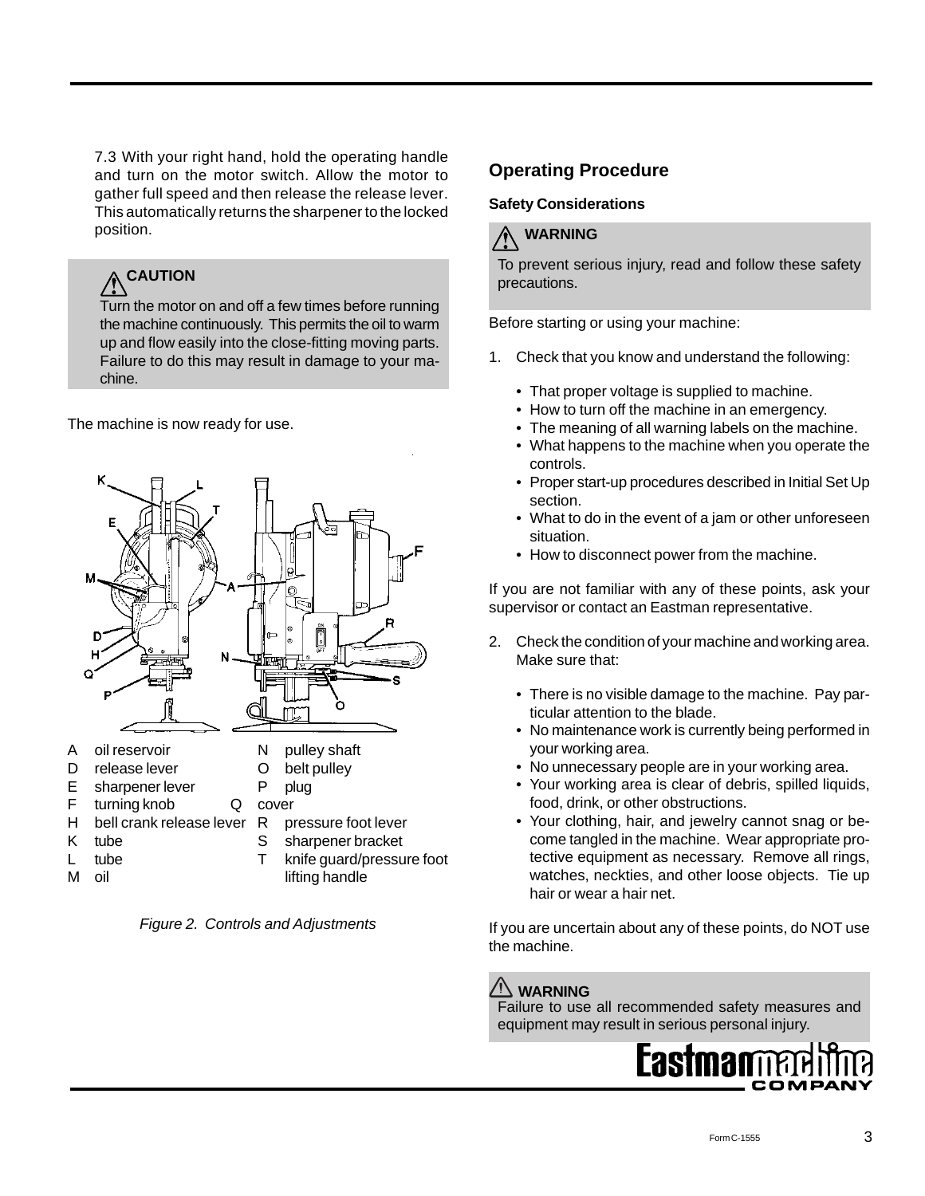7.3 With your right hand, hold the operating handle and turn on the motor switch. Allow the motor to gather full speed and then release the release lever. This automatically returns the sharpener to the locked position.

> ⚠ **CAUTION**
>
> Turn the motor on and off a few times before running the machine continuously. This permits the oil to warm up and flow easily into the close-fitting moving parts. Failure to do this may result in damage to your machine.

The machine is now ready for use.

| | | | |
|---|---|---|---|
| A | oil reservoir | N | pulley shaft |
| D | release lever | O | belt pulley |
| E | sharpener lever | P | plug |
| F | turning knob | Q | cover |
| H | bell crank release lever | R | pressure foot lever |
| K | tube | S | sharpener bracket |
| L | tube | T | knife guard/pressure foot lifting handle |
| M | oil | | |

*Figure 2. Controls and Adjustments*

## Operating Procedure

### Safety Considerations

> ⚠ **WARNING**
>
> To prevent serious injury, read and follow these safety precautions.

Before starting or using your machine:

1. Check that you know and understand the following:

   - That proper voltage is supplied to machine.
   - How to turn off the machine in an emergency.
   - The meaning of all warning labels on the machine.
   - What happens to the machine when you operate the controls.
   - Proper start-up procedures described in Initial Set Up section.
   - What to do in the event of a jam or other unforeseen situation.
   - How to disconnect power from the machine.

If you are not familiar with any of these points, ask your supervisor or contact an Eastman representative.

2. Check the condition of your machine and working area. Make sure that:

   - There is no visible damage to the machine. Pay particular attention to the blade.
   - No maintenance work is currently being performed in your working area.
   - No unnecessary people are in your working area.
   - Your working area is clear of debris, spilled liquids, food, drink, or other obstructions.
   - Your clothing, hair, and jewelry cannot snag or become tangled in the machine. Wear appropriate protective equipment as necessary. Remove all rings, watches, neckties, and other loose objects. Tie up hair or wear a hair net.

If you are uncertain about any of these points, do NOT use the machine.

> ⚠ **WARNING**
>
> Failure to use all recommended safety measures and equipment may result in serious personal injury.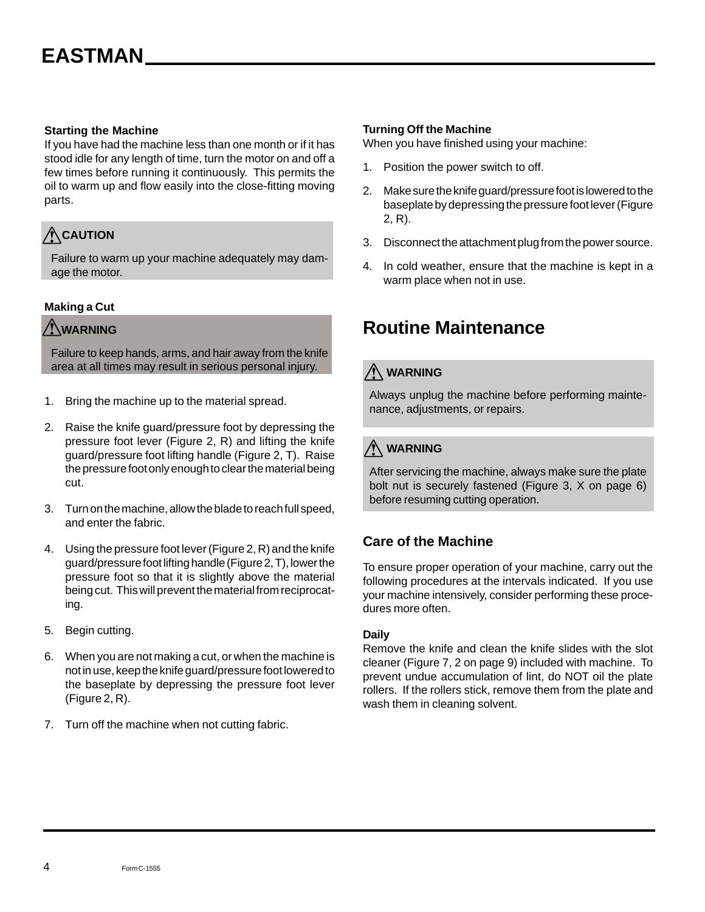### Starting the Machine

If you have had the machine less than one month or if it has stood idle for any length of time, turn the motor on and off a few times before running it continuously. This permits the oil to warm up and flow easily into the close-fitting moving parts.

> **⚠ CAUTION**
>
> Failure to warm up your machine adequately may damage the motor.

### Making a Cut

> **⚠ WARNING**
>
> Failure to keep hands, arms, and hair away from the knife area at all times may result in serious personal injury.

1. Bring the machine up to the material spread.
2. Raise the knife guard/pressure foot by depressing the pressure foot lever (Figure 2, R) and lifting the knife guard/pressure foot lifting handle (Figure 2, T). Raise the pressure foot only enough to clear the material being cut.
3. Turn on the machine, allow the blade to reach full speed, and enter the fabric.
4. Using the pressure foot lever (Figure 2, R) and the knife guard/pressure foot lifting handle (Figure 2, T), lower the pressure foot so that it is slightly above the material being cut. This will prevent the material from reciprocating.
5. Begin cutting.
6. When you are not making a cut, or when the machine is not in use, keep the knife guard/pressure foot lowered to the baseplate by depressing the pressure foot lever (Figure 2, R).
7. Turn off the machine when not cutting fabric.

### Turning Off the Machine

When you have finished using your machine:

1. Position the power switch to off.
2. Make sure the knife guard/pressure foot is lowered to the baseplate by depressing the pressure foot lever (Figure 2, R).
3. Disconnect the attachment plug from the power source.
4. In cold weather, ensure that the machine is kept in a warm place when not in use.

## Routine Maintenance

> **⚠ WARNING**
>
> Always unplug the machine before performing maintenance, adjustments, or repairs.

> **⚠ WARNING**
>
> After servicing the machine, always make sure the plate bolt nut is securely fastened (Figure 3, X on page 6) before resuming cutting operation.

### Care of the Machine

To ensure proper operation of your machine, carry out the following procedures at the intervals indicated. If you use your machine intensively, consider performing these procedures more often.

**Daily**

Remove the knife and clean the knife slides with the slot cleaner (Figure 7, 2 on page 9) included with machine. To prevent undue accumulation of lint, do NOT oil the plate rollers. If the rollers stick, remove them from the plate and wash them in cleaning solvent.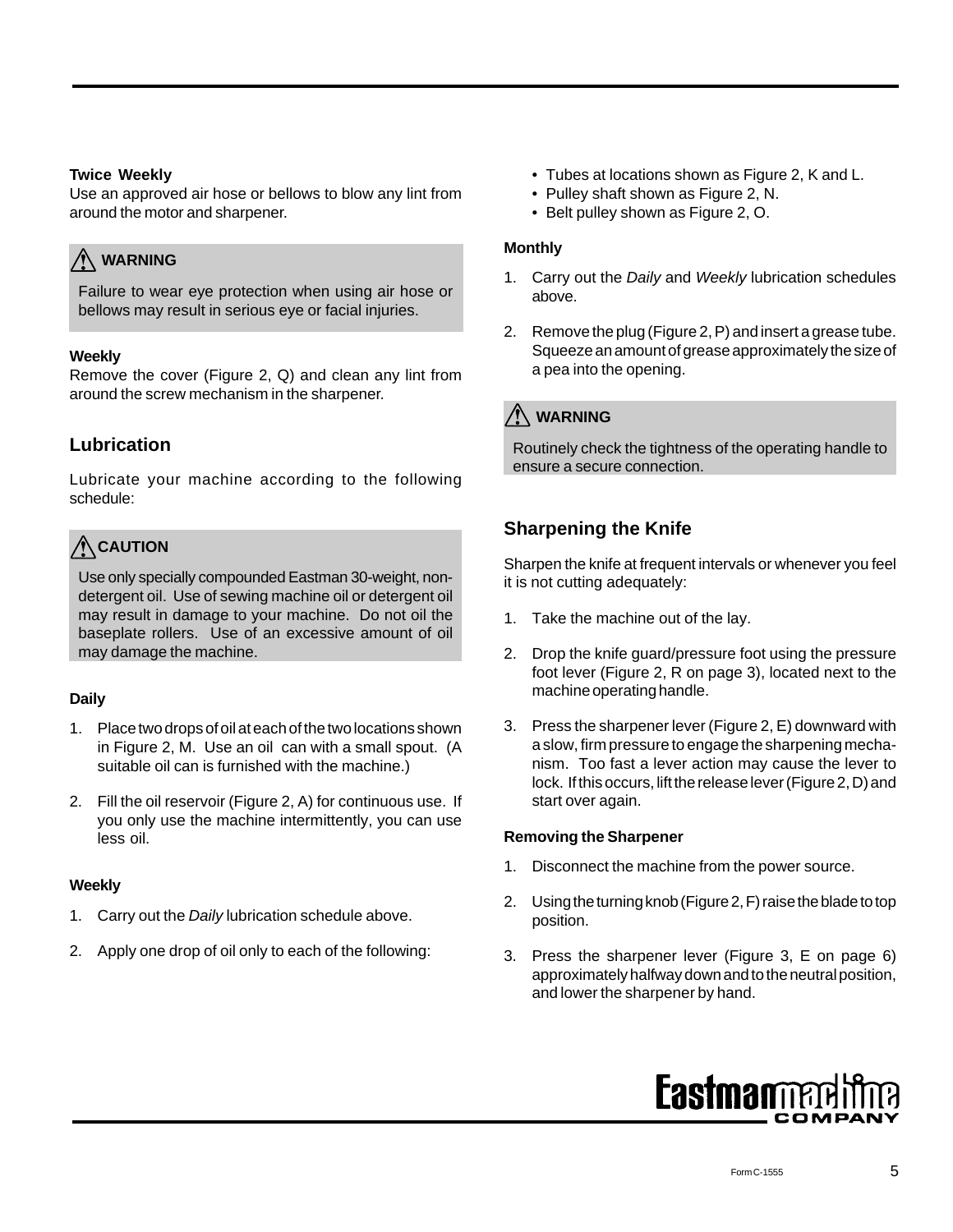**Twice Weekly**

Use an approved air hose or bellows to blow any lint from around the motor and sharpener.

> ⚠ **WARNING**
>
> Failure to wear eye protection when using air hose or bellows may result in serious eye or facial injuries.

**Weekly**

Remove the cover (Figure 2, Q) and clean any lint from around the screw mechanism in the sharpener.

## Lubrication

Lubricate your machine according to the following schedule:

> ⚠ **CAUTION**
>
> Use only specially compounded Eastman 30-weight, non-detergent oil. Use of sewing machine oil or detergent oil may result in damage to your machine. Do not oil the baseplate rollers. Use of an excessive amount of oil may damage the machine.

**Daily**

1. Place two drops of oil at each of the two locations shown in Figure 2, M. Use an oil can with a small spout. (A suitable oil can is furnished with the machine.)

2. Fill the oil reservoir (Figure 2, A) for continuous use. If you only use the machine intermittently, you can use less oil.

**Weekly**

1. Carry out the *Daily* lubrication schedule above.

2. Apply one drop of oil only to each of the following:
   - Tubes at locations shown as Figure 2, K and L.
   - Pulley shaft shown as Figure 2, N.
   - Belt pulley shown as Figure 2, O.

**Monthly**

1. Carry out the *Daily* and *Weekly* lubrication schedules above.

2. Remove the plug (Figure 2, P) and insert a grease tube. Squeeze an amount of grease approximately the size of a pea into the opening.

> ⚠ **WARNING**
>
> Routinely check the tightness of the operating handle to ensure a secure connection.

## Sharpening the Knife

Sharpen the knife at frequent intervals or whenever you feel it is not cutting adequately:

1. Take the machine out of the lay.

2. Drop the knife guard/pressure foot using the pressure foot lever (Figure 2, R on page 3), located next to the machine operating handle.

3. Press the sharpener lever (Figure 2, E) downward with a slow, firm pressure to engage the sharpening mechanism. Too fast a lever action may cause the lever to lock. If this occurs, lift the release lever (Figure 2, D) and start over again.

**Removing the Sharpener**

1. Disconnect the machine from the power source.

2. Using the turning knob (Figure 2, F) raise the blade to top position.

3. Press the sharpener lever (Figure 3, E on page 6) approximately halfway down and to the neutral position, and lower the sharpener by hand.

Eastman machine COMPANY

Form C-1555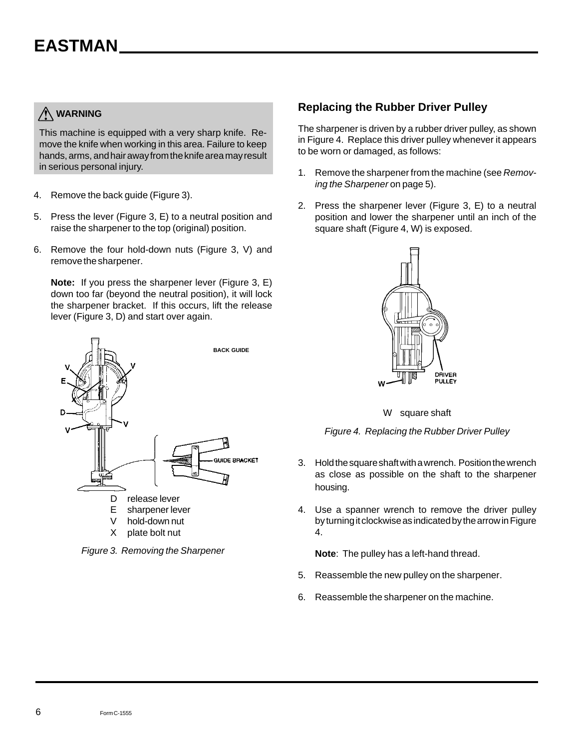**⚠ WARNING**

This machine is equipped with a very sharp knife. Remove the knife when working in this area. Failure to keep hands, arms, and hair away from the knife area may result in serious personal injury.

4. Remove the back guide (Figure 3).
5. Press the lever (Figure 3, E) to a neutral position and raise the sharpener to the top (original) position.
6. Remove the four hold-down nuts (Figure 3, V) and remove the sharpener.

   **Note:** If you press the sharpener lever (Figure 3, E) down too far (beyond the neutral position), it will lock the sharpener bracket. If this occurs, lift the release lever (Figure 3, D) and start over again.

BACK GUIDE

GUIDE BRACKET

D release lever
E sharpener lever
V hold-down nut
X plate bolt nut

*Figure 3. Removing the Sharpener*

## Replacing the Rubber Driver Pulley

The sharpener is driven by a rubber driver pulley, as shown in Figure 4. Replace this driver pulley whenever it appears to be worn or damaged, as follows:

1. Remove the sharpener from the machine (see *Removing the Sharpener* on page 5).
2. Press the sharpener lever (Figure 3, E) to a neutral position and lower the sharpener until an inch of the square shaft (Figure 4, W) is exposed.

DRIVER PULLEY

W square shaft

*Figure 4. Replacing the Rubber Driver Pulley*

3. Hold the square shaft with a wrench. Position the wrench as close as possible on the shaft to the sharpener housing.
4. Use a spanner wrench to remove the driver pulley by turning it clockwise as indicated by the arrow in Figure 4.

   **Note**: The pulley has a left-hand thread.
5. Reassemble the new pulley on the sharpener.
6. Reassemble the sharpener on the machine.

Form C-1555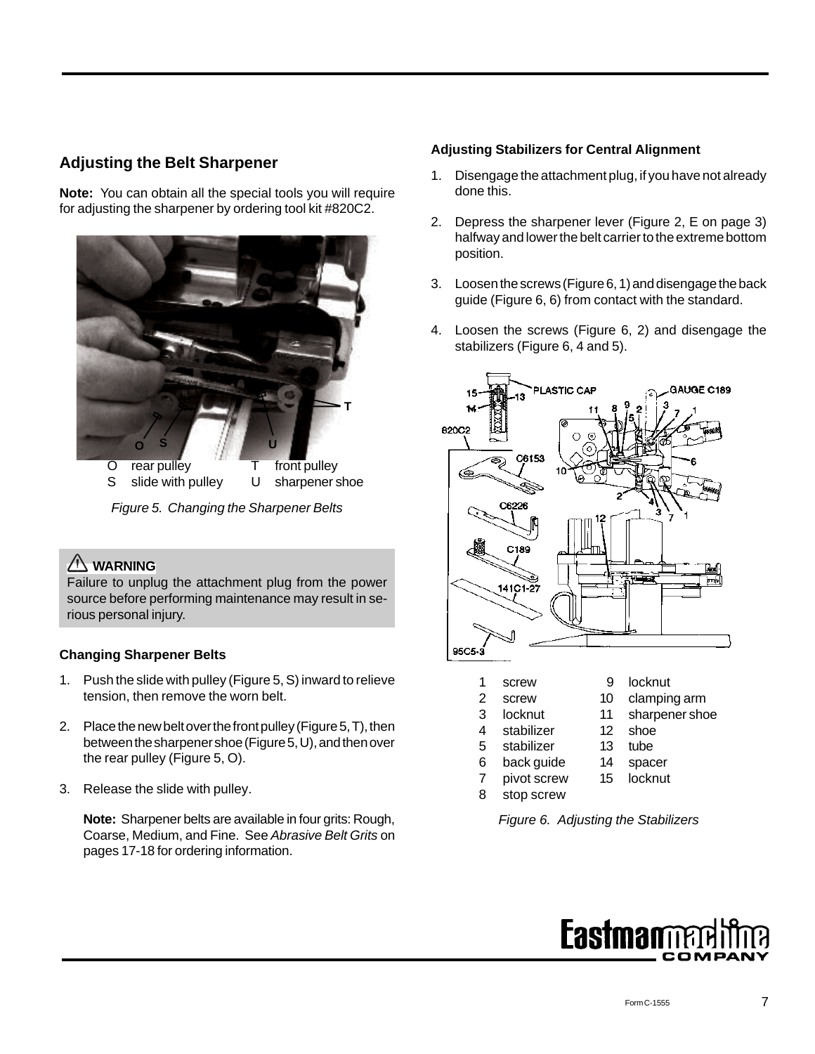## Adjusting the Belt Sharpener

**Note:** You can obtain all the special tools you will require for adjusting the sharpener by ordering tool kit #820C2.

| | | | |
|---|---|---|---|
| O | rear pulley | T | front pulley |
| S | slide with pulley | U | sharpener shoe |

*Figure 5. Changing the Sharpener Belts*

> **⚠ WARNING**
> Failure to unplug the attachment plug from the power source before performing maintenance may result in serious personal injury.

### Changing Sharpener Belts

1. Push the slide with pulley (Figure 5, S) inward to relieve tension, then remove the worn belt.
2. Place the new belt over the front pulley (Figure 5, T), then between the sharpener shoe (Figure 5, U), and then over the rear pulley (Figure 5, O).
3. Release the slide with pulley.

   **Note:** Sharpener belts are available in four grits: Rough, Coarse, Medium, and Fine. See *Abrasive Belt Grits* on pages 17-18 for ordering information.

### Adjusting Stabilizers for Central Alignment

1. Disengage the attachment plug, if you have not already done this.
2. Depress the sharpener lever (Figure 2, E on page 3) halfway and lower the belt carrier to the extreme bottom position.
3. Loosen the screws (Figure 6, 1) and disengage the back guide (Figure 6, 6) from contact with the standard.
4. Loosen the screws (Figure 6, 2) and disengage the stabilizers (Figure 6, 4 and 5).

| | | | |
|---|---|---|---|
| 1 | screw | 9 | locknut |
| 2 | screw | 10 | clamping arm |
| 3 | locknut | 11 | sharpener shoe |
| 4 | stabilizer | 12 | shoe |
| 5 | stabilizer | 13 | tube |
| 6 | back guide | 14 | spacer |
| 7 | pivot screw | 15 | locknut |
| 8 | stop screw | | |

*Figure 6. Adjusting the Stabilizers*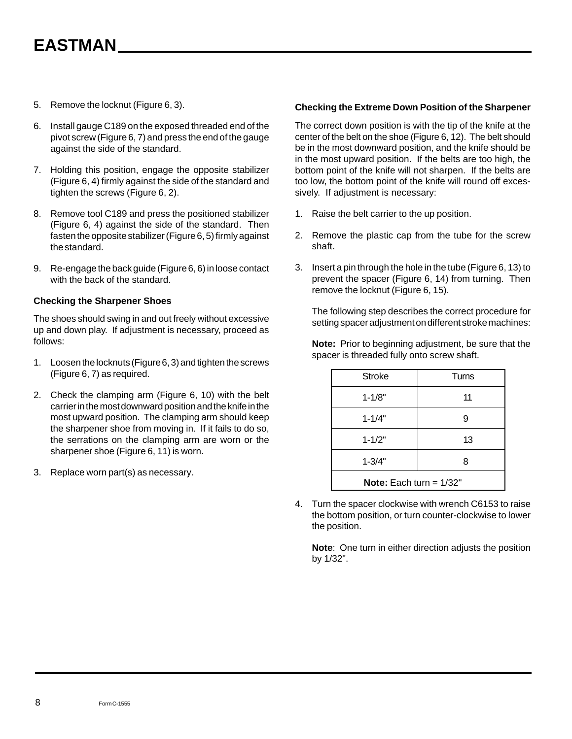5. Remove the locknut (Figure 6, 3).

6. Install gauge C189 on the exposed threaded end of the pivot screw (Figure 6, 7) and press the end of the gauge against the side of the standard.

7. Holding this position, engage the opposite stabilizer (Figure 6, 4) firmly against the side of the standard and tighten the screws (Figure 6, 2).

8. Remove tool C189 and press the positioned stabilizer (Figure 6, 4) against the side of the standard. Then fasten the opposite stabilizer (Figure 6, 5) firmly against the standard.

9. Re-engage the back guide (Figure 6, 6) in loose contact with the back of the standard.

**Checking the Sharpener Shoes**

The shoes should swing in and out freely without excessive up and down play. If adjustment is necessary, proceed as follows:

1. Loosen the locknuts (Figure 6, 3) and tighten the screws (Figure 6, 7) as required.

2. Check the clamping arm (Figure 6, 10) with the belt carrier in the most downward position and the knife in the most upward position. The clamping arm should keep the sharpener shoe from moving in. If it fails to do so, the serrations on the clamping arm are worn or the sharpener shoe (Figure 6, 11) is worn.

3. Replace worn part(s) as necessary.

**Checking the Extreme Down Position of the Sharpener**

The correct down position is with the tip of the knife at the center of the belt on the shoe (Figure 6, 12). The belt should be in the most downward position, and the knife should be in the most upward position. If the belts are too high, the bottom point of the knife will not sharpen. If the belts are too low, the bottom point of the knife will round off excessively. If adjustment is necessary:

1. Raise the belt carrier to the up position.

2. Remove the plastic cap from the tube for the screw shaft.

3. Insert a pin through the hole in the tube (Figure 6, 13) to prevent the spacer (Figure 6, 14) from turning. Then remove the locknut (Figure 6, 15).

   The following step describes the correct procedure for setting spacer adjustment on different stroke machines:

   **Note:** Prior to beginning adjustment, be sure that the spacer is threaded fully onto screw shaft.

| Stroke | Turns |
|---|---|
| 1-1/8" | 11 |
| 1-1/4" | 9 |
| 1-1/2" | 13 |
| 1-3/4" | 8 |
| **Note:** Each turn = 1/32" | |

4. Turn the spacer clockwise with wrench C6153 to raise the bottom position, or turn counter-clockwise to lower the position.

   **Note**: One turn in either direction adjusts the position by 1/32".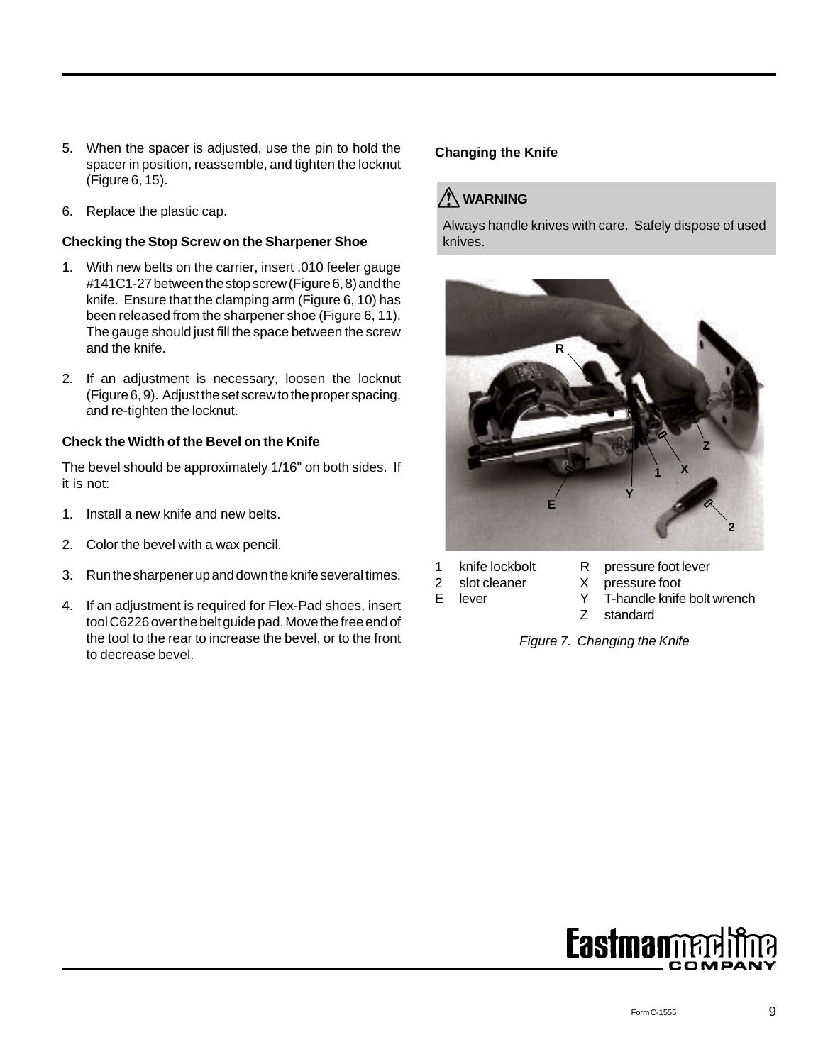5. When the spacer is adjusted, use the pin to hold the spacer in position, reassemble, and tighten the locknut (Figure 6, 15).

6. Replace the plastic cap.

### Checking the Stop Screw on the Sharpener Shoe

1. With new belts on the carrier, insert .010 feeler gauge #141C1-27 between the stop screw (Figure 6, 8) and the knife. Ensure that the clamping arm (Figure 6, 10) has been released from the sharpener shoe (Figure 6, 11). The gauge should just fill the space between the screw and the knife.

2. If an adjustment is necessary, loosen the locknut (Figure 6, 9). Adjust the set screw to the proper spacing, and re-tighten the locknut.

### Check the Width of the Bevel on the Knife

The bevel should be approximately 1/16" on both sides. If it is not:

1. Install a new knife and new belts.

2. Color the bevel with a wax pencil.

3. Run the sharpener up and down the knife several times.

4. If an adjustment is required for Flex-Pad shoes, insert tool C6226 over the belt guide pad. Move the free end of the tool to the rear to increase the bevel, or to the front to decrease bevel.

### Changing the Knife

**⚠ WARNING**

Always handle knives with care. Safely dispose of used knives.

| | | | |
|---|---|---|---|
| 1 | knife lockbolt | R | pressure foot lever |
| 2 | slot cleaner | X | pressure foot |
| E | lever | Y | T-handle knife bolt wrench |
| | | Z | standard |

*Figure 7. Changing the Knife*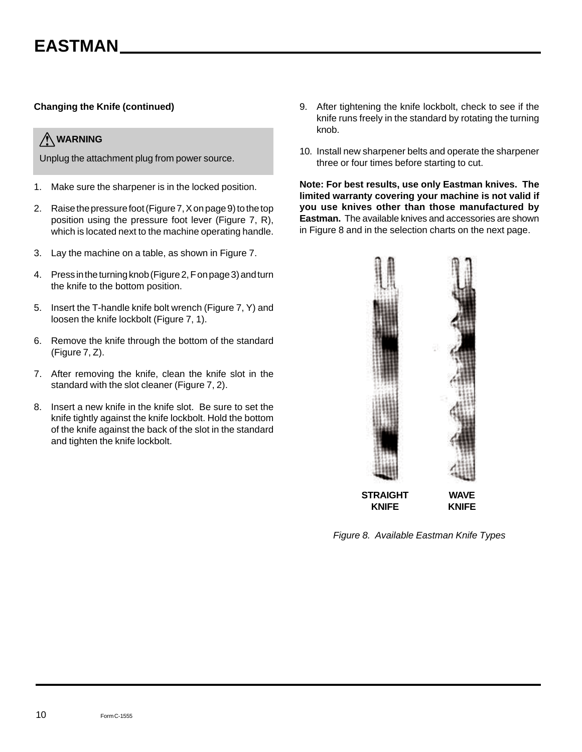### Changing the Knife (continued)

> ⚠ **WARNING**
>
> Unplug the attachment plug from power source.

1. Make sure the sharpener is in the locked position.
2. Raise the pressure foot (Figure 7, X on page 9) to the top position using the pressure foot lever (Figure 7, R), which is located next to the machine operating handle.
3. Lay the machine on a table, as shown in Figure 7.
4. Press in the turning knob (Figure 2, F on page 3) and turn the knife to the bottom position.
5. Insert the T-handle knife bolt wrench (Figure 7, Y) and loosen the knife lockbolt (Figure 7, 1).
6. Remove the knife through the bottom of the standard (Figure 7, Z).
7. After removing the knife, clean the knife slot in the standard with the slot cleaner (Figure 7, 2).
8. Insert a new knife in the knife slot. Be sure to set the knife tightly against the knife lockbolt. Hold the bottom of the knife against the back of the slot in the standard and tighten the knife lockbolt.
9. After tightening the knife lockbolt, check to see if the knife runs freely in the standard by rotating the turning knob.
10. Install new sharpener belts and operate the sharpener three or four times before starting to cut.

**Note: For best results, use only Eastman knives. The limited warranty covering your machine is not valid if you use knives other than those manufactured by Eastman.** The available knives and accessories are shown in Figure 8 and in the selection charts on the next page.

**STRAIGHT KNIFE** **WAVE KNIFE**

*Figure 8. Available Eastman Knife Types*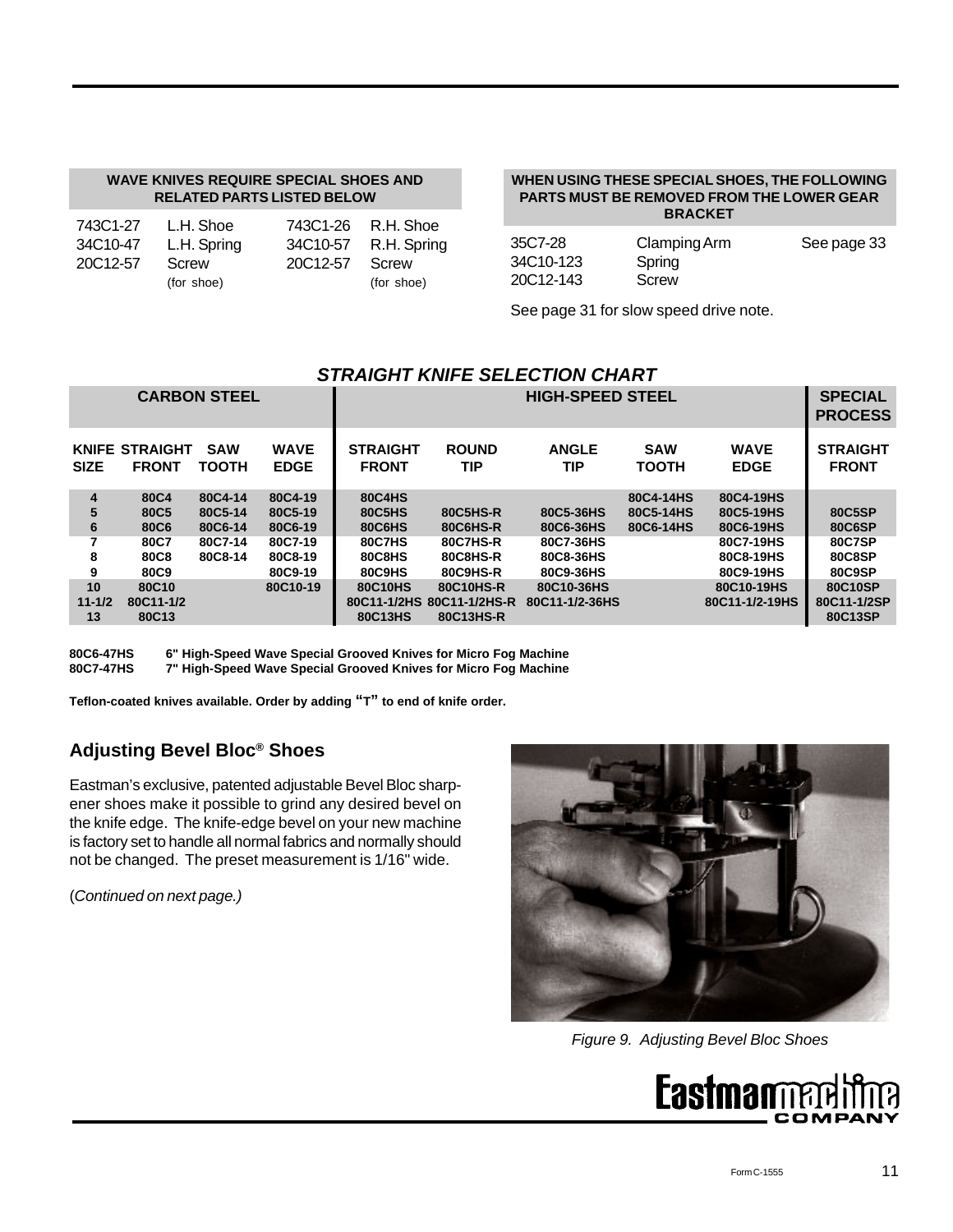| WAVE KNIVES REQUIRE SPECIAL SHOES AND RELATED PARTS LISTED BELOW | | | |
|---|---|---|---|
| 743C1-27 | L.H. Shoe | 743C1-26 | R.H. Shoe |
| 34C10-47 | L.H. Spring | 34C10-57 | R.H. Spring |
| 20C12-57 | Screw (for shoe) | 20C12-57 | Screw (for shoe) |

| WHEN USING THESE SPECIAL SHOES, THE FOLLOWING PARTS MUST BE REMOVED FROM THE LOWER GEAR BRACKET | | |
|---|---|---|
| 35C7-28 | Clamping Arm | See page 33 |
| 34C10-123 | Spring | |
| 20C12-143 | Screw | |

See page 31 for slow speed drive note.

## *STRAIGHT KNIFE SELECTION CHART*

| CARBON STEEL | | | | HIGH-SPEED STEEL | | | | | SPECIAL PROCESS |
|---|---|---|---|---|---|---|---|---|---|
| **KNIFE SIZE** | **STRAIGHT FRONT** | **SAW TOOTH** | **WAVE EDGE** | **STRAIGHT FRONT** | **ROUND TIP** | **ANGLE TIP** | **SAW TOOTH** | **WAVE EDGE** | **STRAIGHT FRONT** |
| 4 | 80C4 | 80C4-14 | 80C4-19 | 80C4HS | | | 80C4-14HS | 80C4-19HS | |
| 5 | 80C5 | 80C5-14 | 80C5-19 | 80C5HS | 80C5HS-R | 80C5-36HS | 80C5-14HS | 80C5-19HS | 80C5SP |
| 6 | 80C6 | 80C6-14 | 80C6-19 | 80C6HS | 80C6HS-R | 80C6-36HS | 80C6-14HS | 80C6-19HS | 80C6SP |
| 7 | 80C7 | 80C7-14 | 80C7-19 | 80C7HS | 80C7HS-R | 80C7-36HS | | 80C7-19HS | 80C7SP |
| 8 | 80C8 | 80C8-14 | 80C8-19 | 80C8HS | 80C8HS-R | 80C8-36HS | | 80C8-19HS | 80C8SP |
| 9 | 80C9 | | 80C9-19 | 80C9HS | 80C9HS-R | 80C9-36HS | | 80C9-19HS | 80C9SP |
| 10 | 80C10 | | 80C10-19 | 80C10HS | 80C10HS-R | 80C10-36HS | | 80C10-19HS | 80C10SP |
| 11-1/2 | 80C11-1/2 | | | 80C11-1/2HS | 80C11-1/2HS-R | 80C11-1/2-36HS | | 80C11-1/2-19HS | 80C11-1/2SP |
| 13 | 80C13 | | | 80C13HS | 80C13HS-R | | | | 80C13SP |

**80C6-47HS** **6" High-Speed Wave Special Grooved Knives for Micro Fog Machine**
**80C7-47HS** **7" High-Speed Wave Special Grooved Knives for Micro Fog Machine**

**Teflon-coated knives available. Order by adding "T" to end of knife order.**

## Adjusting Bevel Bloc® Shoes

Eastman's exclusive, patented adjustable Bevel Bloc sharpener shoes make it possible to grind any desired bevel on the knife edge. The knife-edge bevel on your new machine is factory set to handle all normal fabrics and normally should not be changed. The preset measurement is 1/16" wide.

(*Continued on next page.)*

*Figure 9. Adjusting Bevel Bloc Shoes*

Form C-1555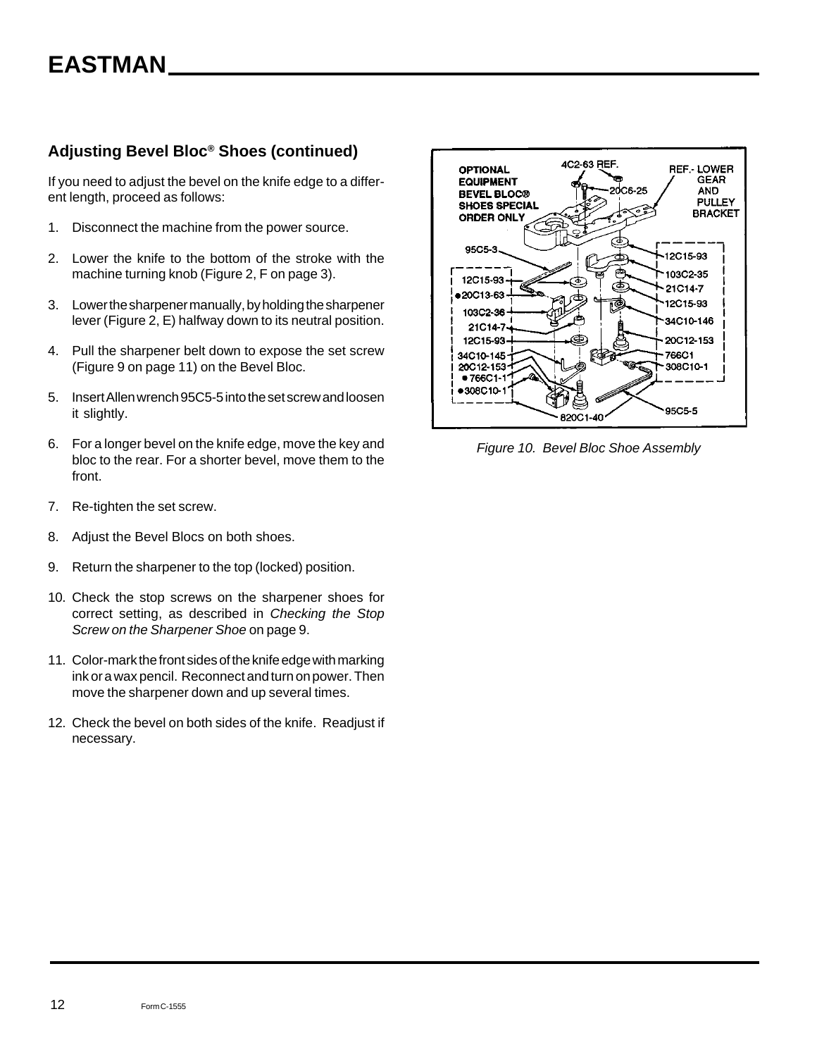## Adjusting Bevel Bloc® Shoes (continued)

If you need to adjust the bevel on the knife edge to a different length, proceed as follows:

1. Disconnect the machine from the power source.
2. Lower the knife to the bottom of the stroke with the machine turning knob (Figure 2, F on page 3).
3. Lower the sharpener manually, by holding the sharpener lever (Figure 2, E) halfway down to its neutral position.
4. Pull the sharpener belt down to expose the set screw (Figure 9 on page 11) on the Bevel Bloc.
5. Insert Allen wrench 95C5-5 into the set screw and loosen it slightly.
6. For a longer bevel on the knife edge, move the key and bloc to the rear. For a shorter bevel, move them to the front.
7. Re-tighten the set screw.
8. Adjust the Bevel Blocs on both shoes.
9. Return the sharpener to the top (locked) position.
10. Check the stop screws on the sharpener shoes for correct setting, as described in *Checking the Stop Screw on the Sharpener Shoe* on page 9.
11. Color-mark the front sides of the knife edge with marking ink or a wax pencil. Reconnect and turn on power. Then move the sharpener down and up several times.
12. Check the bevel on both sides of the knife. Readjust if necessary.

*Figure 10. Bevel Bloc Shoe Assembly*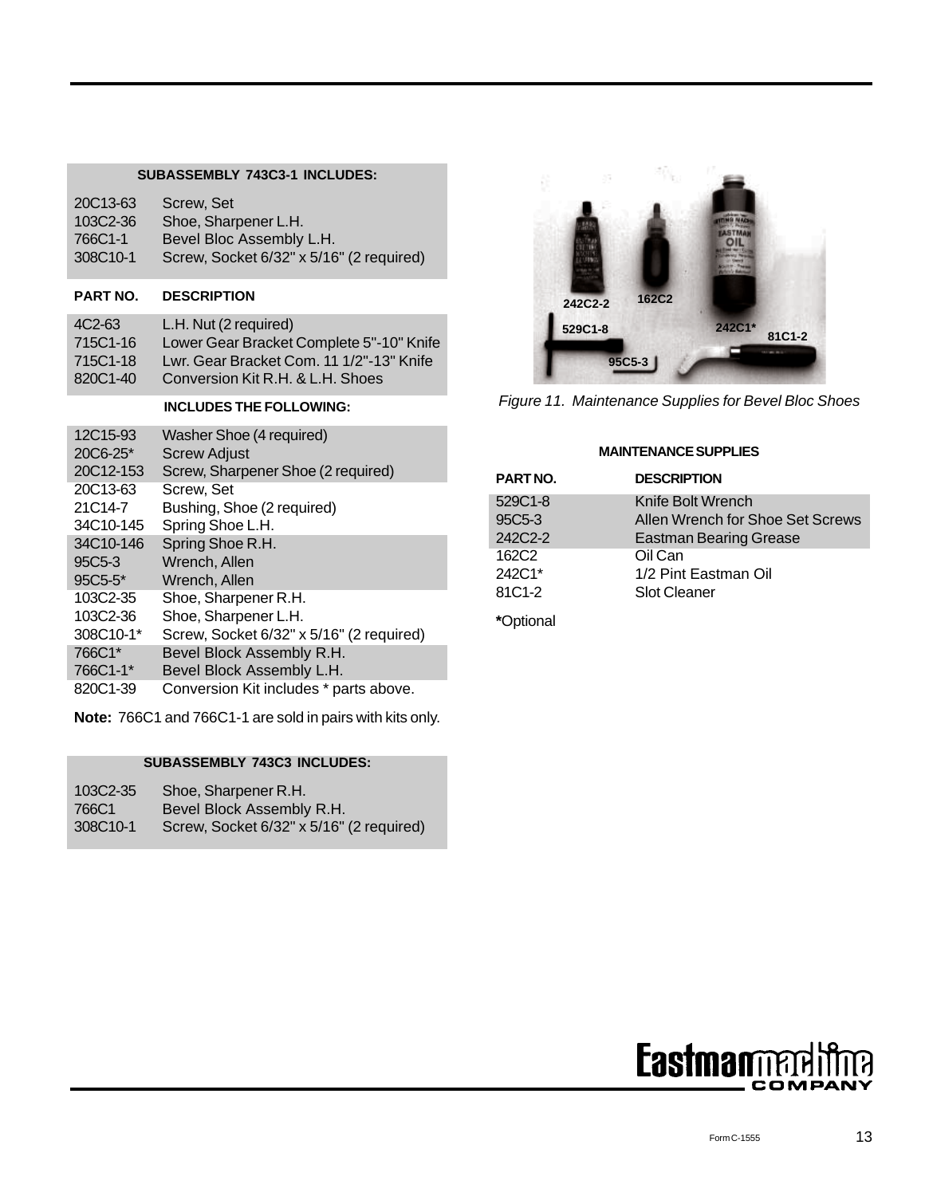### SUBASSEMBLY 743C3-1 INCLUDES:

| | |
|---|---|
| 20C13-63 | Screw, Set |
| 103C2-36 | Shoe, Sharpener L.H. |
| 766C1-1 | Bevel Bloc Assembly L.H. |
| 308C10-1 | Screw, Socket 6/32" x 5/16" (2 required) |

| PART NO. | DESCRIPTION |
|---|---|
| 4C2-63 | L.H. Nut (2 required) |
| 715C1-16 | Lower Gear Bracket Complete 5"-10" Knife |
| 715C1-18 | Lwr. Gear Bracket Com. 11 1/2"-13" Knife |
| 820C1-40 | Conversion Kit R.H. & L.H. Shoes |

### INCLUDES THE FOLLOWING:

| | |
|---|---|
| 12C15-93 | Washer Shoe (4 required) |
| 20C6-25* | Screw Adjust |
| 20C12-153 | Screw, Sharpener Shoe (2 required) |
| 20C13-63 | Screw, Set |
| 21C14-7 | Bushing, Shoe (2 required) |
| 34C10-145 | Spring Shoe L.H. |
| 34C10-146 | Spring Shoe R.H. |
| 95C5-3 | Wrench, Allen |
| 95C5-5* | Wrench, Allen |
| 103C2-35 | Shoe, Sharpener R.H. |
| 103C2-36 | Shoe, Sharpener L.H. |
| 308C10-1* | Screw, Socket 6/32" x 5/16" (2 required) |
| 766C1* | Bevel Block Assembly R.H. |
| 766C1-1* | Bevel Block Assembly L.H. |
| 820C1-39 | Conversion Kit includes * parts above. |

**Note:** 766C1 and 766C1-1 are sold in pairs with kits only.

### SUBASSEMBLY 743C3 INCLUDES:

| | |
|---|---|
| 103C2-35 | Shoe, Sharpener R.H. |
| 766C1 | Bevel Block Assembly R.H. |
| 308C10-1 | Screw, Socket 6/32" x 5/16" (2 required) |

*Figure 11. Maintenance Supplies for Bevel Bloc Shoes*

### MAINTENANCE SUPPLIES

| PART NO. | DESCRIPTION |
|---|---|
| 529C1-8 | Knife Bolt Wrench |
| 95C5-3 | Allen Wrench for Shoe Set Screws |
| 242C2-2 | Eastman Bearing Grease |
| 162C2 | Oil Can |
| 242C1* | 1/2 Pint Eastman Oil |
| 81C1-2 | Slot Cleaner |

***Optional**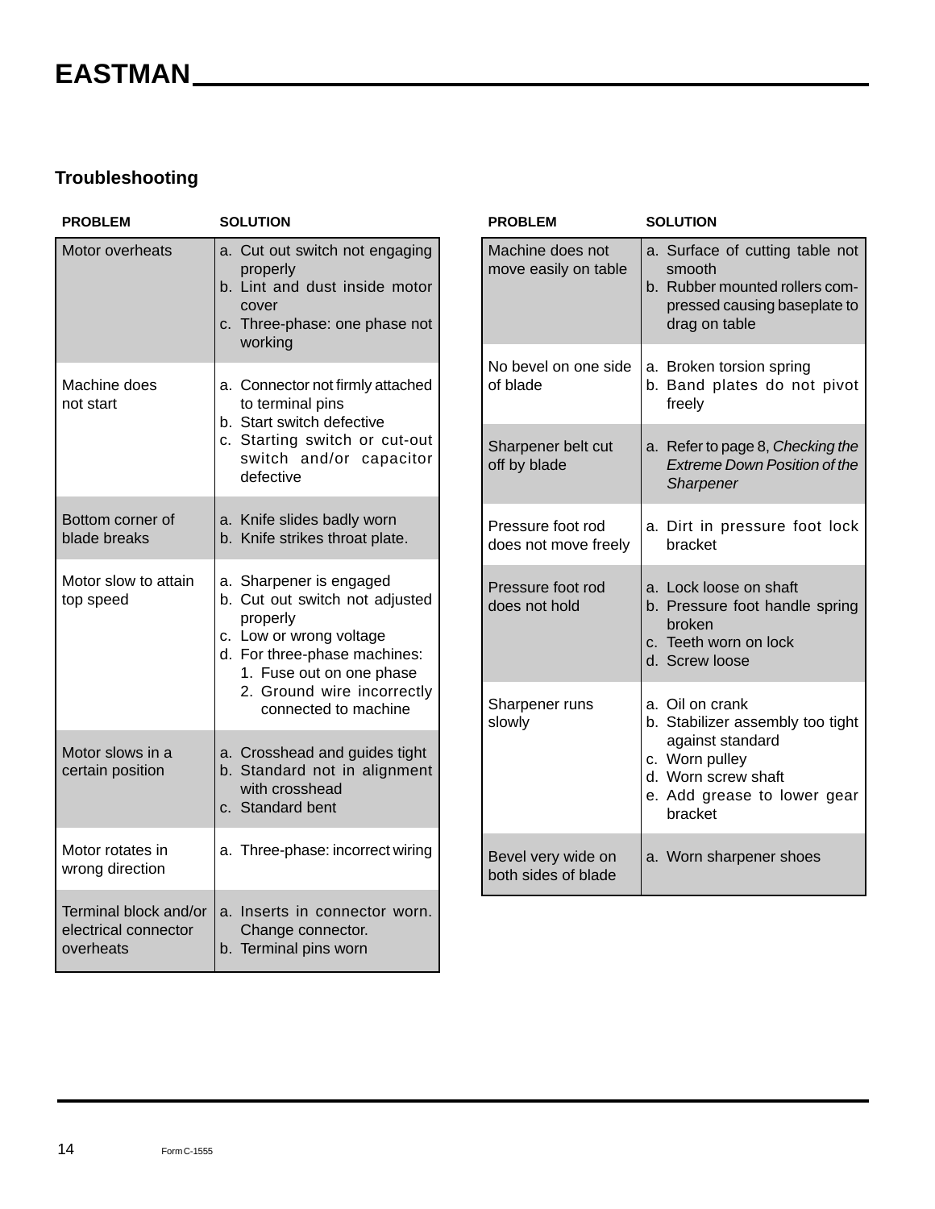## Troubleshooting

| PROBLEM | SOLUTION |
|---|---|
| Motor overheats | a. Cut out switch not engaging properly<br>b. Lint and dust inside motor cover<br>c. Three-phase: one phase not working |
| Machine does not start | a. Connector not firmly attached to terminal pins<br>b. Start switch defective<br>c. Starting switch or cut-out switch and/or capacitor defective |
| Bottom corner of blade breaks | a. Knife slides badly worn<br>b. Knife strikes throat plate. |
| Motor slow to attain top speed | a. Sharpener is engaged<br>b. Cut out switch not adjusted properly<br>c. Low or wrong voltage<br>d. For three-phase machines:<br>1. Fuse out on one phase<br>2. Ground wire incorrectly connected to machine |
| Motor slows in a certain position | a. Crosshead and guides tight<br>b. Standard not in alignment with crosshead<br>c. Standard bent |
| Motor rotates in wrong direction | a. Three-phase: incorrect wiring |
| Terminal block and/or electrical connector overheats | a. Inserts in connector worn. Change connector.<br>b. Terminal pins worn |
| Machine does not move easily on table | a. Surface of cutting table not smooth<br>b. Rubber mounted rollers compressed causing baseplate to drag on table |
| No bevel on one side of blade | a. Broken torsion spring<br>b. Band plates do not pivot freely |
| Sharpener belt cut off by blade | a. Refer to page 8, *Checking the Extreme Down Position of the Sharpener* |
| Pressure foot rod does not move freely | a. Dirt in pressure foot lock bracket |
| Pressure foot rod does not hold | a. Lock loose on shaft<br>b. Pressure foot handle spring broken<br>c. Teeth worn on lock<br>d. Screw loose |
| Sharpener runs slowly | a. Oil on crank<br>b. Stabilizer assembly too tight against standard<br>c. Worn pulley<br>d. Worn screw shaft<br>e. Add grease to lower gear bracket |
| Bevel very wide on both sides of blade | a. Worn sharpener shoes |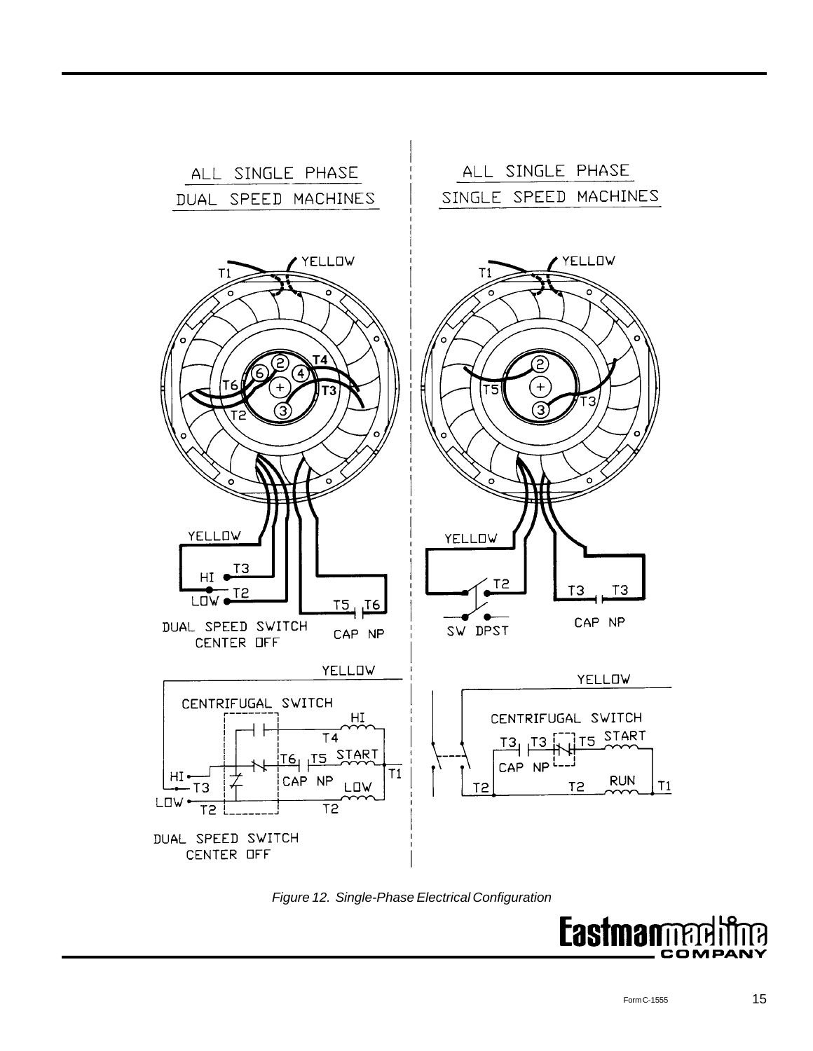ALL SINGLE PHASE
DUAL SPEED MACHINES

ALL SINGLE PHASE
SINGLE SPEED MACHINES

YELLOW
T1
T6
T4
T3
T2
YELLOW
HI T3
LOW T2
T5 T6
DUAL SPEED SWITCH
CENTER OFF
CAP NP

YELLOW
CENTRIFUGAL SWITCH
HI
T4
T6 T5 START
T1
HI T3
LOW T2
CAP NP
LOW
T2
DUAL SPEED SWITCH
CENTER OFF

YELLOW
T1
T5
T3
YELLOW
T2
SW DPST
T3 T3
CAP NP

YELLOW
CENTRIFUGAL SWITCH
T3 T3 T5 START
CAP NP
T2 T2 RUN T1

*Figure 12. Single-Phase Electrical Configuration*

Form C-1555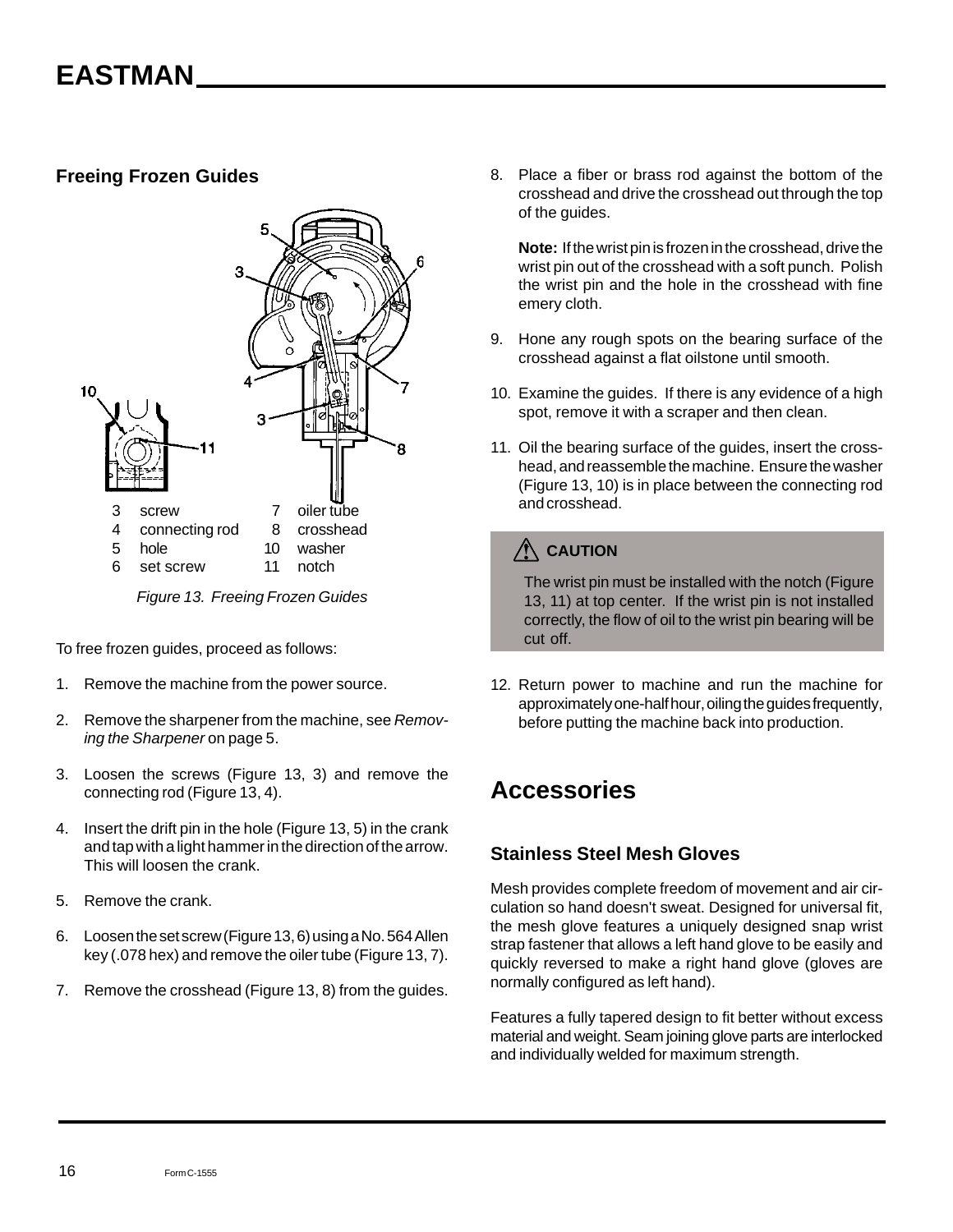## Freeing Frozen Guides

| | | | |
|---|---|---|---|
| 3 | screw | 7 | oiler tube |
| 4 | connecting rod | 8 | crosshead |
| 5 | hole | 10 | washer |
| 6 | set screw | 11 | notch |

*Figure 13. Freeing Frozen Guides*

To free frozen guides, proceed as follows:

1. Remove the machine from the power source.
2. Remove the sharpener from the machine, see *Removing the Sharpener* on page 5.
3. Loosen the screws (Figure 13, 3) and remove the connecting rod (Figure 13, 4).
4. Insert the drift pin in the hole (Figure 13, 5) in the crank and tap with a light hammer in the direction of the arrow. This will loosen the crank.
5. Remove the crank.
6. Loosen the set screw (Figure 13, 6) using a No. 564 Allen key (.078 hex) and remove the oiler tube (Figure 13, 7).
7. Remove the crosshead (Figure 13, 8) from the guides.
8. Place a fiber or brass rod against the bottom of the crosshead and drive the crosshead out through the top of the guides.

   **Note:** If the wrist pin is frozen in the crosshead, drive the wrist pin out of the crosshead with a soft punch. Polish the wrist pin and the hole in the crosshead with fine emery cloth.

9. Hone any rough spots on the bearing surface of the crosshead against a flat oilstone until smooth.
10. Examine the guides. If there is any evidence of a high spot, remove it with a scraper and then clean.
11. Oil the bearing surface of the guides, insert the crosshead, and reassemble the machine. Ensure the washer (Figure 13, 10) is in place between the connecting rod and crosshead.

> **CAUTION**
>
> The wrist pin must be installed with the notch (Figure 13, 11) at top center. If the wrist pin is not installed correctly, the flow of oil to the wrist pin bearing will be cut off.

12. Return power to machine and run the machine for approximately one-half hour, oiling the guides frequently, before putting the machine back into production.

# Accessories

## Stainless Steel Mesh Gloves

Mesh provides complete freedom of movement and air circulation so hand doesn't sweat. Designed for universal fit, the mesh glove features a uniquely designed snap wrist strap fastener that allows a left hand glove to be easily and quickly reversed to make a right hand glove (gloves are normally configured as left hand).

Features a fully tapered design to fit better without excess material and weight. Seam joining glove parts are interlocked and individually welded for maximum strength.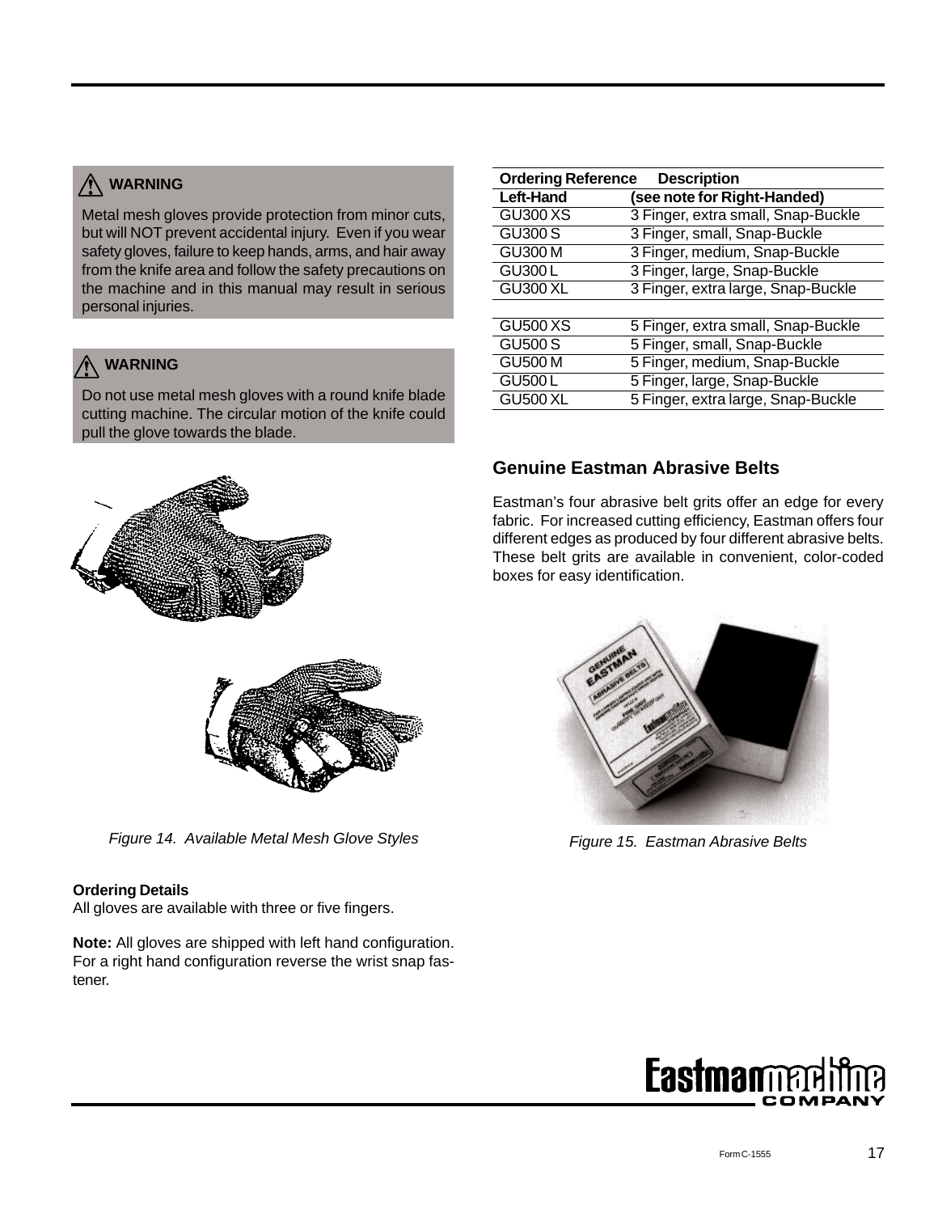**⚠ WARNING**

Metal mesh gloves provide protection from minor cuts, but will NOT prevent accidental injury. Even if you wear safety gloves, failure to keep hands, arms, and hair away from the knife area and follow the safety precautions on the machine and in this manual may result in serious personal injuries.

**⚠ WARNING**

Do not use metal mesh gloves with a round knife blade cutting machine. The circular motion of the knife could pull the glove towards the blade.

*Figure 14. Available Metal Mesh Glove Styles*

**Ordering Details**
All gloves are available with three or five fingers.

**Note:** All gloves are shipped with left hand configuration. For a right hand configuration reverse the wrist snap fastener.

| Ordering Reference | Description |
|---|---|
| **Left-Hand** | **(see note for Right-Handed)** |
| GU300 XS | 3 Finger, extra small, Snap-Buckle |
| GU300 S | 3 Finger, small, Snap-Buckle |
| GU300 M | 3 Finger, medium, Snap-Buckle |
| GU300 L | 3 Finger, large, Snap-Buckle |
| GU300 XL | 3 Finger, extra large, Snap-Buckle |
| | |
| GU500 XS | 5 Finger, extra small, Snap-Buckle |
| GU500 S | 5 Finger, small, Snap-Buckle |
| GU500 M | 5 Finger, medium, Snap-Buckle |
| GU500 L | 5 Finger, large, Snap-Buckle |
| GU500 XL | 5 Finger, extra large, Snap-Buckle |

## Genuine Eastman Abrasive Belts

Eastman's four abrasive belt grits offer an edge for every fabric. For increased cutting efficiency, Eastman offers four different edges as produced by four different abrasive belts. These belt grits are available in convenient, color-coded boxes for easy identification.

*Figure 15. Eastman Abrasive Belts*

Form C-1555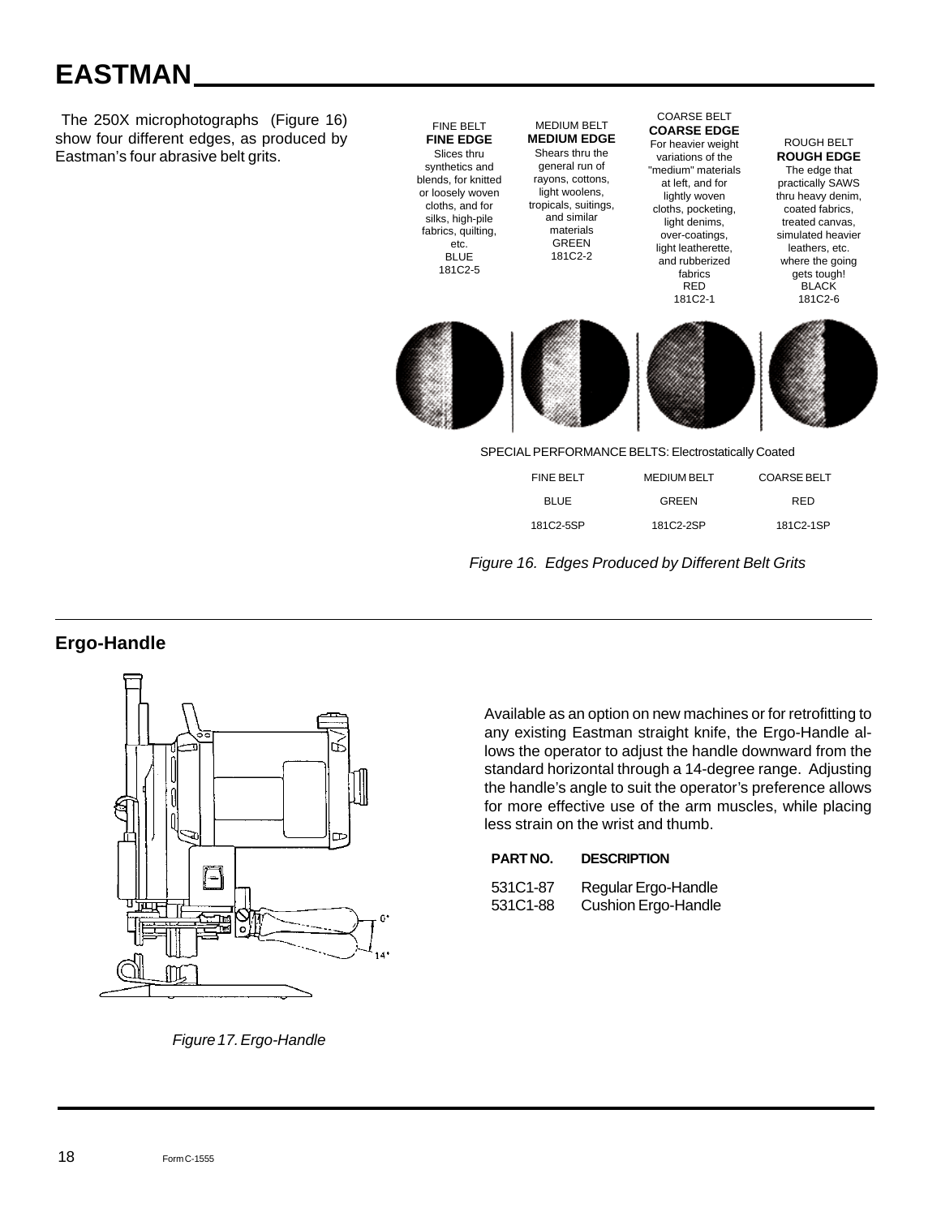The 250X microphotographs (Figure 16) show four different edges, as produced by Eastman's four abrasive belt grits.

| FINE BELT | MEDIUM BELT | COARSE BELT | ROUGH BELT |
|---|---|---|---|
| **FINE EDGE** | **MEDIUM EDGE** | **COARSE EDGE** | **ROUGH EDGE** |
| Slices thru synthetics and blends, for knitted or loosely woven cloths, and for silks, high-pile fabrics, quilting, etc. | Shears thru the general run of rayons, cottons, light woolens, tropicals, suitings, and similar materials | For heavier weight variations of the "medium" materials at left, and for lightly woven cloths, pocketing, light denims, over-coatings, light leatherette, and rubberized fabrics | The edge that practically SAWS thru heavy denim, coated fabrics, treated canvas, simulated heavier leathers, etc. where the going gets tough! |
| BLUE | GREEN | RED | BLACK |
| 181C2-5 | 181C2-2 | 181C2-1 | 181C2-6 |

SPECIAL PERFORMANCE BELTS: Electrostatically Coated

| FINE BELT | MEDIUM BELT | COARSE BELT |
|---|---|---|
| BLUE | GREEN | RED |
| 181C2-5SP | 181C2-2SP | 181C2-1SP |

*Figure 16. Edges Produced by Different Belt Grits*

## Ergo-Handle

*Figure 17. Ergo-Handle*

Available as an option on new machines or for retrofitting to any existing Eastman straight knife, the Ergo-Handle allows the operator to adjust the handle downward from the standard horizontal through a 14-degree range. Adjusting the handle's angle to suit the operator's preference allows for more effective use of the arm muscles, while placing less strain on the wrist and thumb.

| PART NO. | DESCRIPTION |
|---|---|
| 531C1-87 | Regular Ergo-Handle |
| 531C1-88 | Cushion Ergo-Handle |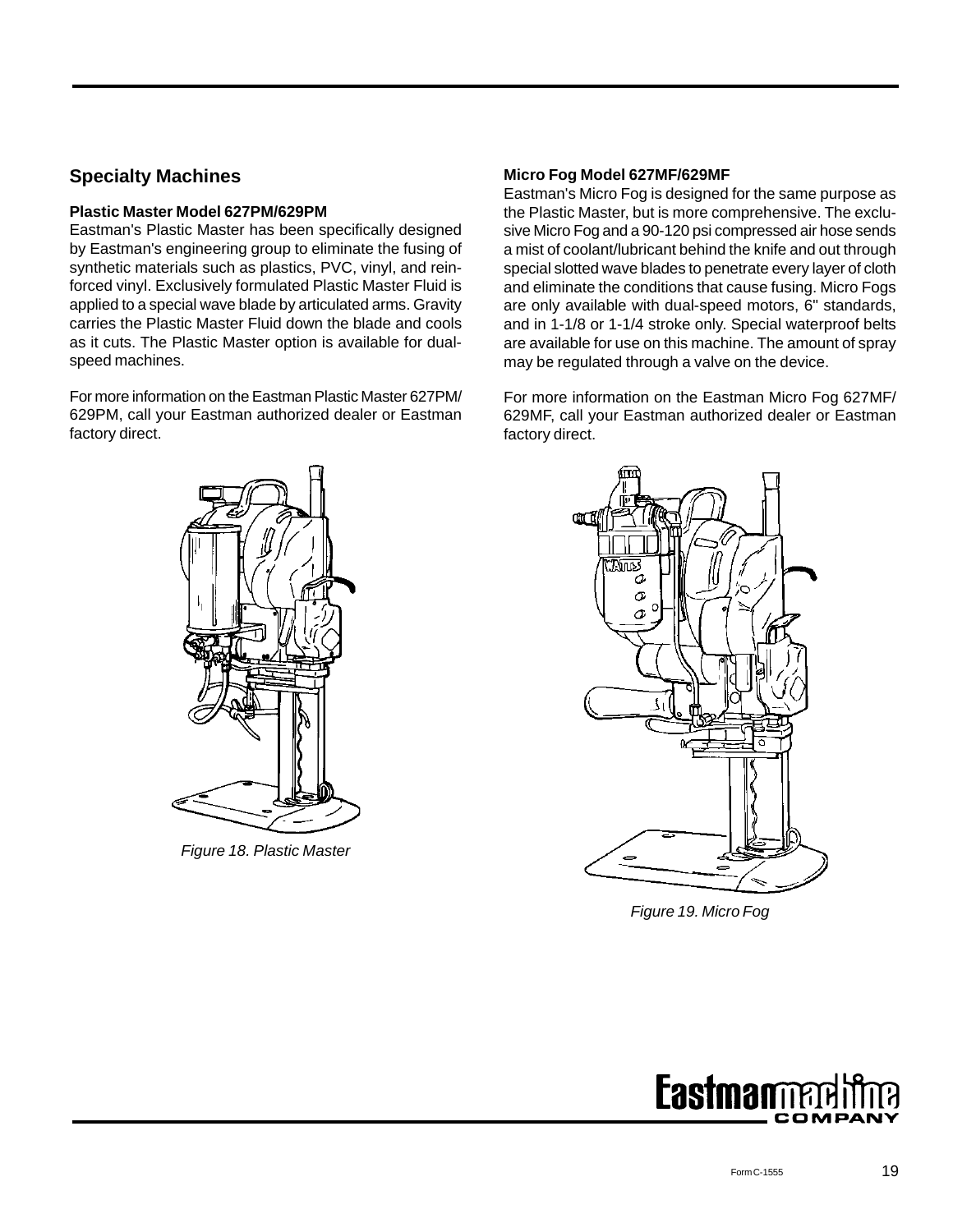## Specialty Machines

### Plastic Master Model 627PM/629PM

Eastman's Plastic Master has been specifically designed by Eastman's engineering group to eliminate the fusing of synthetic materials such as plastics, PVC, vinyl, and reinforced vinyl. Exclusively formulated Plastic Master Fluid is applied to a special wave blade by articulated arms. Gravity carries the Plastic Master Fluid down the blade and cools as it cuts. The Plastic Master option is available for dual-speed machines.

For more information on the Eastman Plastic Master 627PM/629PM, call your Eastman authorized dealer or Eastman factory direct.

*Figure 18. Plastic Master*

### Micro Fog Model 627MF/629MF

Eastman's Micro Fog is designed for the same purpose as the Plastic Master, but is more comprehensive. The exclusive Micro Fog and a 90-120 psi compressed air hose sends a mist of coolant/lubricant behind the knife and out through special slotted wave blades to penetrate every layer of cloth and eliminate the conditions that cause fusing. Micro Fogs are only available with dual-speed motors, 6" standards, and in 1-1/8 or 1-1/4 stroke only. Special waterproof belts are available for use on this machine. The amount of spray may be regulated through a valve on the device.

For more information on the Eastman Micro Fog 627MF/629MF, call your Eastman authorized dealer or Eastman factory direct.

*Figure 19. Micro Fog*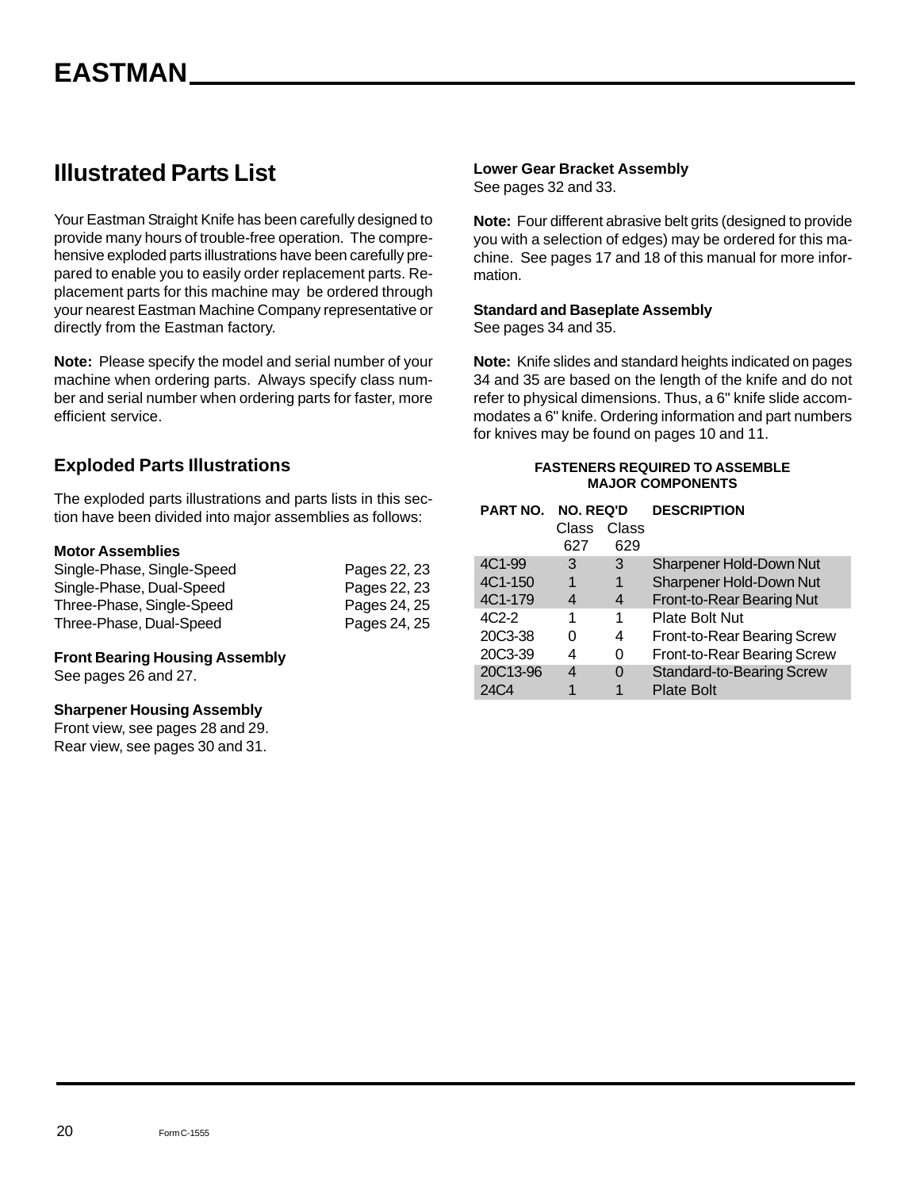## Illustrated Parts List

Your Eastman Straight Knife has been carefully designed to provide many hours of trouble-free operation. The comprehensive exploded parts illustrations have been carefully prepared to enable you to easily order replacement parts. Replacement parts for this machine may be ordered through your nearest Eastman Machine Company representative or directly from the Eastman factory.

**Note:** Please specify the model and serial number of your machine when ordering parts. Always specify class number and serial number when ordering parts for faster, more efficient service.

### Exploded Parts Illustrations

The exploded parts illustrations and parts lists in this section have been divided into major assemblies as follows:

**Motor Assemblies**

| | |
|---|---|
| Single-Phase, Single-Speed | Pages 22, 23 |
| Single-Phase, Dual-Speed | Pages 22, 23 |
| Three-Phase, Single-Speed | Pages 24, 25 |
| Three-Phase, Dual-Speed | Pages 24, 25 |

**Front Bearing Housing Assembly**
See pages 26 and 27.

**Sharpener Housing Assembly**
Front view, see pages 28 and 29.
Rear view, see pages 30 and 31.

**Lower Gear Bracket Assembly**
See pages 32 and 33.

**Note:** Four different abrasive belt grits (designed to provide you with a selection of edges) may be ordered for this machine. See pages 17 and 18 of this manual for more information.

**Standard and Baseplate Assembly**
See pages 34 and 35.

**Note:** Knife slides and standard heights indicated on pages 34 and 35 are based on the length of the knife and do not refer to physical dimensions. Thus, a 6" knife slide accommodates a 6" knife. Ordering information and part numbers for knives may be found on pages 10 and 11.

**FASTENERS REQUIRED TO ASSEMBLE MAJOR COMPONENTS**

| PART NO. | NO. REQ'D Class 627 | NO. REQ'D Class 629 | DESCRIPTION |
|---|---|---|---|
| 4C1-99 | 3 | 3 | Sharpener Hold-Down Nut |
| 4C1-150 | 1 | 1 | Sharpener Hold-Down Nut |
| 4C1-179 | 4 | 4 | Front-to-Rear Bearing Nut |
| 4C2-2 | 1 | 1 | Plate Bolt Nut |
| 20C3-38 | 0 | 4 | Front-to-Rear Bearing Screw |
| 20C3-39 | 4 | 0 | Front-to-Rear Bearing Screw |
| 20C13-96 | 4 | 0 | Standard-to-Bearing Screw |
| 24C4 | 1 | 1 | Plate Bolt |

Form C-1555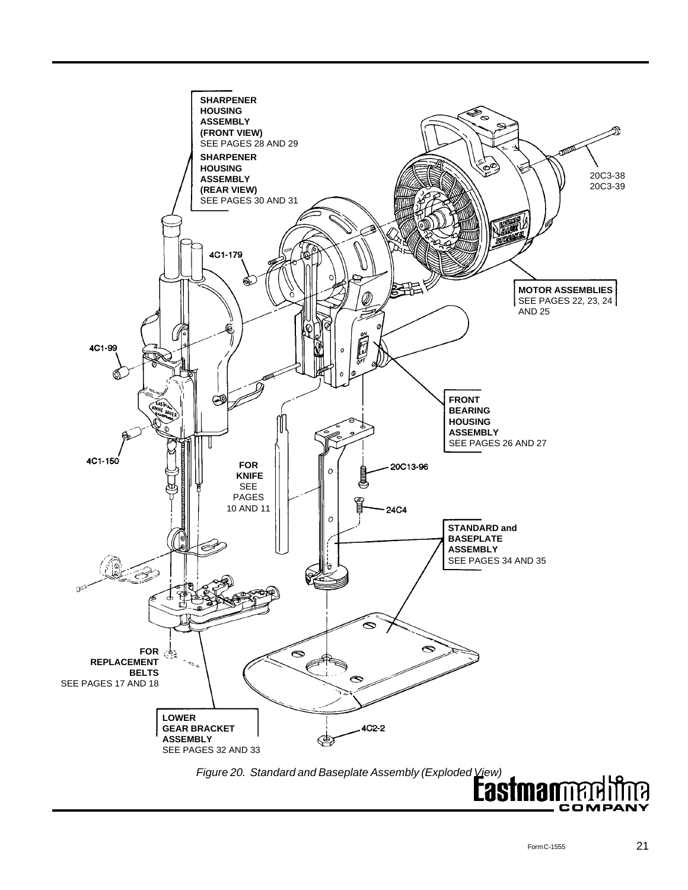SHARPENER HOUSING ASSEMBLY (FRONT VIEW)
SEE PAGES 28 AND 29

SHARPENER HOUSING ASSEMBLY (REAR VIEW)
SEE PAGES 30 AND 31

4C1-179

20C3-38
20C3-39

MOTOR ASSEMBLIES
SEE PAGES 22, 23, 24 AND 25

4C1-99

FRONT BEARING HOUSING ASSEMBLY
SEE PAGES 26 AND 27

4C1-150

FOR KNIFE
SEE PAGES 10 AND 11

20C13-96

24C4

STANDARD and BASEPLATE ASSEMBLY
SEE PAGES 34 AND 35

FOR REPLACEMENT BELTS
SEE PAGES 17 AND 18

LOWER GEAR BRACKET ASSEMBLY
SEE PAGES 32 AND 33

4C2-2

*Figure 20. Standard and Baseplate Assembly (Exploded View)*

Form C-1555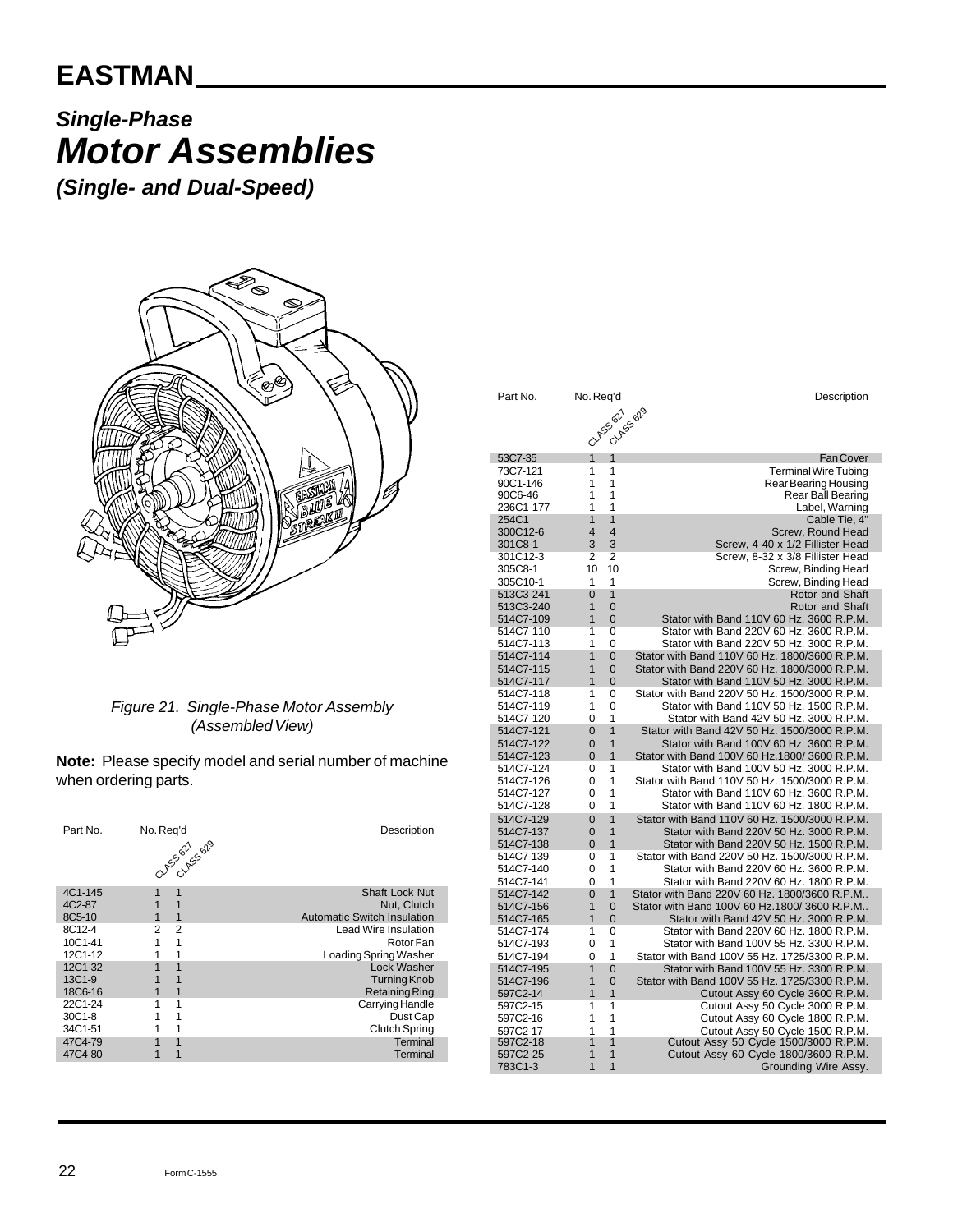# EASTMAN

## *Single-Phase*
# *Motor Assemblies*
### *(Single- and Dual-Speed)*

*Figure 21. Single-Phase Motor Assembly (Assembled View)*

**Note:** Please specify model and serial number of machine when ordering parts.

| Part No. | No. Req'd CLASS 627 | No. Req'd CLASS 629 | Description |
|---|---|---|---|
| 4C1-145 | 1 | 1 | Shaft Lock Nut |
| 4C2-87 | 1 | 1 | Nut, Clutch |
| 8C5-10 | 1 | 1 | Automatic Switch Insulation |
| 8C12-4 | 2 | 2 | Lead Wire Insulation |
| 10C1-41 | 1 | 1 | Rotor Fan |
| 12C1-12 | 1 | 1 | Loading Spring Washer |
| 12C1-32 | 1 | 1 | Lock Washer |
| 13C1-9 | 1 | 1 | Turning Knob |
| 18C6-16 | 1 | 1 | Retaining Ring |
| 22C1-24 | 1 | 1 | Carrying Handle |
| 30C1-8 | 1 | 1 | Dust Cap |
| 34C1-51 | 1 | 1 | Clutch Spring |
| 47C4-79 | 1 | 1 | Terminal |
| 47C4-80 | 1 | 1 | Terminal |
| 53C7-35 | 1 | 1 | Fan Cover |
| 73C7-121 | 1 | 1 | Terminal Wire Tubing |
| 90C1-146 | 1 | 1 | Rear Bearing Housing |
| 90C6-46 | 1 | 1 | Rear Ball Bearing |
| 236C1-177 | 1 | 1 | Label, Warning |
| 254C1 | 1 | 1 | Cable Tie, 4" |
| 300C12-6 | 4 | 4 | Screw, Round Head |
| 301C8-1 | 3 | 3 | Screw, 4-40 x 1/2 Fillister Head |
| 301C12-3 | 2 | 2 | Screw, 8-32 x 3/8 Fillister Head |
| 305C8-1 | 10 | 10 | Screw, Binding Head |
| 305C10-1 | 1 | 1 | Screw, Binding Head |
| 513C3-241 | 0 | 1 | Rotor and Shaft |
| 513C3-240 | 1 | 0 | Rotor and Shaft |
| 514C7-109 | 1 | 0 | Stator with Band 110V 60 Hz. 3600 R.P.M. |
| 514C7-110 | 1 | 0 | Stator with Band 220V 60 Hz. 3600 R.P.M. |
| 514C7-113 | 1 | 0 | Stator with Band 220V 50 Hz. 3000 R.P.M. |
| 514C7-114 | 1 | 0 | Stator with Band 110V 60 Hz. 1800/3600 R.P.M. |
| 514C7-115 | 1 | 0 | Stator with Band 220V 60 Hz. 1800/3000 R.P.M. |
| 514C7-117 | 1 | 0 | Stator with Band 110V 50 Hz. 3000 R.P.M. |
| 514C7-118 | 1 | 0 | Stator with Band 220V 50 Hz. 1500/3000 R.P.M. |
| 514C7-119 | 1 | 0 | Stator with Band 110V 50 Hz. 1500 R.P.M. |
| 514C7-120 | 0 | 1 | Stator with Band 42V 50 Hz. 3000 R.P.M. |
| 514C7-121 | 0 | 1 | Stator with Band 42V 50 Hz. 1500/3000 R.P.M. |
| 514C7-122 | 0 | 1 | Stator with Band 100V 60 Hz. 3600 R.P.M. |
| 514C7-123 | 0 | 1 | Stator with Band 100V 60 Hz.1800/ 3600 R.P.M. |
| 514C7-124 | 0 | 1 | Stator with Band 100V 50 Hz. 3000 R.P.M. |
| 514C7-126 | 0 | 1 | Stator with Band 110V 50 Hz. 1500/3000 R.P.M. |
| 514C7-127 | 0 | 1 | Stator with Band 110V 60 Hz. 3600 R.P.M. |
| 514C7-128 | 0 | 1 | Stator with Band 110V 60 Hz. 1800 R.P.M. |
| 514C7-129 | 0 | 1 | Stator with Band 110V 60 Hz. 1500/3000 R.P.M. |
| 514C7-137 | 0 | 1 | Stator with Band 220V 50 Hz. 3000 R.P.M. |
| 514C7-138 | 0 | 1 | Stator with Band 220V 50 Hz. 1500 R.P.M. |
| 514C7-139 | 0 | 1 | Stator with Band 220V 50 Hz. 1500/3000 R.P.M. |
| 514C7-140 | 0 | 1 | Stator with Band 220V 60 Hz. 3600 R.P.M. |
| 514C7-141 | 0 | 1 | Stator with Band 220V 60 Hz. 1800 R.P.M. |
| 514C7-142 | 0 | 1 | Stator with Band 220V 60 Hz. 1800/3600 R.P.M.. |
| 514C7-156 | 1 | 0 | Stator with Band 100V 60 Hz.1800/ 3600 R.P.M.. |
| 514C7-165 | 1 | 0 | Stator with Band 42V 50 Hz. 3000 R.P.M. |
| 514C7-174 | 1 | 0 | Stator with Band 220V 60 Hz. 1800 R.P.M. |
| 514C7-193 | 0 | 1 | Stator with Band 100V 55 Hz. 3300 R.P.M. |
| 514C7-194 | 0 | 1 | Stator with Band 100V 55 Hz. 1725/3300 R.P.M. |
| 514C7-195 | 1 | 0 | Stator with Band 100V 55 Hz. 3300 R.P.M. |
| 514C7-196 | 1 | 0 | Stator with Band 100V 55 Hz. 1725/3300 R.P.M. |
| 597C2-14 | 1 | 1 | Cutout Assy 60 Cycle 3600 R.P.M. |
| 597C2-15 | 1 | 1 | Cutout Assy 50 Cycle 3000 R.P.M. |
| 597C2-16 | 1 | 1 | Cutout Assy 60 Cycle 1800 R.P.M. |
| 597C2-17 | 1 | 1 | Cutout Assy 50 Cycle 1500 R.P.M. |
| 597C2-18 | 1 | 1 | Cutout Assy 50 Cycle 1500/3000 R.P.M. |
| 597C2-25 | 1 | 1 | Cutout Assy 60 Cycle 1800/3600 R.P.M. |
| 783C1-3 | 1 | 1 | Grounding Wire Assy. |

Form C-1555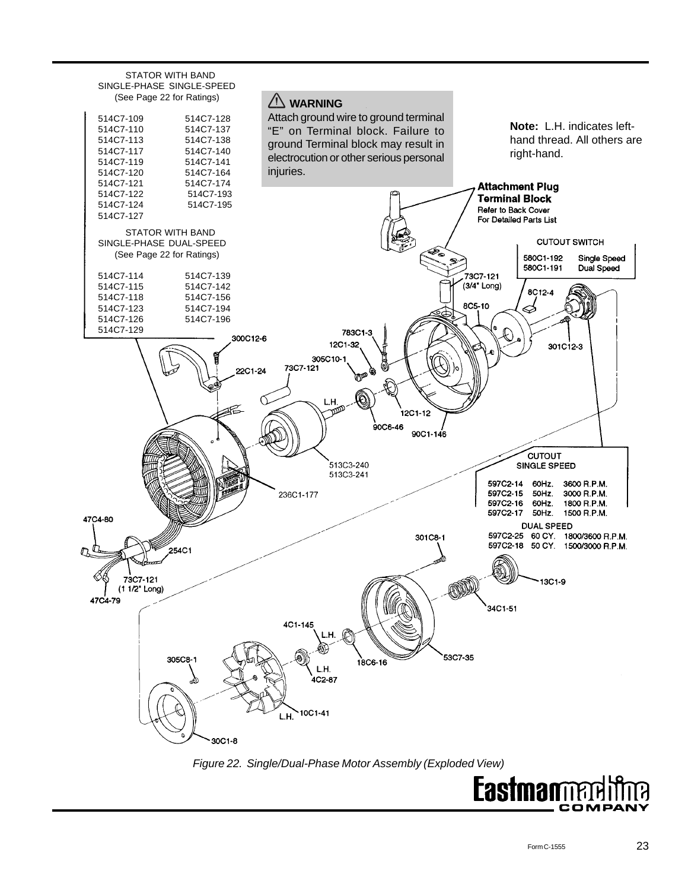STATOR WITH BAND
SINGLE-PHASE SINGLE-SPEED
(See Page 22 for Ratings)

| | |
|---|---|
| 514C7-109 | 514C7-128 |
| 514C7-110 | 514C7-137 |
| 514C7-113 | 514C7-138 |
| 514C7-117 | 514C7-140 |
| 514C7-119 | 514C7-141 |
| 514C7-120 | 514C7-164 |
| 514C7-121 | 514C7-174 |
| 514C7-122 | 514C7-193 |
| 514C7-124 | 514C7-195 |
| 514C7-127 | |

STATOR WITH BAND
SINGLE-PHASE DUAL-SPEED
(See Page 22 for Ratings)

| | |
|---|---|
| 514C7-114 | 514C7-139 |
| 514C7-115 | 514C7-142 |
| 514C7-118 | 514C7-156 |
| 514C7-123 | 514C7-194 |
| 514C7-126 | 514C7-196 |
| 514C7-129 | |

**⚠ WARNING**

Attach ground wire to ground terminal "E" on Terminal block. Failure to ground Terminal block may result in electrocution or other serious personal injuries.

**Note:** L.H. indicates left-hand thread. All others are right-hand.

**Attachment Plug**
**Terminal Block**
Refer to Back Cover
For Detailed Parts List

CUTOUT SWITCH

| | |
|---|---|
| 580C1-192 | Single Speed |
| 580C1-191 | Dual Speed |

73C7-121 (3/4" Long), 8C12-4, 8C5-10, 301C12-3, 783C1-3, 12C1-32, 305C10-1, 73C7-121, 300C12-6, 22C1-24, L.H., 12C1-12, 90C6-46, 90C1-146, 513C3-240, 513C3-241, 236C1-177, 47C4-80, 254C1, 73C7-121 (1 1/2" Long), 47C4-79

CUTOUT
SINGLE SPEED

| | | |
|---|---|---|
| 597C2-14 | 60Hz. | 3600 R.P.M. |
| 597C2-15 | 50Hz. | 3000 R.P.M. |
| 597C2-16 | 60Hz. | 1800 R.P.M. |
| 597C2-17 | 50Hz. | 1500 R.P.M. |

DUAL SPEED

| | | |
|---|---|---|
| 597C2-25 | 60 CY. | 1800/3600 R.P.M. |
| 597C2-18 | 50 CY. | 1500/3000 R.P.M. |

301C8-1, 13C1-9, 34C1-51, 4C1-145, L.H., 53C7-35, 18C6-16, 305C8-1, L.H., 4C2-87, L.H., 10C1-41, 30C1-8

*Figure 22. Single/Dual-Phase Motor Assembly (Exploded View)*

Form C-1555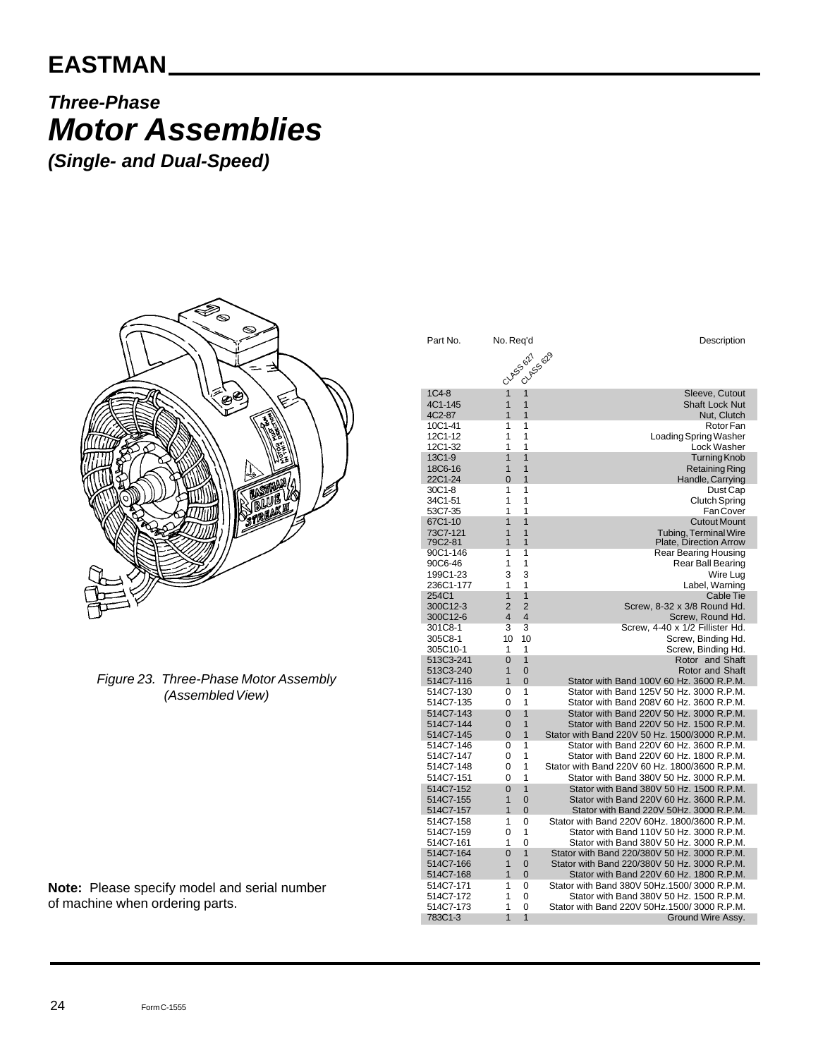# EASTMAN

## *Three-Phase*
## ***Motor Assemblies***
### *(Single- and Dual-Speed)*

*Figure 23. Three-Phase Motor Assembly (Assembled View)*

**Note:** Please specify model and serial number of machine when ordering parts.

| Part No. | No. Req'd CLASS 627 | No. Req'd CLASS 629 | Description |
|---|---|---|---|
| 1C4-8 | 1 | 1 | Sleeve, Cutout |
| 4C1-145 | 1 | 1 | Shaft Lock Nut |
| 4C2-87 | 1 | 1 | Nut, Clutch |
| 10C1-41 | 1 | 1 | Rotor Fan |
| 12C1-12 | 1 | 1 | Loading Spring Washer |
| 12C1-32 | 1 | 1 | Lock Washer |
| 13C1-9 | 1 | 1 | Turning Knob |
| 18C6-16 | 1 | 1 | Retaining Ring |
| 22C1-24 | 0 | 1 | Handle, Carrying |
| 30C1-8 | 1 | 1 | Dust Cap |
| 34C1-51 | 1 | 1 | Clutch Spring |
| 53C7-35 | 1 | 1 | Fan Cover |
| 67C1-10 | 1 | 1 | Cutout Mount |
| 73C7-121 | 1 | 1 | Tubing, Terminal Wire |
| 79C2-81 | 1 | 1 | Plate, Direction Arrow |
| 90C1-146 | 1 | 1 | Rear Bearing Housing |
| 90C6-46 | 1 | 1 | Rear Ball Bearing |
| 199C1-23 | 3 | 3 | Wire Lug |
| 236C1-177 | 1 | 1 | Label, Warning |
| 254C1 | 1 | 1 | Cable Tie |
| 300C12-3 | 2 | 2 | Screw, 8-32 x 3/8 Round Hd. |
| 300C12-6 | 4 | 4 | Screw, Round Hd. |
| 301C8-1 | 3 | 3 | Screw, 4-40 x 1/2 Fillister Hd. |
| 305C8-1 | 10 | 10 | Screw, Binding Hd. |
| 305C10-1 | 1 | 1 | Screw, Binding Hd. |
| 513C3-241 | 0 | 1 | Rotor and Shaft |
| 513C3-240 | 1 | 0 | Rotor and Shaft |
| 514C7-116 | 1 | 0 | Stator with Band 100V 60 Hz. 3600 R.P.M. |
| 514C7-130 | 0 | 1 | Stator with Band 125V 50 Hz. 3000 R.P.M. |
| 514C7-135 | 0 | 1 | Stator with Band 208V 60 Hz. 3600 R.P.M. |
| 514C7-143 | 0 | 1 | Stator with Band 220V 50 Hz. 3000 R.P.M. |
| 514C7-144 | 0 | 1 | Stator with Band 220V 50 Hz. 1500 R.P.M. |
| 514C7-145 | 0 | 1 | Stator with Band 220V 50 Hz. 1500/3000 R.P.M. |
| 514C7-146 | 0 | 1 | Stator with Band 220V 60 Hz. 3600 R.P.M. |
| 514C7-147 | 0 | 1 | Stator with Band 220V 60 Hz. 1800 R.P.M. |
| 514C7-148 | 0 | 1 | Stator with Band 220V 60 Hz. 1800/3600 R.P.M. |
| 514C7-151 | 0 | 1 | Stator with Band 380V 50 Hz. 3000 R.P.M. |
| 514C7-152 | 0 | 1 | Stator with Band 380V 50 Hz. 1500 R.P.M. |
| 514C7-155 | 1 | 0 | Stator with Band 220V 60 Hz. 3600 R.P.M. |
| 514C7-157 | 1 | 0 | Stator with Band 220V 50Hz. 3000 R.P.M. |
| 514C7-158 | 1 | 0 | Stator with Band 220V 60Hz. 1800/3600 R.P.M. |
| 514C7-159 | 0 | 1 | Stator with Band 110V 50 Hz. 3000 R.P.M. |
| 514C7-161 | 1 | 0 | Stator with Band 380V 50 Hz. 3000 R.P.M. |
| 514C7-164 | 0 | 1 | Stator with Band 220/380V 50 Hz. 3000 R.P.M. |
| 514C7-166 | 1 | 0 | Stator with Band 220/380V 50 Hz. 3000 R.P.M. |
| 514C7-168 | 1 | 0 | Stator with Band 220V 60 Hz. 1800 R.P.M. |
| 514C7-171 | 1 | 0 | Stator with Band 380V 50Hz.1500/ 3000 R.P.M. |
| 514C7-172 | 1 | 0 | Stator with Band 380V 50 Hz. 1500 R.P.M. |
| 514C7-173 | 1 | 0 | Stator with Band 220V 50Hz.1500/ 3000 R.P.M. |
| 783C1-3 | 1 | 1 | Ground Wire Assy. |

Form C-1555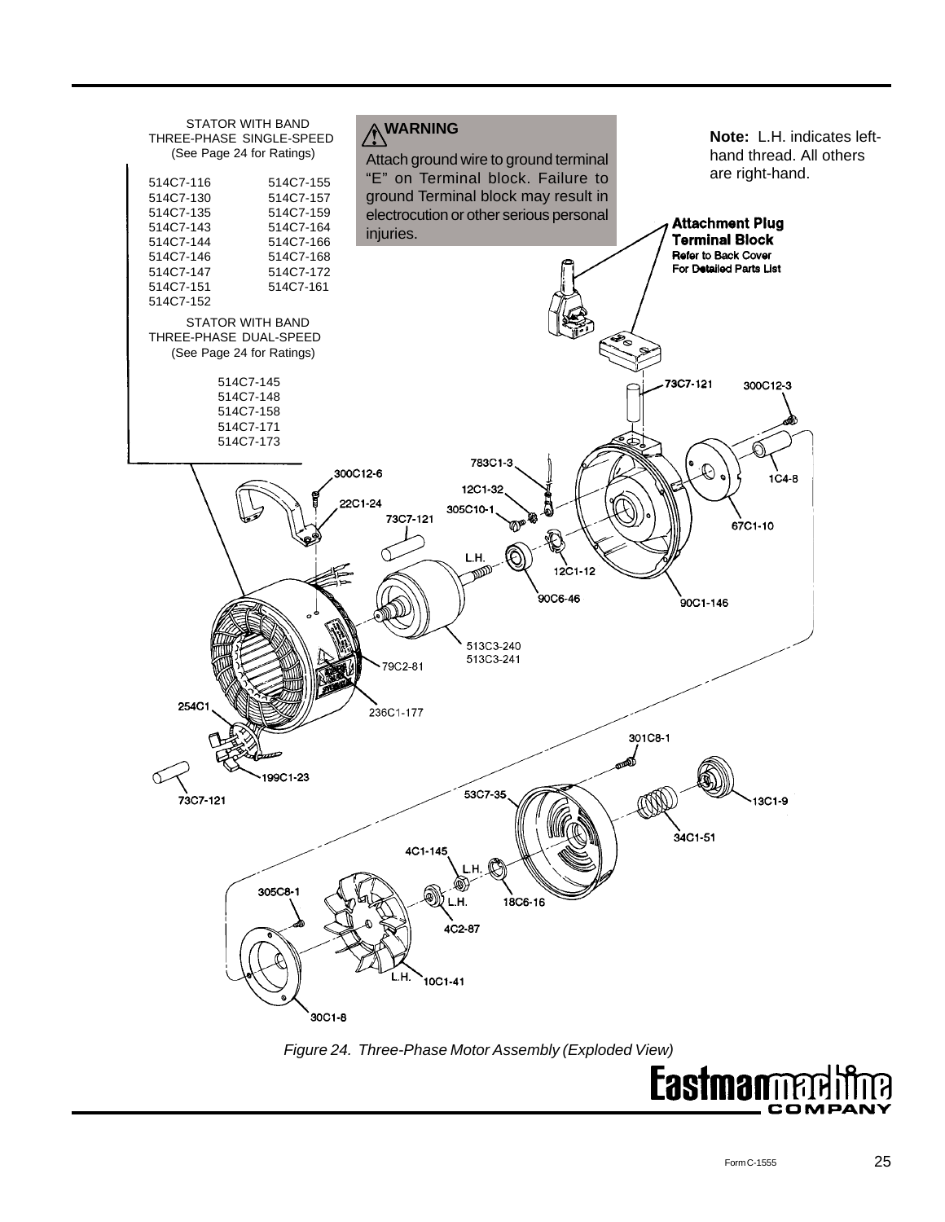STATOR WITH BAND
THREE-PHASE SINGLE-SPEED
(See Page 24 for Ratings)

| | |
|---|---|
| 514C7-116 | 514C7-155 |
| 514C7-130 | 514C7-157 |
| 514C7-135 | 514C7-159 |
| 514C7-143 | 514C7-164 |
| 514C7-144 | 514C7-166 |
| 514C7-146 | 514C7-168 |
| 514C7-147 | 514C7-172 |
| 514C7-151 | 514C7-161 |
| 514C7-152 | |

STATOR WITH BAND
THREE-PHASE DUAL-SPEED
(See Page 24 for Ratings)

514C7-145
514C7-148
514C7-158
514C7-171
514C7-173

**⚠ WARNING**

Attach ground wire to ground terminal "E" on Terminal block. Failure to ground Terminal block may result in electrocution or other serious personal injuries.

**Note:** L.H. indicates left-hand thread. All others are right-hand.

**Attachment Plug**
**Terminal Block**
**Refer to Back Cover For Detailed Parts List**

73C7-121 300C12-3 783C1-3 300C12-6 12C1-32 22C1-24 305C10-1 73C7-121 1C4-8 67C1-10 L.H. 12C1-12 90C6-46 90C1-146 513C3-240 513C3-241 79C2-81 254C1 236C1-177 301C8-1 199C1-23 73C7-121 53C7-35 13C1-9 34C1-51 4C1-145 L.H. 305C8-1 L.H. 18C6-16 4C2-87 L.H. 10C1-41 30C1-8

*Figure 24. Three-Phase Motor Assembly (Exploded View)*

Eastman machine COMPANY

Form C-1555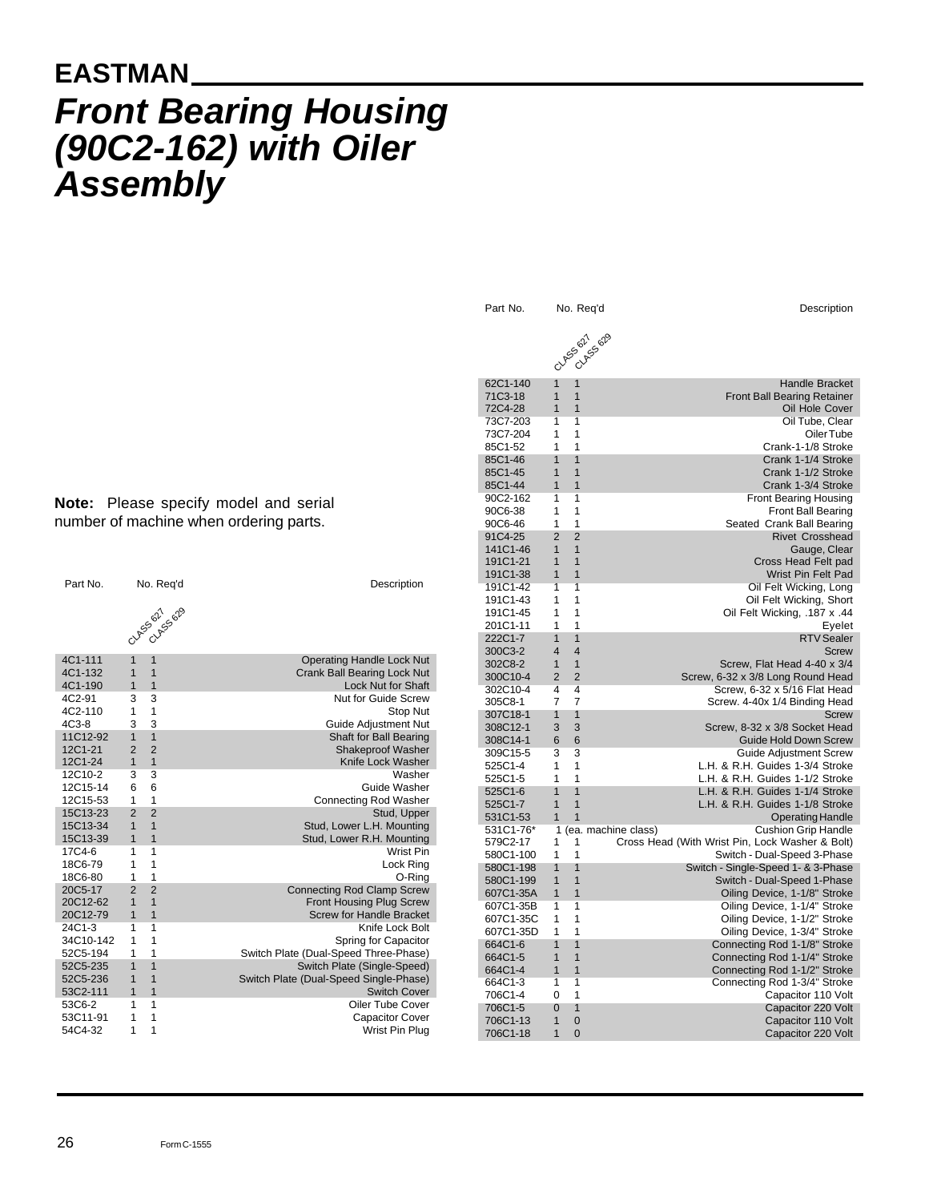# EASTMAN

## *Front Bearing Housing (90C2-162) with Oiler Assembly*

**Note:** Please specify model and serial number of machine when ordering parts.

| Part No. | No. Req'd CLASS 627 | No. Req'd CLASS 629 | Description |
|---|---|---|---|
| 4C1-111 | 1 | 1 | Operating Handle Lock Nut |
| 4C1-132 | 1 | 1 | Crank Ball Bearing Lock Nut |
| 4C1-190 | 1 | 1 | Lock Nut for Shaft |
| 4C2-91 | 3 | 3 | Nut for Guide Screw |
| 4C2-110 | 1 | 1 | Stop Nut |
| 4C3-8 | 3 | 3 | Guide Adjustment Nut |
| 11C12-92 | 1 | 1 | Shaft for Ball Bearing |
| 12C1-21 | 2 | 2 | Shakeproof Washer |
| 12C1-24 | 1 | 1 | Knife Lock Washer |
| 12C10-2 | 3 | 3 | Washer |
| 12C15-14 | 6 | 6 | Guide Washer |
| 12C15-53 | 1 | 1 | Connecting Rod Washer |
| 15C13-23 | 2 | 2 | Stud, Upper |
| 15C13-34 | 1 | 1 | Stud, Lower L.H. Mounting |
| 15C13-39 | 1 | 1 | Stud, Lower R.H. Mounting |
| 17C4-6 | 1 | 1 | Wrist Pin |
| 18C6-79 | 1 | 1 | Lock Ring |
| 18C6-80 | 1 | 1 | O-Ring |
| 20C5-17 | 2 | 2 | Connecting Rod Clamp Screw |
| 20C12-62 | 1 | 1 | Front Housing Plug Screw |
| 20C12-79 | 1 | 1 | Screw for Handle Bracket |
| 24C1-3 | 1 | 1 | Knife Lock Bolt |
| 34C10-142 | 1 | 1 | Spring for Capacitor |
| 52C5-194 | 1 | 1 | Switch Plate (Dual-Speed Three-Phase) |
| 52C5-235 | 1 | 1 | Switch Plate (Single-Speed) |
| 52C5-236 | 1 | 1 | Switch Plate (Dual-Speed Single-Phase) |
| 53C2-111 | 1 | 1 | Switch Cover |
| 53C6-2 | 1 | 1 | Oiler Tube Cover |
| 53C11-91 | 1 | 1 | Capacitor Cover |
| 54C4-32 | 1 | 1 | Wrist Pin Plug |

| Part No. | No. Req'd CLASS 627 | No. Req'd CLASS 629 | Description |
|---|---|---|---|
| 62C1-140 | 1 | 1 | Handle Bracket |
| 71C3-18 | 1 | 1 | Front Ball Bearing Retainer |
| 72C4-28 | 1 | 1 | Oil Hole Cover |
| 73C7-203 | 1 | 1 | Oil Tube, Clear |
| 73C7-204 | 1 | 1 | Oiler Tube |
| 85C1-52 | 1 | 1 | Crank-1-1/8 Stroke |
| 85C1-46 | 1 | 1 | Crank 1-1/4 Stroke |
| 85C1-45 | 1 | 1 | Crank 1-1/2 Stroke |
| 85C1-44 | 1 | 1 | Crank 1-3/4 Stroke |
| 90C2-162 | 1 | 1 | Front Bearing Housing |
| 90C6-38 | 1 | 1 | Front Ball Bearing |
| 90C6-46 | 1 | 1 | Seated Crank Ball Bearing |
| 91C4-25 | 2 | 2 | Rivet Crosshead |
| 141C1-46 | 1 | 1 | Gauge, Clear |
| 191C1-21 | 1 | 1 | Cross Head Felt pad |
| 191C1-38 | 1 | 1 | Wrist Pin Felt Pad |
| 191C1-42 | 1 | 1 | Oil Felt Wicking, Long |
| 191C1-43 | 1 | 1 | Oil Felt Wicking, Short |
| 191C1-45 | 1 | 1 | Oil Felt Wicking, .187 x .44 |
| 201C1-11 | 1 | 1 | Eyelet |
| 222C1-7 | 1 | 1 | RTV Sealer |
| 300C3-2 | 4 | 4 | Screw |
| 302C8-2 | 1 | 1 | Screw, Flat Head 4-40 x 3/4 |
| 300C10-4 | 2 | 2 | Screw, 6-32 x 3/8 Long Round Head |
| 302C10-4 | 4 | 4 | Screw, 6-32 x 5/16 Flat Head |
| 305C8-1 | 7 | 7 | Screw. 4-40x 1/4 Binding Head |
| 307C18-1 | 1 | 1 | Screw |
| 308C12-1 | 3 | 3 | Screw, 8-32 x 3/8 Socket Head |
| 308C14-1 | 6 | 6 | Guide Hold Down Screw |
| 309C15-5 | 3 | 3 | Guide Adjustment Screw |
| 525C1-4 | 1 | 1 | L.H. & R.H. Guides 1-3/4 Stroke |
| 525C1-5 | 1 | 1 | L.H. & R.H. Guides 1-1/2 Stroke |
| 525C1-6 | 1 | 1 | L.H. & R.H. Guides 1-1/4 Stroke |
| 525C1-7 | 1 | 1 | L.H. & R.H. Guides 1-1/8 Stroke |
| 531C1-53 | 1 | 1 | Operating Handle |
| 531C1-76* | 1 (ea. machine class) | | Cushion Grip Handle |
| 579C2-17 | 1 | 1 | Cross Head (With Wrist Pin, Lock Washer & Bolt) |
| 580C1-100 | 1 | 1 | Switch - Dual-Speed 3-Phase |
| 580C1-198 | 1 | 1 | Switch - Single-Speed 1- & 3-Phase |
| 580C1-199 | 1 | 1 | Switch - Dual-Speed 1-Phase |
| 607C1-35A | 1 | 1 | Oiling Device, 1-1/8" Stroke |
| 607C1-35B | 1 | 1 | Oiling Device, 1-1/4" Stroke |
| 607C1-35C | 1 | 1 | Oiling Device, 1-1/2" Stroke |
| 607C1-35D | 1 | 1 | Oiling Device, 1-3/4" Stroke |
| 664C1-6 | 1 | 1 | Connecting Rod 1-1/8" Stroke |
| 664C1-5 | 1 | 1 | Connecting Rod 1-1/4" Stroke |
| 664C1-4 | 1 | 1 | Connecting Rod 1-1/2" Stroke |
| 664C1-3 | 1 | 1 | Connecting Rod 1-3/4" Stroke |
| 706C1-4 | 0 | 1 | Capacitor 110 Volt |
| 706C1-5 | 0 | 1 | Capacitor 220 Volt |
| 706C1-13 | 1 | 0 | Capacitor 110 Volt |
| 706C1-18 | 1 | 0 | Capacitor 220 Volt |

Form C-1555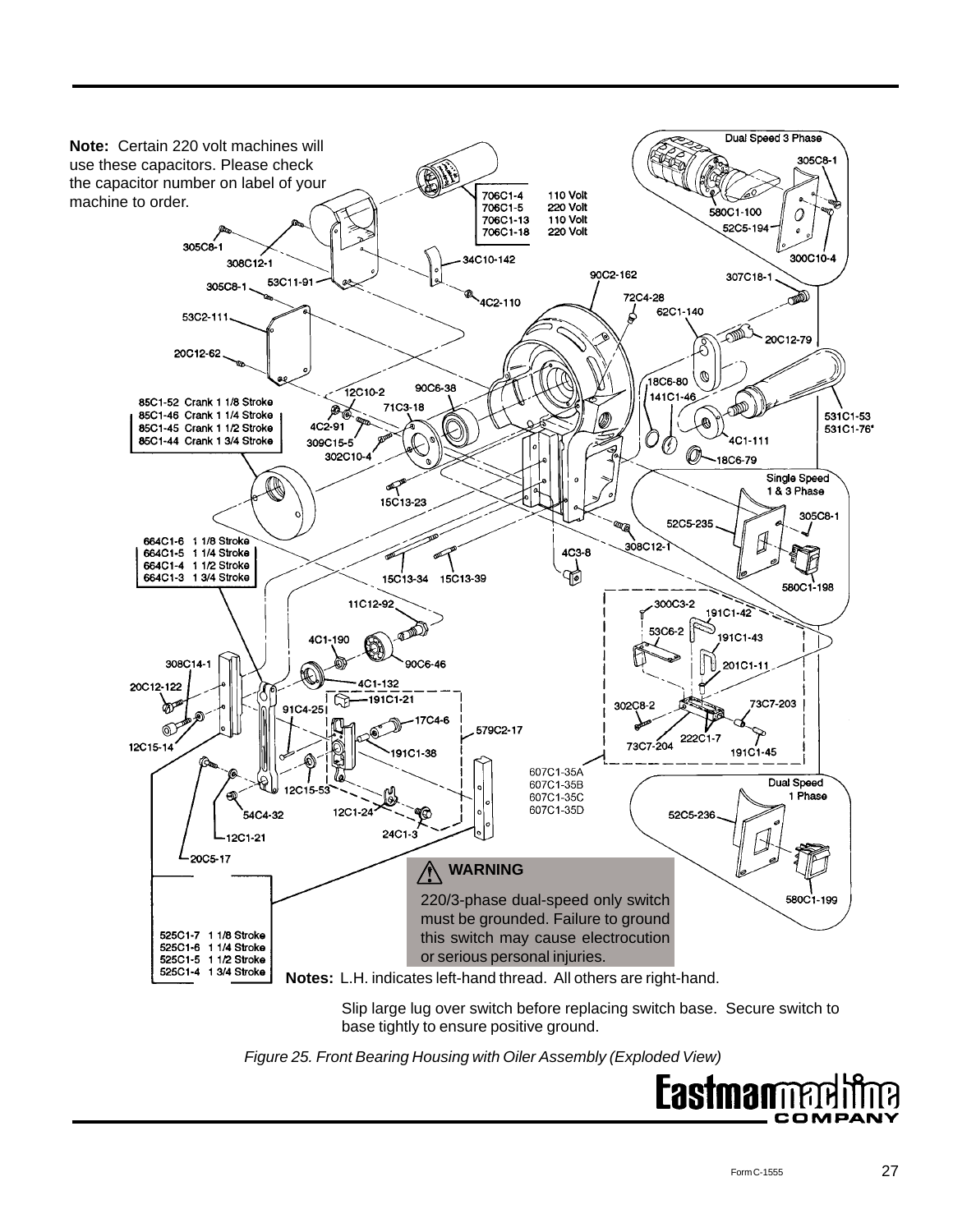**Note:** Certain 220 volt machines will use these capacitors. Please check the capacitor number on label of your machine to order.

| | |
|---|---|
| 706C1-4 | 110 Volt |
| 706C1-5 | 220 Volt |
| 706C1-13 | 110 Volt |
| 706C1-18 | 220 Volt |

| | |
|---|---|
| 85C1-52 | Crank 1 1/8 Stroke |
| 85C1-46 | Crank 1 1/4 Stroke |
| 85C1-45 | Crank 1 1/2 Stroke |
| 85C1-44 | Crank 1 3/4 Stroke |

| | |
|---|---|
| 664C1-6 | 1 1/8 Stroke |
| 664C1-5 | 1 1/4 Stroke |
| 664C1-4 | 1 1/2 Stroke |
| 664C1-3 | 1 3/4 Stroke |

| | |
|---|---|
| 525C1-7 | 1 1/8 Stroke |
| 525C1-6 | 1 1/4 Stroke |
| 525C1-5 | 1 1/2 Stroke |
| 525C1-4 | 1 3/4 Stroke |

Dual Speed 3 Phase: 305C8-1, 580C1-100, 52C5-194, 300C10-4

Single Speed 1 & 3 Phase: 52C5-235, 305C8-1, 580C1-198

Dual Speed 1 Phase: 52C5-236, 580C1-199

305C8-1, 308C12-1, 305C8-1, 53C11-91, 34C10-142, 4C2-110, 90C2-162, 307C18-1, 72C4-28, 62C1-140, 20C12-79, 53C2-111, 20C12-62, 18C6-80, 141C1-46, 531C1-53, 531C1-76*, 90C6-38, 12C10-2, 71C3-18, 4C2-91, 309C15-5, 302C10-4, 4C1-111, 18C6-79, 15C13-23, 308C12-1, 4C3-8, 15C13-34, 15C13-39, 11C12-92, 4C1-190, 90C6-46, 4C1-132, 308C14-1, 20C12-122, 12C15-14, 191C1-21, 91C4-251, 17C4-6, 579C2-17, 191C1-38, 12C15-53, 12C1-24, 24C1-3, 54C4-32, 12C1-21, 20C5-17, 300C3-2, 191C1-42, 53C6-2, 191C1-43, 201C1-11, 302C8-2, 73C7-203, 222C1-7, 73C7-204, 191C1-45, 607C1-35A, 607C1-35B, 607C1-35C, 607C1-35D

**⚠ WARNING**

220/3-phase dual-speed only switch must be grounded. Failure to ground this switch may cause electrocution or serious personal injuries.

**Notes:** L.H. indicates left-hand thread. All others are right-hand.

Slip large lug over switch before replacing switch base. Secure switch to base tightly to ensure positive ground.

*Figure 25. Front Bearing Housing with Oiler Assembly (Exploded View)*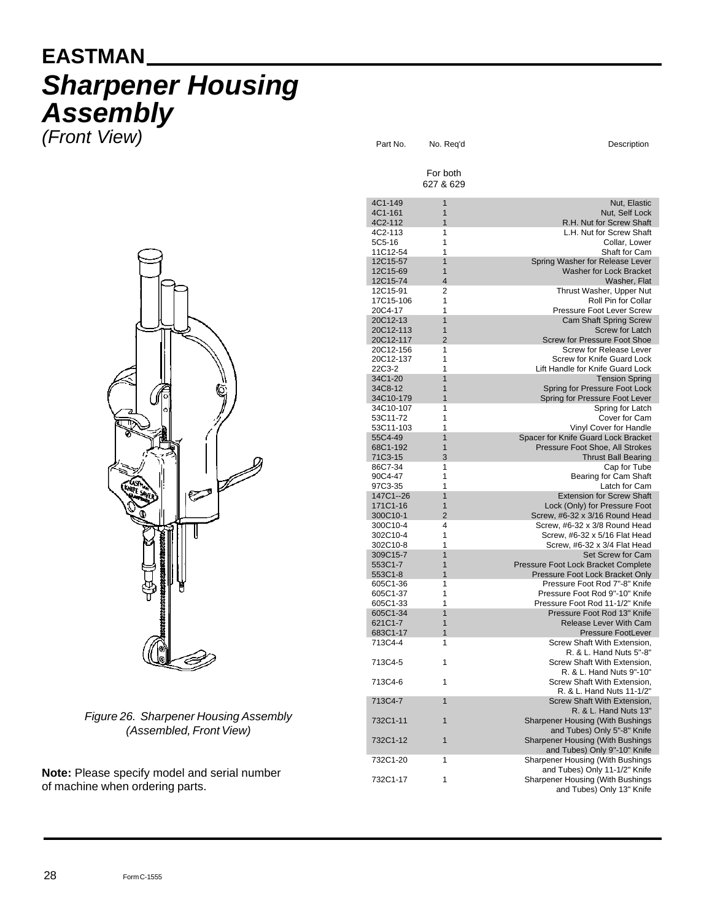# EASTMAN

## *Sharpener Housing Assembly*

*(Front View)*

*Figure 26. Sharpener Housing Assembly (Assembled, Front View)*

**Note:** Please specify model and serial number of machine when ordering parts.

| Part No. | No. Req'd<br>For both 627 & 629 | Description |
|---|---|---|
| 4C1-149 | 1 | Nut, Elastic |
| 4C1-161 | 1 | Nut, Self Lock |
| 4C2-112 | 1 | R.H. Nut for Screw Shaft |
| 4C2-113 | 1 | L.H. Nut for Screw Shaft |
| 5C5-16 | 1 | Collar, Lower |
| 11C12-54 | 1 | Shaft for Cam |
| 12C15-57 | 1 | Spring Washer for Release Lever |
| 12C15-69 | 1 | Washer for Lock Bracket |
| 12C15-74 | 4 | Washer, Flat |
| 12C15-91 | 2 | Thrust Washer, Upper Nut |
| 17C15-106 | 1 | Roll Pin for Collar |
| 20C4-17 | 1 | Pressure Foot Lever Screw |
| 20C12-13 | 1 | Cam Shaft Spring Screw |
| 20C12-113 | 1 | Screw for Latch |
| 20C12-117 | 2 | Screw for Pressure Foot Shoe |
| 20C12-156 | 1 | Screw for Release Lever |
| 20C12-137 | 1 | Screw for Knife Guard Lock |
| 22C3-2 | 1 | Lift Handle for Knife Guard Lock |
| 34C1-20 | 1 | Tension Spring |
| 34C8-12 | 1 | Spring for Pressure Foot Lock |
| 34C10-179 | 1 | Spring for Pressure Foot Lever |
| 34C10-107 | 1 | Spring for Latch |
| 53C11-72 | 1 | Cover for Cam |
| 53C11-103 | 1 | Vinyl Cover for Handle |
| 55C4-49 | 1 | Spacer for Knife Guard Lock Bracket |
| 68C1-192 | 1 | Pressure Foot Shoe, All Strokes |
| 71C3-15 | 3 | Thrust Ball Bearing |
| 86C7-34 | 1 | Cap for Tube |
| 90C4-47 | 1 | Bearing for Cam Shaft |
| 97C3-35 | 1 | Latch for Cam |
| 147C1--26 | 1 | Extension for Screw Shaft |
| 171C1-16 | 1 | Lock (Only) for Pressure Foot |
| 300C10-1 | 2 | Screw, #6-32 x 3/16 Round Head |
| 300C10-4 | 4 | Screw, #6-32 x 3/8 Round Head |
| 302C10-4 | 1 | Screw, #6-32 x 5/16 Flat Head |
| 302C10-8 | 1 | Screw, #6-32 x 3/4 Flat Head |
| 309C15-7 | 1 | Set Screw for Cam |
| 553C1-7 | 1 | Pressure Foot Lock Bracket Complete |
| 553C1-8 | 1 | Pressure Foot Lock Bracket Only |
| 605C1-36 | 1 | Pressure Foot Rod 7"-8" Knife |
| 605C1-37 | 1 | Pressure Foot Rod 9"-10" Knife |
| 605C1-33 | 1 | Pressure Foot Rod 11-1/2" Knife |
| 605C1-34 | 1 | Pressure Foot Rod 13" Knife |
| 621C1-7 | 1 | Release Lever With Cam |
| 683C1-17 | 1 | Pressure FootLever |
| 713C4-4 | 1 | Screw Shaft With Extension, R. & L. Hand Nuts 5"-8" |
| 713C4-5 | 1 | Screw Shaft With Extension, R. & L. Hand Nuts 9"-10" |
| 713C4-6 | 1 | Screw Shaft With Extension, R. & L. Hand Nuts 11-1/2" |
| 713C4-7 | 1 | Screw Shaft With Extension, R. & L. Hand Nuts 13" |
| 732C1-11 | 1 | Sharpener Housing (With Bushings and Tubes) Only 5"-8" Knife |
| 732C1-12 | 1 | Sharpener Housing (With Bushings and Tubes) Only 9"-10" Knife |
| 732C1-20 | 1 | Sharpener Housing (With Bushings and Tubes) Only 11-1/2" Knife |
| 732C1-17 | 1 | Sharpener Housing (With Bushings and Tubes) Only 13" Knife |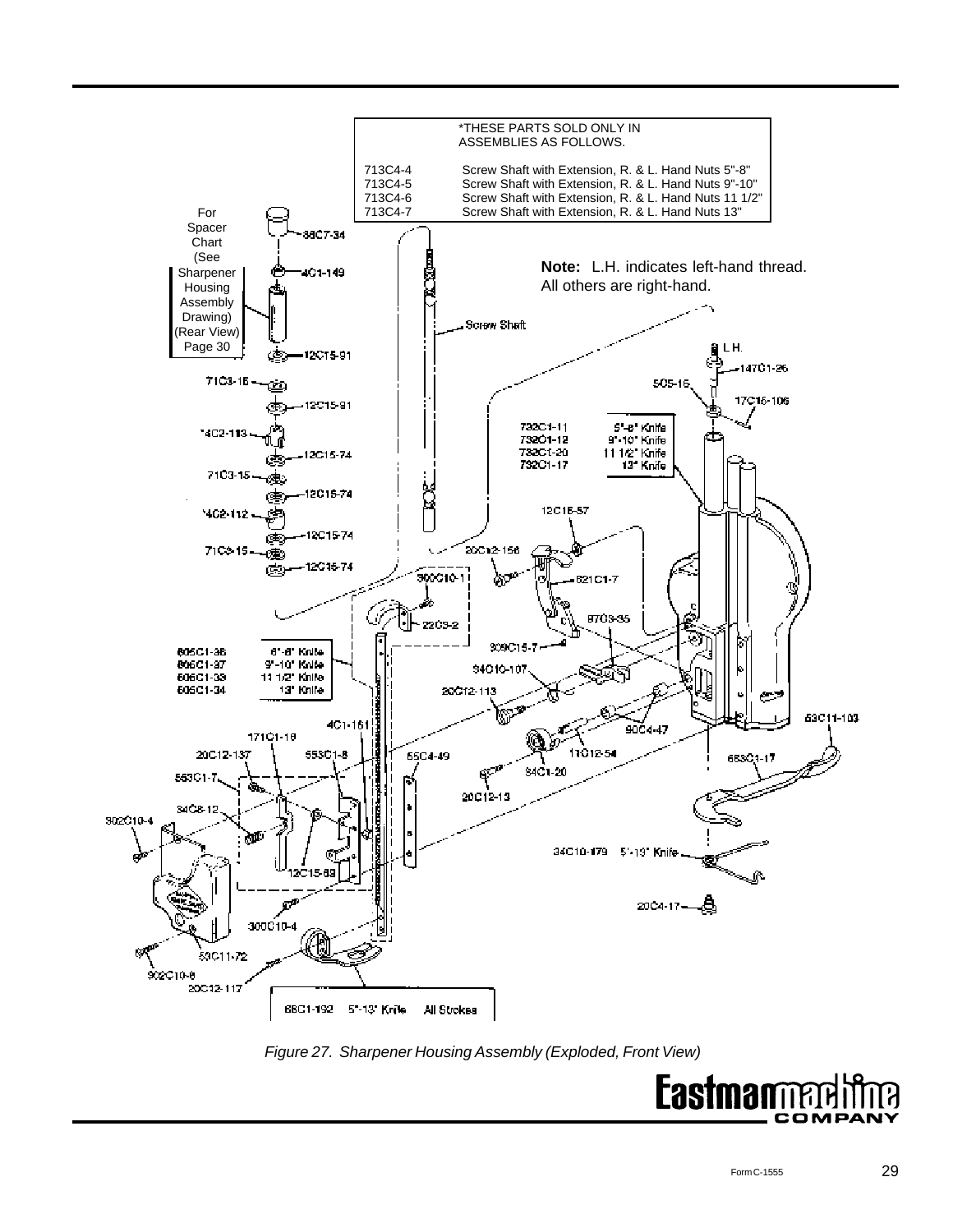*THESE PARTS SOLD ONLY IN ASSEMBLIES AS FOLLOWS.

| | |
|---|---|
| 713C4-4 | Screw Shaft with Extension, R. & L. Hand Nuts 5"-8" |
| 713C4-5 | Screw Shaft with Extension, R. & L. Hand Nuts 9"-10" |
| 713C4-6 | Screw Shaft with Extension, R. & L. Hand Nuts 11 1/2" |
| 713C4-7 | Screw Shaft with Extension, R. & L. Hand Nuts 13" |

For Spacer Chart (See Sharpener Housing Assembly Drawing) (Rear View) Page 30

**Note:** L.H. indicates left-hand thread. All others are right-hand.

88C7-34
4C1-149
12C15-91
71C3-15
12C15-91
*4C2-113
12C15-74
71C3-15
12C15-74
*4C2-112
12C15-74
71C3-15
12C15-74
Screw Shaft
L.H.
14701-26
505-16
17C15-106

| | |
|---|---|
| 732C1-11 | 5"-8" Knife |
| 732C1-12 | 9"-10" Knife |
| 732C1-20 | 11 1/2" Knife |
| 732C1-17 | 13" Knife |

12C15-57
20C12-156
300C10-11
521C1-7
22C3-2
87C3-35
309C15-7

| | |
|---|---|
| 606C1-36 | 5"-8" Knife |
| 606C1-37 | 9"-10" Knife |
| 606C1-33 | 11 1/2" Knife |
| 606C1-34 | 13" Knife |

34C10-107
20C12-113
90C4-47
53C11-103
4C1-151
171C1-18
11C12-54
20C12-137
553C1-8
55C4-49
34C1-20
553C1-17
553C1-7
20C12-13
34C8-12
302C10-4
34C10-179 5"-13" Knife
12C15-89
20C4-17
300C10-4
53C11-72
902C10-6
20C12-117

| | | |
|---|---|---|
| 68C1-192 | 5"-13" Knife | All Strokes |

*Figure 27. Sharpener Housing Assembly (Exploded, Front View)*

Eastman machine COMPANY

Form C-1555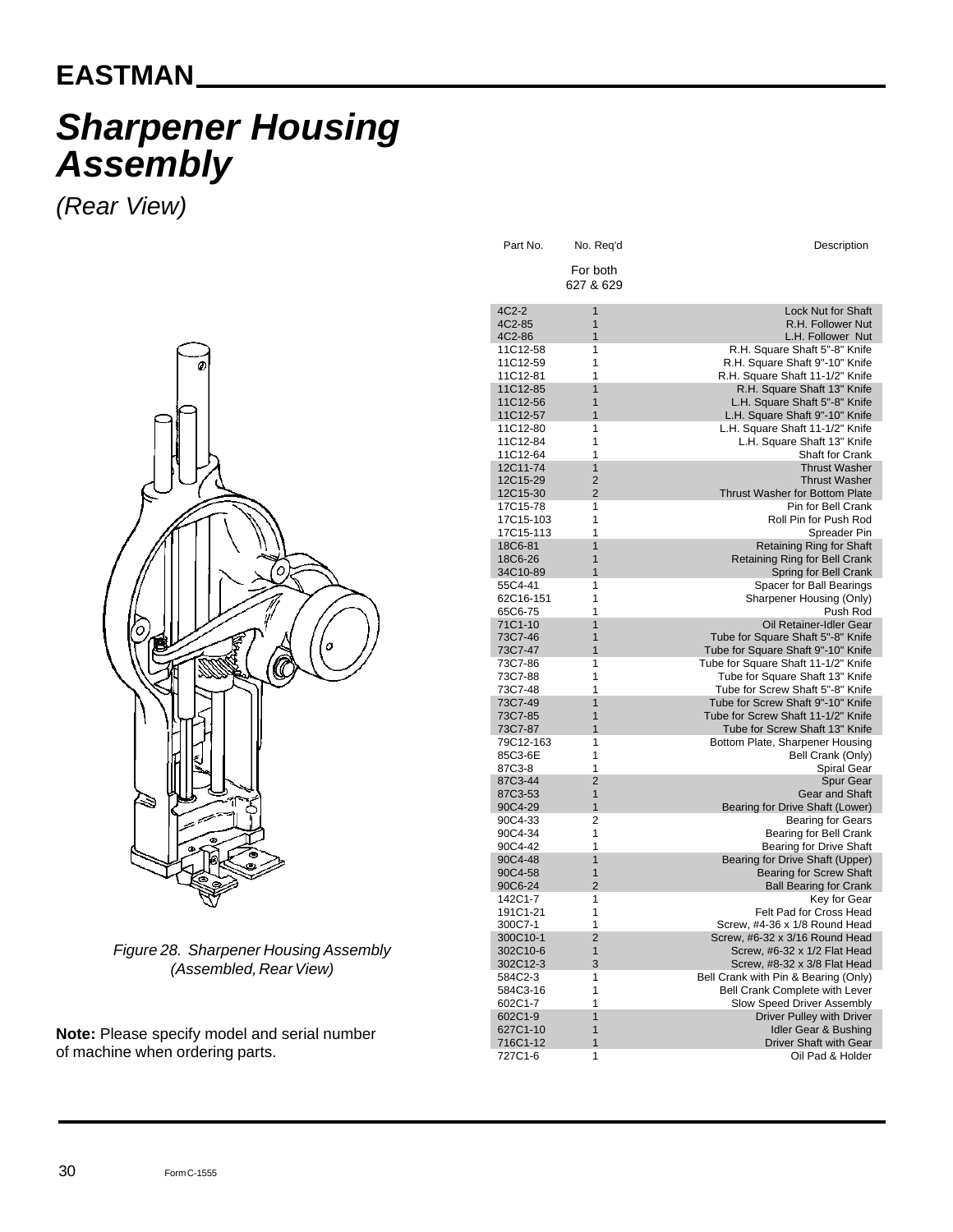# Sharpener Housing Assembly

*(Rear View)*

*Figure 28. Sharpener Housing Assembly (Assembled, Rear View)*

**Note:** Please specify model and serial number of machine when ordering parts.

| Part No. | No. Req'd For both 627 & 629 | Description |
|---|---|---|
| 4C2-2 | 1 | Lock Nut for Shaft |
| 4C2-85 | 1 | R.H. Follower Nut |
| 4C2-86 | 1 | L.H. Follower Nut |
| 11C12-58 | 1 | R.H. Square Shaft 5"-8" Knife |
| 11C12-59 | 1 | R.H. Square Shaft 9"-10" Knife |
| 11C12-81 | 1 | R.H. Square Shaft 11-1/2" Knife |
| 11C12-85 | 1 | R.H. Square Shaft 13" Knife |
| 11C12-56 | 1 | L.H. Square Shaft 5"-8" Knife |
| 11C12-57 | 1 | L.H. Square Shaft 9"-10" Knife |
| 11C12-80 | 1 | L.H. Square Shaft 11-1/2" Knife |
| 11C12-84 | 1 | L.H. Square Shaft 13" Knife |
| 11C12-64 | 1 | Shaft for Crank |
| 12C11-74 | 1 | Thrust Washer |
| 12C15-29 | 2 | Thrust Washer |
| 12C15-30 | 2 | Thrust Washer for Bottom Plate |
| 17C15-78 | 1 | Pin for Bell Crank |
| 17C15-103 | 1 | Roll Pin for Push Rod |
| 17C15-113 | 1 | Spreader Pin |
| 18C6-81 | 1 | Retaining Ring for Shaft |
| 18C6-26 | 1 | Retaining Ring for Bell Crank |
| 34C10-89 | 1 | Spring for Bell Crank |
| 55C4-41 | 1 | Spacer for Ball Bearings |
| 62C16-151 | 1 | Sharpener Housing (Only) |
| 65C6-75 | 1 | Push Rod |
| 71C1-10 | 1 | Oil Retainer-Idler Gear |
| 73C7-46 | 1 | Tube for Square Shaft 5"-8" Knife |
| 73C7-47 | 1 | Tube for Square Shaft 9"-10" Knife |
| 73C7-86 | 1 | Tube for Square Shaft 11-1/2" Knife |
| 73C7-88 | 1 | Tube for Square Shaft 13" Knife |
| 73C7-48 | 1 | Tube for Screw Shaft 5"-8" Knife |
| 73C7-49 | 1 | Tube for Screw Shaft 9"-10" Knife |
| 73C7-85 | 1 | Tube for Screw Shaft 11-1/2" Knife |
| 73C7-87 | 1 | Tube for Screw Shaft 13" Knife |
| 79C12-163 | 1 | Bottom Plate, Sharpener Housing |
| 85C3-6E | 1 | Bell Crank (Only) |
| 87C3-8 | 1 | Spiral Gear |
| 87C3-44 | 2 | Spur Gear |
| 87C3-53 | 1 | Gear and Shaft |
| 90C4-29 | 1 | Bearing for Drive Shaft (Lower) |
| 90C4-33 | 2 | Bearing for Gears |
| 90C4-34 | 1 | Bearing for Bell Crank |
| 90C4-42 | 1 | Bearing for Drive Shaft |
| 90C4-48 | 1 | Bearing for Drive Shaft (Upper) |
| 90C4-58 | 1 | Bearing for Screw Shaft |
| 90C6-24 | 2 | Ball Bearing for Crank |
| 142C1-7 | 1 | Key for Gear |
| 191C1-21 | 1 | Felt Pad for Cross Head |
| 300C7-1 | 1 | Screw, #4-36 x 1/8 Round Head |
| 300C10-1 | 2 | Screw, #6-32 x 3/16 Round Head |
| 302C10-6 | 1 | Screw, #6-32 x 1/2 Flat Head |
| 302C12-3 | 3 | Screw, #8-32 x 3/8 Flat Head |
| 584C2-3 | 1 | Bell Crank with Pin & Bearing (Only) |
| 584C3-16 | 1 | Bell Crank Complete with Lever |
| 602C1-7 | 1 | Slow Speed Driver Assembly |
| 602C1-9 | 1 | Driver Pulley with Driver |
| 627C1-10 | 1 | Idler Gear & Bushing |
| 716C1-12 | 1 | Driver Shaft with Gear |
| 727C1-6 | 1 | Oil Pad & Holder |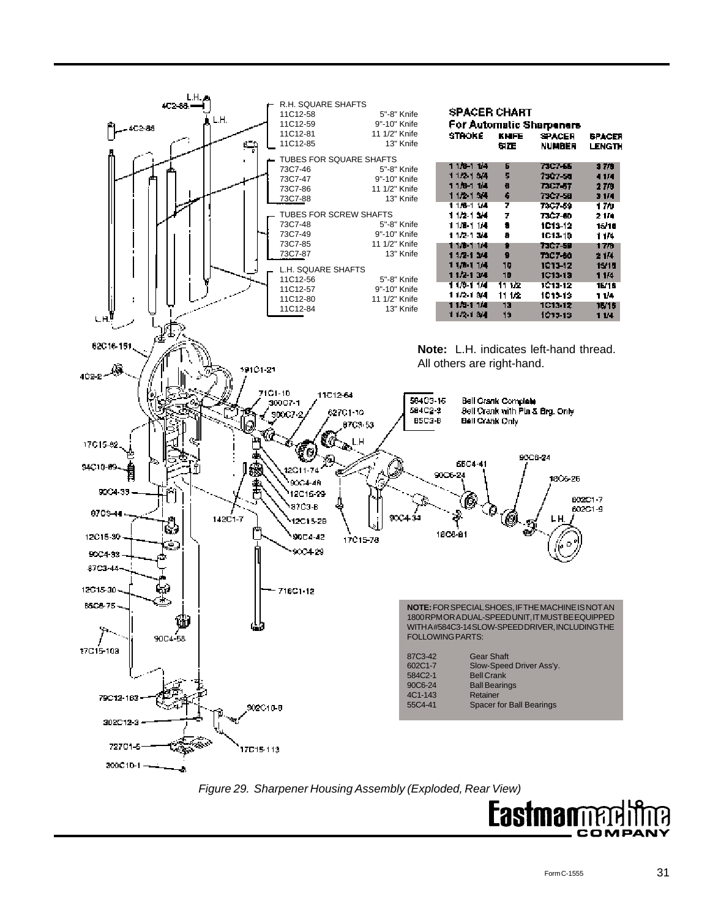R.H. SQUARE SHAFTS

| | |
|---|---|
| 11C12-58 | 5"-8" Knife |
| 11C12-59 | 9"-10" Knife |
| 11C12-81 | 11 1/2" Knife |
| 11C12-85 | 13" Knife |

TUBES FOR SQUARE SHAFTS

| | |
|---|---|
| 73C7-46 | 5"-8" Knife |
| 73C7-47 | 9"-10" Knife |
| 73C7-86 | 11 1/2" Knife |
| 73C7-88 | 13" Knife |

TUBES FOR SCREW SHAFTS

| | |
|---|---|
| 73C7-48 | 5"-8" Knife |
| 73C7-49 | 9"-10" Knife |
| 73C7-85 | 11 1/2" Knife |
| 73C7-87 | 13" Knife |

L.H. SQUARE SHAFTS

| | |
|---|---|
| 11C12-56 | 5"-8" Knife |
| 11C12-57 | 9"-10" Knife |
| 11C12-80 | 11 1/2" Knife |
| 11C12-84 | 13" Knife |

**SPACER CHART**
**For Automatic Sharpeners**

| STROKE | KNIFE SIZE | SPACER NUMBER | SPACER LENGTH |
|---|---|---|---|
| 1 1/8-1 1/4 | 5 | 73C7-55 | 3 7/8 |
| 1 1/2-1 3/4 | 5 | 73C7-56 | 4 1/4 |
| 1 1/8-1 1/4 | 6 | 73C7-57 | 2 7/8 |
| 1 1/2-1 3/4 | 6 | 73C7-58 | 3 1/4 |
| 1 1/8-1 1/4 | 7 | 73C7-59 | 1 7/8 |
| 1 1/2-1 3/4 | 7 | 73C7-60 | 2 1/4 |
| 1 1/8-1 1/4 | 8 | 1C13-12 | 15/16 |
| 1 1/2-1 3/4 | 8 | 1C13-13 | 1 1/4 |
| 1 1/8-1 1/4 | 9 | 73C7-59 | 1 7/8 |
| 1 1/2-1 3/4 | 9 | 73C7-60 | 2 1/4 |
| 1 1/8-1 1/4 | 10 | 1C13-12 | 15/16 |
| 1 1/2-1 3/4 | 10 | 1C13-13 | 1 1/4 |
| 1 1/8-1 1/4 | 11 1/2 | 1C13-12 | 15/16 |
| 1 1/2-1 3/4 | 11 1/2 | 1C13-13 | 1 1/4 |
| 1 1/8-1 1/4 | 13 | 1C13-12 | 15/16 |
| 1 1/2-1 3/4 | 13 | 1C13-13 | 1 1/4 |

**Note:** L.H. indicates left-hand thread. All others are right-hand.

| | |
|---|---|
| 584C3-15 | Bell Crank Complete |
| 584C2-2 | Bell Crank with Pin & Brg. Only |
| 65C3-6 | Bell Crank Only |

**NOTE:** FOR SPECIAL SHOES, IF THE MACHINE IS NOT AN 1800 RPM OR A DUAL-SPEED UNIT, IT MUST BE EQUIPPED WITH A #584C3-14 SLOW-SPEED DRIVER, INCLUDING THE FOLLOWING PARTS:

| | |
|---|---|
| 87C3-42 | Gear Shaft |
| 602C1-7 | Slow-Speed Driver Ass'y. |
| 584C2-1 | Bell Crank |
| 90C6-24 | Ball Bearings |
| 4C1-143 | Retainer |
| 55C4-41 | Spacer for Ball Bearings |

*Figure 29. Sharpener Housing Assembly (Exploded, Rear View)*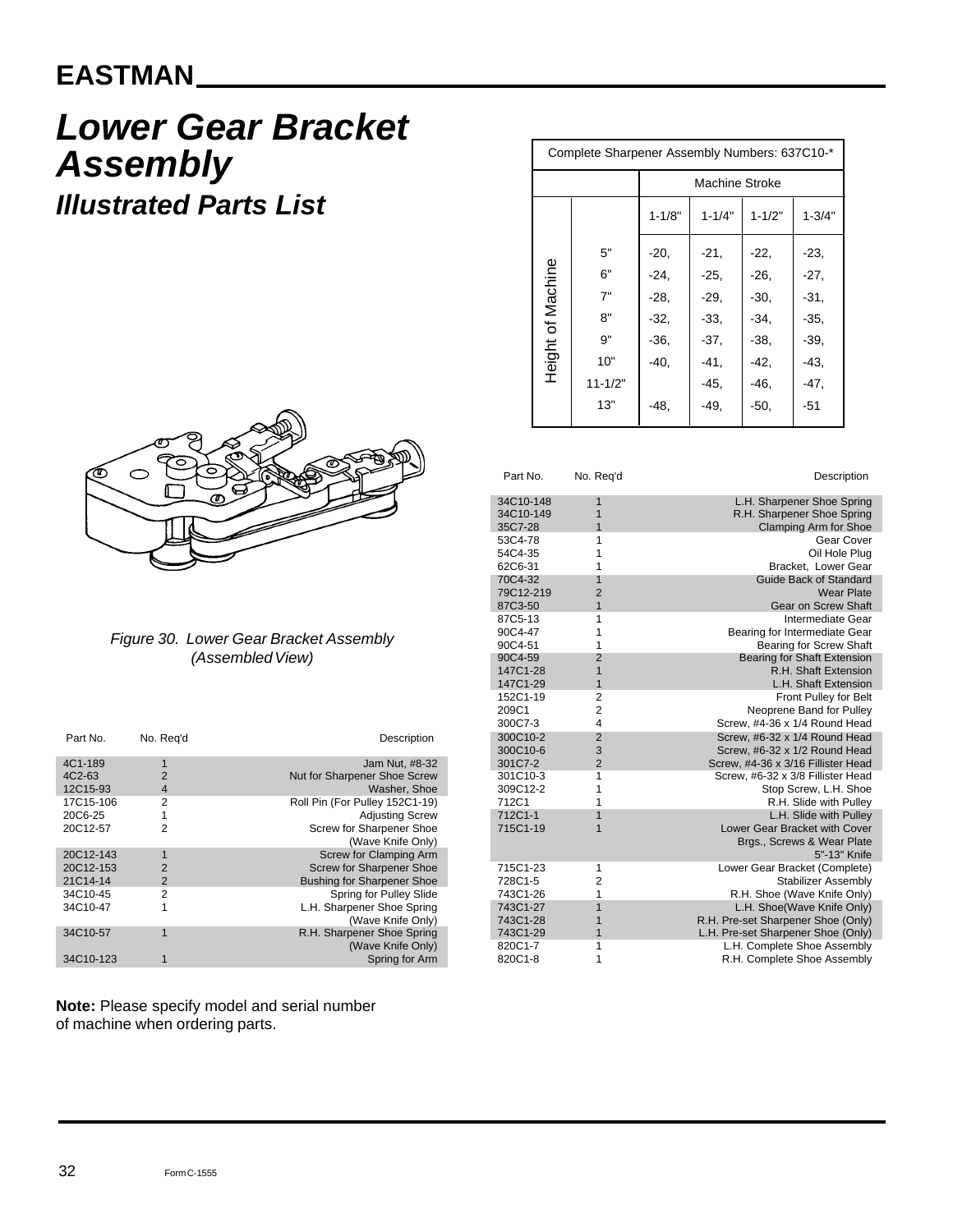# Lower Gear Bracket Assembly

## Illustrated Parts List

| Complete Sharpener Assembly Numbers: 637C10-* | | | | | |
|---|---|---|---|---|---|
| | | Machine Stroke | | | |
| | | 1-1/8" | 1-1/4" | 1-1/2" | 1-3/4" |
| Height of Machine | 5" | -20, | -21, | -22, | -23, |
| | 6" | -24, | -25, | -26, | -27, |
| | 7" | -28, | -29, | -30, | -31, |
| | 8" | -32, | -33, | -34, | -35, |
| | 9" | -36, | -37, | -38, | -39, |
| | 10" | -40, | -41, | -42, | -43, |
| | 11-1/2" | | -45, | -46, | -47, |
| | 13" | -48, | -49, | -50, | -51 |

*Figure 30. Lower Gear Bracket Assembly (Assembled View)*

| Part No. | No. Req'd | Description |
|---|---|---|
| 4C1-189 | 1 | Jam Nut, #8-32 |
| 4C2-63 | 2 | Nut for Sharpener Shoe Screw |
| 12C15-93 | 4 | Washer, Shoe |
| 17C15-106 | 2 | Roll Pin (For Pulley 152C1-19) |
| 20C6-25 | 1 | Adjusting Screw |
| 20C12-57 | 2 | Screw for Sharpener Shoe (Wave Knife Only) |
| 20C12-143 | 1 | Screw for Clamping Arm |
| 20C12-153 | 2 | Screw for Sharpener Shoe |
| 21C14-14 | 2 | Bushing for Sharpener Shoe |
| 34C10-45 | 2 | Spring for Pulley Slide |
| 34C10-47 | 1 | L.H. Sharpener Shoe Spring (Wave Knife Only) |
| 34C10-57 | 1 | R.H. Sharpener Shoe Spring (Wave Knife Only) |
| 34C10-123 | 1 | Spring for Arm |
| 34C10-148 | 1 | L.H. Sharpener Shoe Spring |
| 34C10-149 | 1 | R.H. Sharpener Shoe Spring |
| 35C7-28 | 1 | Clamping Arm for Shoe |
| 53C4-78 | 1 | Gear Cover |
| 54C4-35 | 1 | Oil Hole Plug |
| 62C6-31 | 1 | Bracket, Lower Gear |
| 70C4-32 | 1 | Guide Back of Standard |
| 79C12-219 | 2 | Wear Plate |
| 87C3-50 | 1 | Gear on Screw Shaft |
| 87C5-13 | 1 | Intermediate Gear |
| 90C4-47 | 1 | Bearing for Intermediate Gear |
| 90C4-51 | 1 | Bearing for Screw Shaft |
| 90C4-59 | 2 | Bearing for Shaft Extension |
| 147C1-28 | 1 | R.H. Shaft Extension |
| 147C1-29 | 1 | L.H. Shaft Extension |
| 152C1-19 | 2 | Front Pulley for Belt |
| 209C1 | 2 | Neoprene Band for Pulley |
| 300C7-3 | 4 | Screw, #4-36 x 1/4 Round Head |
| 300C10-2 | 2 | Screw, #6-32 x 1/4 Round Head |
| 300C10-6 | 3 | Screw, #6-32 x 1/2 Round Head |
| 301C7-2 | 2 | Screw, #4-36 x 3/16 Fillister Head |
| 301C10-3 | 1 | Screw, #6-32 x 3/8 Fillister Head |
| 309C12-2 | 1 | Stop Screw, L.H. Shoe |
| 712C1 | 1 | R.H. Slide with Pulley |
| 712C1-1 | 1 | L.H. Slide with Pulley |
| 715C1-19 | 1 | Lower Gear Bracket with Cover Brgs., Screws & Wear Plate 5"-13" Knife |
| 715C1-23 | 1 | Lower Gear Bracket (Complete) |
| 728C1-5 | 2 | Stabilizer Assembly |
| 743C1-26 | 1 | R.H. Shoe (Wave Knife Only) |
| 743C1-27 | 1 | L.H. Shoe(Wave Knife Only) |
| 743C1-28 | 1 | R.H. Pre-set Sharpener Shoe (Only) |
| 743C1-29 | 1 | L.H. Pre-set Sharpener Shoe (Only) |
| 820C1-7 | 1 | L.H. Complete Shoe Assembly |
| 820C1-8 | 1 | R.H. Complete Shoe Assembly |

**Note:** Please specify model and serial number of machine when ordering parts.

Form C-1555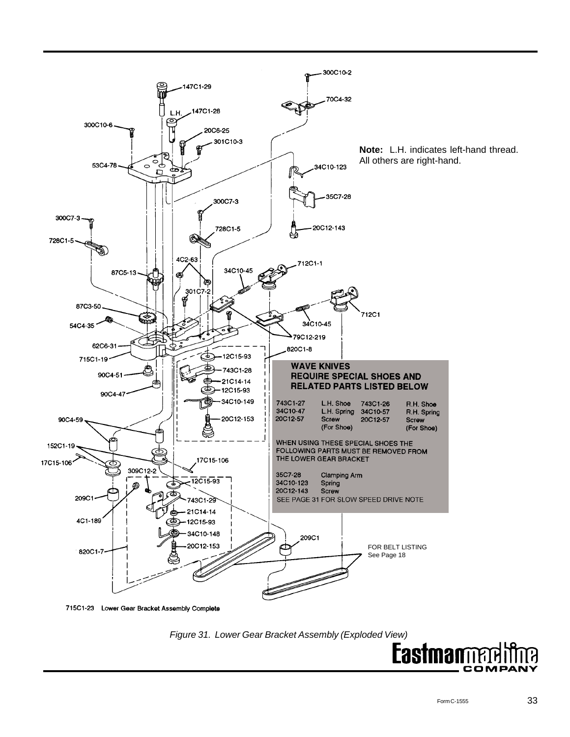**Note:** L.H. indicates left-hand thread. All others are right-hand.

**WAVE KNIVES REQUIRE SPECIAL SHOES AND RELATED PARTS LISTED BELOW**

| | | | |
|---|---|---|---|
| 743C1-27 | L.H. Shoe | 743C1-26 | R.H. Shoe |
| 34C10-47 | L.H. Spring | 34C10-57 | R.H. Spring |
| 20C12-57 | Screw (For Shoe) | 20C12-57 | Screw (For Shoe) |

WHEN USING THESE SPECIAL SHOES THE FOLLOWING PARTS MUST BE REMOVED FROM THE LOWER GEAR BRACKET

| | |
|---|---|
| 35C7-28 | Clamping Arm |
| 34C10-123 | Spring |
| 20C12-143 | Screw |

SEE PAGE 31 FOR SLOW SPEED DRIVE NOTE

FOR BELT LISTING See Page 18

715C1-23 Lower Gear Bracket Assembly Complete

*Figure 31. Lower Gear Bracket Assembly (Exploded View)*

Form C-1555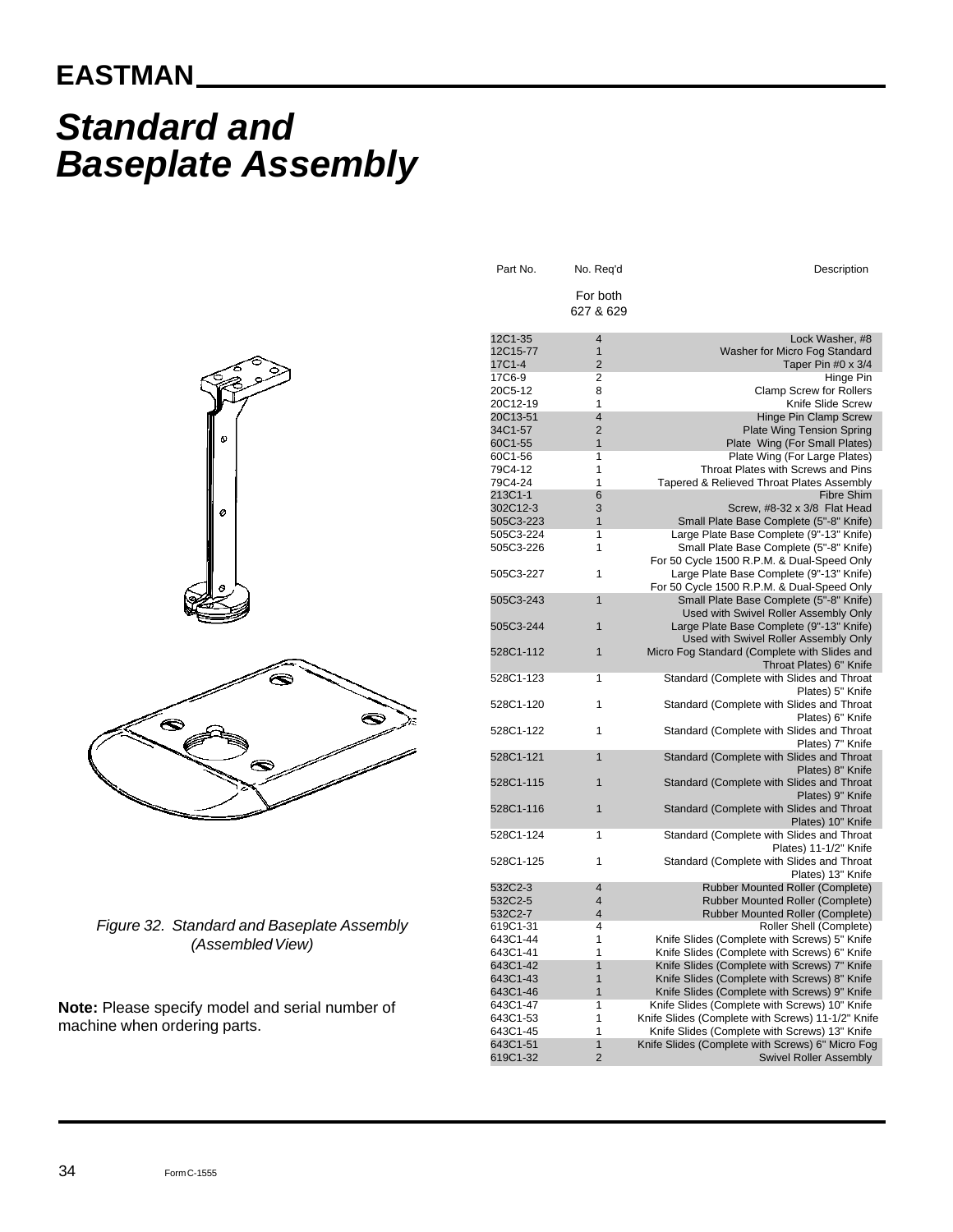# Standard and Baseplate Assembly

| Part No. | No. Req'd<br>For both 627 & 629 | Description |
|---|---|---|
| 12C1-35 | 4 | Lock Washer, #8 |
| 12C15-77 | 1 | Washer for Micro Fog Standard |
| 17C1-4 | 2 | Taper Pin #0 x 3/4 |
| 17C6-9 | 2 | Hinge Pin |
| 20C5-12 | 8 | Clamp Screw for Rollers |
| 20C12-19 | 1 | Knife Slide Screw |
| 20C13-51 | 4 | Hinge Pin Clamp Screw |
| 34C1-57 | 2 | Plate Wing Tension Spring |
| 60C1-55 | 1 | Plate Wing (For Small Plates) |
| 60C1-56 | 1 | Plate Wing (For Large Plates) |
| 79C4-12 | 1 | Throat Plates with Screws and Pins |
| 79C4-24 | 1 | Tapered & Relieved Throat Plates Assembly |
| 213C1-1 | 6 | Fibre Shim |
| 302C12-3 | 3 | Screw, #8-32 x 3/8 Flat Head |
| 505C3-223 | 1 | Small Plate Base Complete (5"-8" Knife) |
| 505C3-224 | 1 | Large Plate Base Complete (9"-13" Knife) |
| 505C3-226 | 1 | Small Plate Base Complete (5"-8" Knife) For 50 Cycle 1500 R.P.M. & Dual-Speed Only |
| 505C3-227 | 1 | Large Plate Base Complete (9"-13" Knife) For 50 Cycle 1500 R.P.M. & Dual-Speed Only |
| 505C3-243 | 1 | Small Plate Base Complete (5"-8" Knife) Used with Swivel Roller Assembly Only |
| 505C3-244 | 1 | Large Plate Base Complete (9"-13" Knife) Used with Swivel Roller Assembly Only |
| 528C1-112 | 1 | Micro Fog Standard (Complete with Slides and Throat Plates) 6" Knife |
| 528C1-123 | 1 | Standard (Complete with Slides and Throat Plates) 5" Knife |
| 528C1-120 | 1 | Standard (Complete with Slides and Throat Plates) 6" Knife |
| 528C1-122 | 1 | Standard (Complete with Slides and Throat Plates) 7" Knife |
| 528C1-121 | 1 | Standard (Complete with Slides and Throat Plates) 8" Knife |
| 528C1-115 | 1 | Standard (Complete with Slides and Throat Plates) 9" Knife |
| 528C1-116 | 1 | Standard (Complete with Slides and Throat Plates) 10" Knife |
| 528C1-124 | 1 | Standard (Complete with Slides and Throat Plates) 11-1/2" Knife |
| 528C1-125 | 1 | Standard (Complete with Slides and Throat Plates) 13" Knife |
| 532C2-3 | 4 | Rubber Mounted Roller (Complete) |
| 532C2-5 | 4 | Rubber Mounted Roller (Complete) |
| 532C2-7 | 4 | Rubber Mounted Roller (Complete) |
| 619C1-31 | 4 | Roller Shell (Complete) |
| 643C1-44 | 1 | Knife Slides (Complete with Screws) 5" Knife |
| 643C1-41 | 1 | Knife Slides (Complete with Screws) 6" Knife |
| 643C1-42 | 1 | Knife Slides (Complete with Screws) 7" Knife |
| 643C1-43 | 1 | Knife Slides (Complete with Screws) 8" Knife |
| 643C1-46 | 1 | Knife Slides (Complete with Screws) 9" Knife |
| 643C1-47 | 1 | Knife Slides (Complete with Screws) 10" Knife |
| 643C1-53 | 1 | Knife Slides (Complete with Screws) 11-1/2" Knife |
| 643C1-45 | 1 | Knife Slides (Complete with Screws) 13" Knife |
| 643C1-51 | 1 | Knife Slides (Complete with Screws) 6" Micro Fog |
| 619C1-32 | 2 | Swivel Roller Assembly |

*Figure 32. Standard and Baseplate Assembly (Assembled View)*

**Note:** Please specify model and serial number of machine when ordering parts.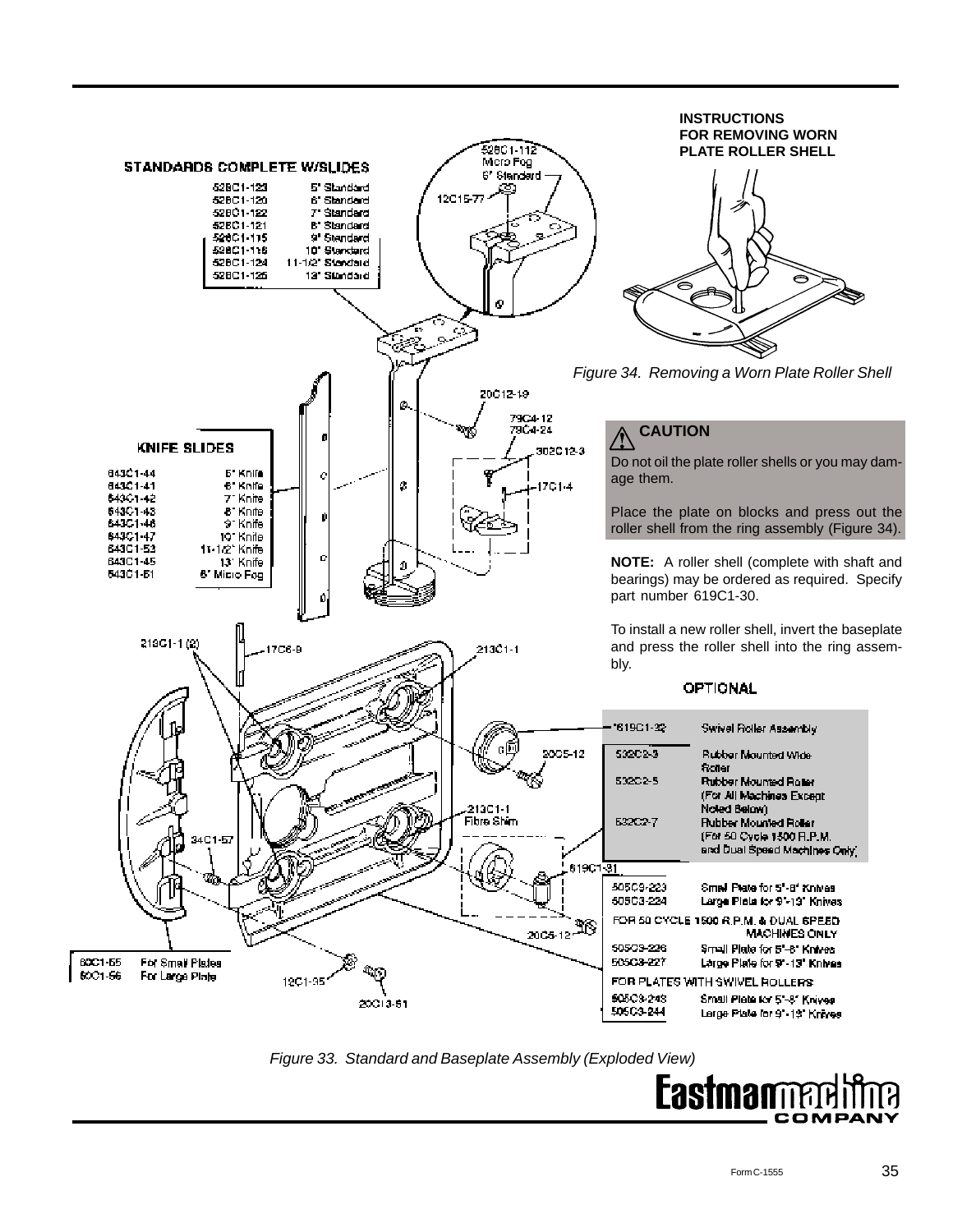## STANDARDS COMPLETE W/SLIDES

| | |
|---|---|
| 528C1-123 | 5" Standard |
| 528C1-120 | 6" Standard |
| 528C1-122 | 7" Standard |
| 528C1-121 | 8" Standard |
| 528C1-115 | 9" Standard |
| 528C1-116 | 10" Standard |
| 528C1-124 | 11-1/2" Standard |
| 528C1-125 | 13" Standard |

528C1-112 Micro Fog 6" Standard

12C15-77

20C12-19

79C4-12
79C4-24

302C12-3

17C1-4

## KNIFE SLIDES

| | |
|---|---|
| 643C1-44 | 5" Knife |
| 643C1-41 | 6" Knife |
| 643C1-42 | 7" Knife |
| 643C1-43 | 8" Knife |
| 643C1-46 | 9" Knife |
| 643C1-47 | 10" Knife |
| 643C1-53 | 11-1/2" Knife |
| 643C1-45 | 13" Knife |
| 643C1-51 | 6" Micro Fog |

219C1-1 (2)

17C6-9

213C1-1

20C5-12

213C1-1 Fibre Shim

34C1-57

619C1-31

20C5-12

| | |
|---|---|
| 60C1-55 | For Small Plates |
| 60C1-56 | For Large Plate |

12C1-95

20C13-61

### OPTIONAL

| | |
|---|---|
| *619C1-32 | Swivel Roller Assembly |
| 532C2-3 | Rubber Mounted Wide Roller |
| 532C2-5 | Rubber Mounted Roller (For All Machines Except Noted Below) |
| 532C2-7 | Rubber Mounted Roller (For 50 Cycle 1500 R.P.M. and Dual Speed Machines Only) |

| | |
|---|---|
| 505C3-223 | Small Plate for 5"-8" Knives |
| 505C3-224 | Large Plate for 9"-13" Knives |
| FOR 50 CYCLE 1500 R.P.M. & DUAL SPEED MACHINES ONLY | |
| 505C3-226 | Small Plate for 5"-8" Knives |
| 505C3-227 | Large Plate for 9"-13" Knives |
| FOR PLATES WITH SWIVEL ROLLERS | |
| 505C3-243 | Small Plate for 5"-8" Knives |
| 505C3-244 | Large Plate for 9"-13" Knives |

*Figure 33. Standard and Baseplate Assembly (Exploded View)*

**INSTRUCTIONS FOR REMOVING WORN PLATE ROLLER SHELL**

*Figure 34. Removing a Worn Plate Roller Shell*

**CAUTION**

Do not oil the plate roller shells or you may damage them.

Place the plate on blocks and press out the roller shell from the ring assembly (Figure 34).

**NOTE:** A roller shell (complete with shaft and bearings) may be ordered as required. Specify part number 619C1-30.

To install a new roller shell, invert the baseplate and press the roller shell into the ring assembly.

Form C-1555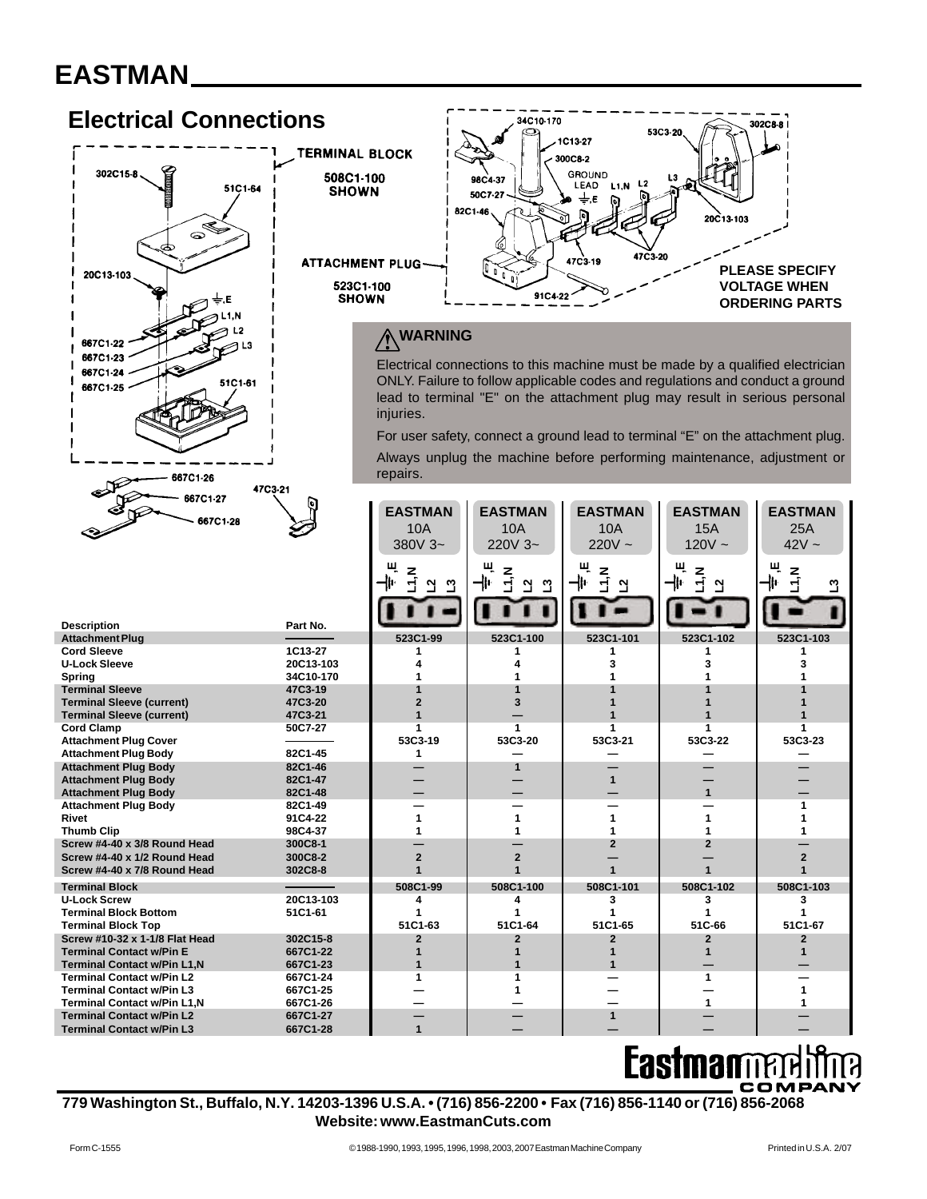# EASTMAN

## Electrical Connections

TERMINAL BLOCK
508C1-100
SHOWN

302C15-8
51C1-64
20C13-103
⏚,E
L1,N
L2
L3
667C1-22
667C1-23
667C1-24
667C1-25
51C1-61
667C1-26
667C1-27
667C1-28
47C3-21

ATTACHMENT PLUG
523C1-100
SHOWN

34C10-170
1C13-27
300C8-2
98C4-37
50C7-27
82C1-46
GROUND LEAD ⏚,E
L1,N
L2
L3
53C3-20
302C8-8
20C13-103
47C3-19
47C3-20
91C4-22

**PLEASE SPECIFY VOLTAGE WHEN ORDERING PARTS**

### ⚠ WARNING

Electrical connections to this machine must be made by a qualified electrician ONLY. Failure to follow applicable codes and regulations and conduct a ground lead to terminal "E" on the attachment plug may result in serious personal injuries.

For user safety, connect a ground lead to terminal "E" on the attachment plug.

Always unplug the machine before performing maintenance, adjustment or repairs.

| | | EASTMAN 10A 380V 3~ | EASTMAN 10A 220V 3~ | EASTMAN 10A 220V ~ | EASTMAN 15A 120V ~ | EASTMAN 25A 42V ~ |
|---|---|---|---|---|---|---|
| | | ⏚,E L1,N L2 L3 | ⏚,E L1,N L2 L3 | ⏚,E L1,N L2 | ⏚,E L1,N L2 | ⏚,E L1,N L3 |
| **Description** | **Part No.** | | | | | |
| **Attachment Plug** | ——— | **523C1-99** | **523C1-100** | **523C1-101** | **523C1-102** | **523C1-103** |
| Cord Sleeve | 1C13-27 | 1 | 1 | 1 | 1 | 1 |
| U-Lock Sleeve | 20C13-103 | 4 | 4 | 3 | 3 | 3 |
| Spring | 34C10-170 | 1 | 1 | 1 | 1 | 1 |
| Terminal Sleeve | 47C3-19 | 1 | 1 | 1 | 1 | 1 |
| Terminal Sleeve (current) | 47C3-20 | 2 | 3 | 1 | 1 | 1 |
| Terminal Sleeve (current) | 47C3-21 | 1 | — | 1 | 1 | 1 |
| Cord Clamp | 50C7-27 | 1 | 1 | 1 | 1 | 1 |
| Attachment Plug Cover | ——— | 53C3-19 | 53C3-20 | 53C3-21 | 53C3-22 | 53C3-23 |
| Attachment Plug Body | 82C1-45 | 1 | — | — | — | — |
| Attachment Plug Body | 82C1-46 | — | 1 | — | — | — |
| Attachment Plug Body | 82C1-47 | — | — | 1 | — | — |
| Attachment Plug Body | 82C1-48 | — | — | — | 1 | — |
| Attachment Plug Body | 82C1-49 | — | — | — | — | 1 |
| Rivet | 91C4-22 | 1 | 1 | 1 | 1 | 1 |
| Thumb Clip | 98C4-37 | 1 | 1 | 1 | 1 | 1 |
| Screw #4-40 x 3/8 Round Head | 300C8-1 | — | — | 2 | 2 | — |
| Screw #4-40 x 1/2 Round Head | 300C8-2 | 2 | 2 | — | — | 2 |
| Screw #4-40 x 7/8 Round Head | 302C8-8 | 1 | 1 | 1 | 1 | 1 |
| **Terminal Block** | ——— | **508C1-99** | **508C1-100** | **508C1-101** | **508C1-102** | **508C1-103** |
| U-Lock Screw | 20C13-103 | 4 | 4 | 3 | 3 | 3 |
| Terminal Block Bottom | 51C1-61 | 1 | 1 | 1 | 1 | 1 |
| Terminal Block Top | | 51C1-63 | 51C1-64 | 51C1-65 | 51C-66 | 51C1-67 |
| Screw #10-32 x 1-1/8 Flat Head | 302C15-8 | 2 | 2 | 2 | 2 | 2 |
| Terminal Contact w/Pin E | 667C1-22 | 1 | 1 | 1 | 1 | 1 |
| Terminal Contact w/Pin L1,N | 667C1-23 | 1 | 1 | 1 | — | — |
| Terminal Contact w/Pin L2 | 667C1-24 | 1 | 1 | — | 1 | — |
| Terminal Contact w/Pin L3 | 667C1-25 | — | 1 | — | — | 1 |
| Terminal Contact w/Pin L1,N | 667C1-26 | — | — | — | 1 | 1 |
| Terminal Contact w/Pin L2 | 667C1-27 | — | — | 1 | — | — |
| Terminal Contact w/Pin L3 | 667C1-28 | 1 | — | — | — | — |

Eastman machine COMPANY

**779 Washington St., Buffalo, N.Y. 14203-1396 U.S.A. • (716) 856-2200 • Fax (716) 856-1140 or (716) 856-2068**
**Website: www.EastmanCuts.com**

Form C-1555 ©1988-1990, 1993, 1995, 1996, 1998, 2003, 2007 Eastman Machine Company Printed in U.S.A. 2/07